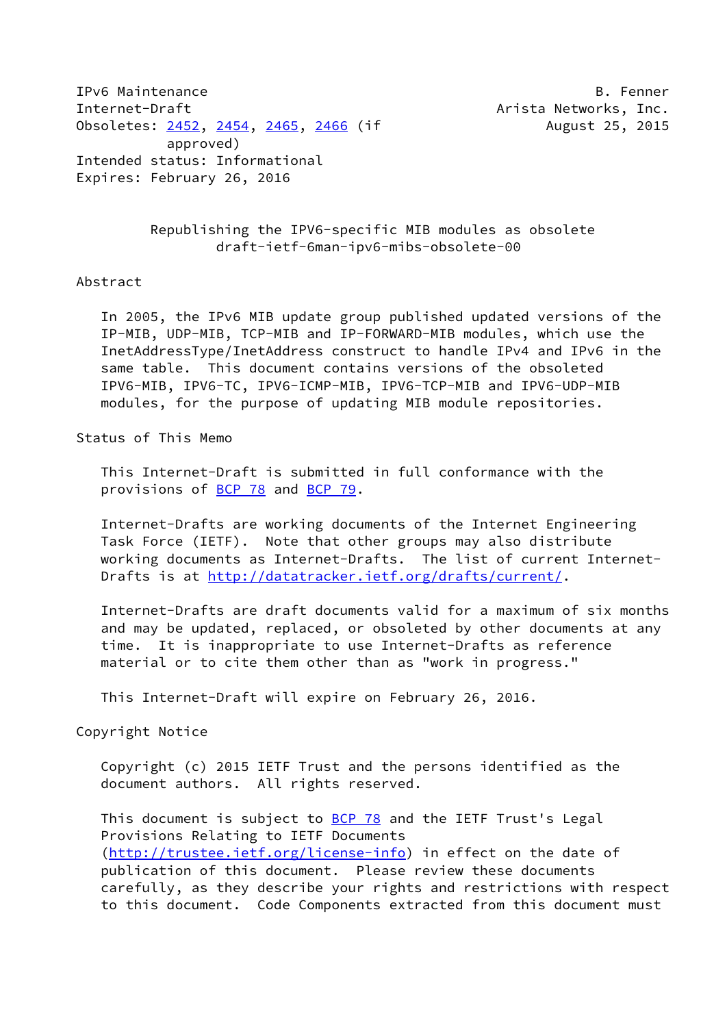IPv6 Maintenance B. Fenner
Internet-Draft Arista Networks, Inc.
Obsoletes: 2452, 2454, 2465, 2466 (if approved) August 25, 2015
Intended status: Informational
Expires: February 26, 2016

# Republishing the IPV6-specific MIB modules as obsolete
draft-ietf-6man-ipv6-mibs-obsolete-00

## Abstract

In 2005, the IPv6 MIB update group published updated versions of the IP-MIB, UDP-MIB, TCP-MIB and IP-FORWARD-MIB modules, which use the InetAddressType/InetAddress construct to handle IPv4 and IPv6 in the same table. This document contains versions of the obsoleted IPV6-MIB, IPV6-TC, IPV6-ICMP-MIB, IPV6-TCP-MIB and IPV6-UDP-MIB modules, for the purpose of updating MIB module repositories.

## Status of This Memo

This Internet-Draft is submitted in full conformance with the provisions of BCP 78 and BCP 79.

Internet-Drafts are working documents of the Internet Engineering Task Force (IETF). Note that other groups may also distribute working documents as Internet-Drafts. The list of current Internet-Drafts is at http://datatracker.ietf.org/drafts/current/.

Internet-Drafts are draft documents valid for a maximum of six months and may be updated, replaced, or obsoleted by other documents at any time. It is inappropriate to use Internet-Drafts as reference material or to cite them other than as "work in progress."

This Internet-Draft will expire on February 26, 2016.

## Copyright Notice

Copyright (c) 2015 IETF Trust and the persons identified as the document authors. All rights reserved.

This document is subject to BCP 78 and the IETF Trust's Legal Provisions Relating to IETF Documents (http://trustee.ietf.org/license-info) in effect on the date of publication of this document. Please review these documents carefully, as they describe your rights and restrictions with respect to this document. Code Components extracted from this document must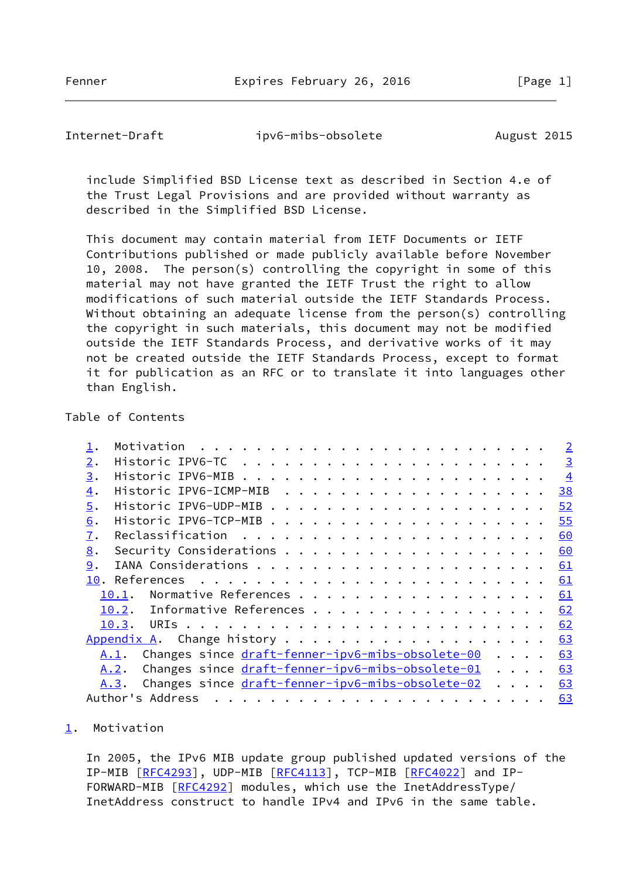include Simplified BSD License text as described in Section 4.e of the Trust Legal Provisions and are provided without warranty as described in the Simplified BSD License.

This document may contain material from IETF Documents or IETF Contributions published or made publicly available before November 10, 2008. The person(s) controlling the copyright in some of this material may not have granted the IETF Trust the right to allow modifications of such material outside the IETF Standards Process. Without obtaining an adequate license from the person(s) controlling the copyright in such materials, this document may not be modified outside the IETF Standards Process, and derivative works of it may not be created outside the IETF Standards Process, except to format it for publication as an RFC or to translate it into languages other than English.

Table of Contents

```
   1.  Motivation  . . . . . . . . . . . . . . . . . . . . . . . .   2
   2.  Historic IPV6-TC  . . . . . . . . . . . . . . . . . . . . .   3
   3.  Historic IPV6-MIB . . . . . . . . . . . . . . . . . . . . .   4
   4.  Historic IPV6-ICMP-MIB  . . . . . . . . . . . . . . . . . .  38
   5.  Historic IPV6-UDP-MIB . . . . . . . . . . . . . . . . . . .  52
   6.  Historic IPV6-TCP-MIB . . . . . . . . . . . . . . . . . . .  55
   7.  Reclassification  . . . . . . . . . . . . . . . . . . . . .  60
   8.  Security Considerations . . . . . . . . . . . . . . . . . .  60
   9.  IANA Considerations . . . . . . . . . . . . . . . . . . . .  61
   10. References  . . . . . . . . . . . . . . . . . . . . . . . .  61
     10.1.  Normative References . . . . . . . . . . . . . . . . .  61
     10.2.  Informative References . . . . . . . . . . . . . . . .  62
     10.3.  URIs . . . . . . . . . . . . . . . . . . . . . . . . .  62
   Appendix A.  Change history . . . . . . . . . . . . . . . . . .  63
     A.1.  Changes since draft-fenner-ipv6-mibs-obsolete-00  . . . .  63
     A.2.  Changes since draft-fenner-ipv6-mibs-obsolete-01  . . . .  63
     A.3.  Changes since draft-fenner-ipv6-mibs-obsolete-02  . . . .  63
   Author's Address  . . . . . . . . . . . . . . . . . . . . . . .  63
```

## 1. Motivation

In 2005, the IPv6 MIB update group published updated versions of the IP-MIB [RFC4293], UDP-MIB [RFC4113], TCP-MIB [RFC4022] and IP-FORWARD-MIB [RFC4292] modules, which use the InetAddressType/InetAddress construct to handle IPv4 and IPv6 in the same table.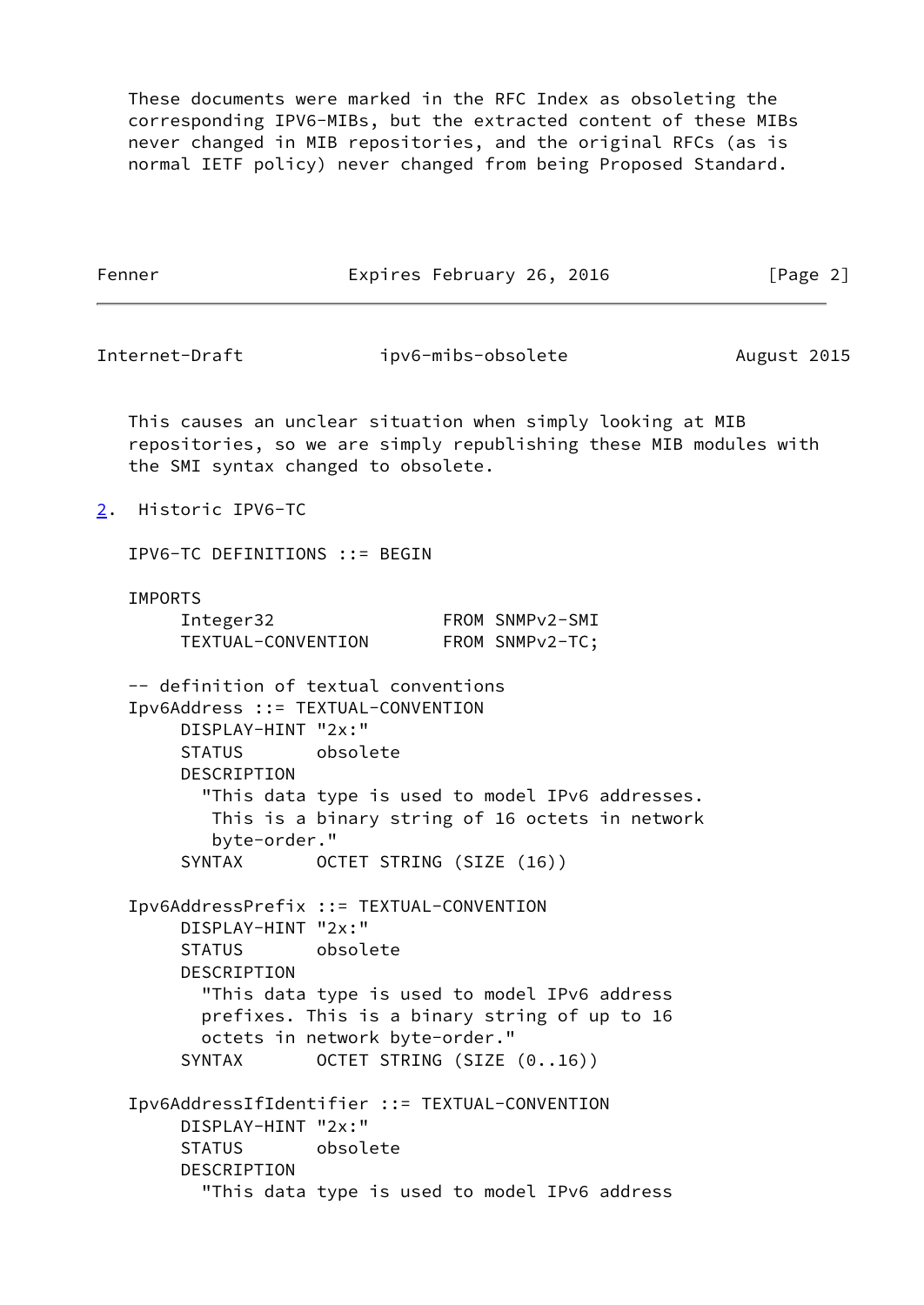These documents were marked in the RFC Index as obsoleting the corresponding IPV6-MIBs, but the extracted content of these MIBs never changed in MIB repositories, and the original RFCs (as is normal IETF policy) never changed from being Proposed Standard.

This causes an unclear situation when simply looking at MIB repositories, so we are simply republishing these MIB modules with the SMI syntax changed to obsolete.

## 2. Historic IPV6-TC

```
IPV6-TC DEFINITIONS ::= BEGIN

IMPORTS
     Integer32                 FROM SNMPv2-SMI
     TEXTUAL-CONVENTION        FROM SNMPv2-TC;

-- definition of textual conventions
Ipv6Address ::= TEXTUAL-CONVENTION
     DISPLAY-HINT "2x:"
     STATUS       obsolete
     DESCRIPTION
       "This data type is used to model IPv6 addresses.
        This is a binary string of 16 octets in network
        byte-order."
     SYNTAX       OCTET STRING (SIZE (16))

Ipv6AddressPrefix ::= TEXTUAL-CONVENTION
     DISPLAY-HINT "2x:"
     STATUS       obsolete
     DESCRIPTION
       "This data type is used to model IPv6 address
       prefixes. This is a binary string of up to 16
       octets in network byte-order."
     SYNTAX       OCTET STRING (SIZE (0..16))

Ipv6AddressIfIdentifier ::= TEXTUAL-CONVENTION
     DISPLAY-HINT "2x:"
     STATUS       obsolete
     DESCRIPTION
       "This data type is used to model IPv6 address
```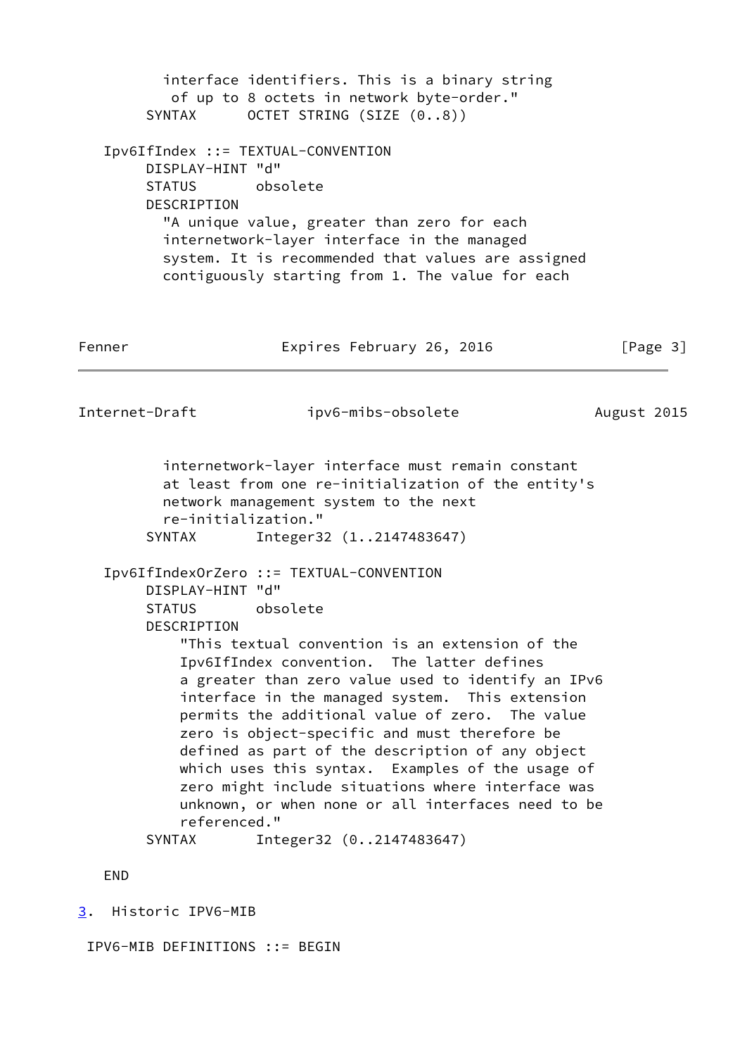```
          interface identifiers. This is a binary string
           of up to 8 octets in network byte-order."
        SYNTAX      OCTET STRING (SIZE (0..8))

   Ipv6IfIndex ::= TEXTUAL-CONVENTION
        DISPLAY-HINT "d"
        STATUS       obsolete
        DESCRIPTION
          "A unique value, greater than zero for each
          internetwork-layer interface in the managed
          system. It is recommended that values are assigned
          contiguously starting from 1. The value for each
          internetwork-layer interface must remain constant
          at least from one re-initialization of the entity's
          network management system to the next
          re-initialization."
        SYNTAX       Integer32 (1..2147483647)

   Ipv6IfIndexOrZero ::= TEXTUAL-CONVENTION
        DISPLAY-HINT "d"
        STATUS       obsolete
        DESCRIPTION
            "This textual convention is an extension of the
            Ipv6IfIndex convention.  The latter defines
            a greater than zero value used to identify an IPv6
            interface in the managed system.  This extension
            permits the additional value of zero.  The value
            zero is object-specific and must therefore be
            defined as part of the description of any object
            which uses this syntax.  Examples of the usage of
            zero might include situations where interface was
            unknown, or when none or all interfaces need to be
            referenced."
        SYNTAX       Integer32 (0..2147483647)

   END
```

## 3. Historic IPV6-MIB

```
 IPV6-MIB DEFINITIONS ::= BEGIN
```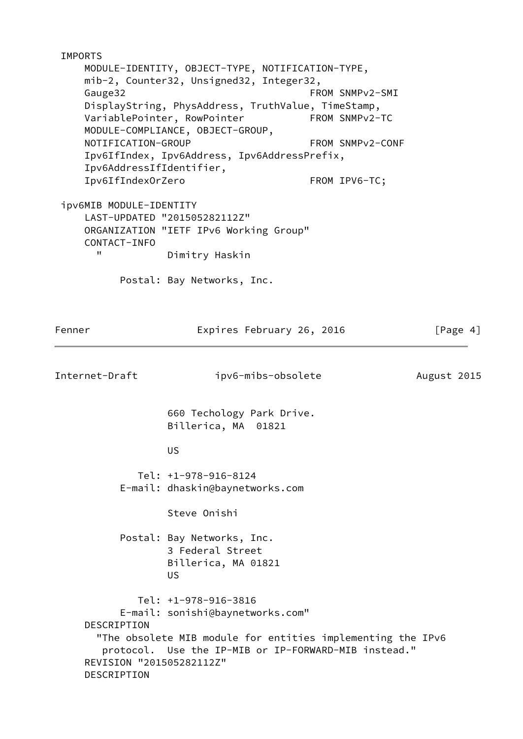```
IMPORTS
    MODULE-IDENTITY, OBJECT-TYPE, NOTIFICATION-TYPE,
    mib-2, Counter32, Unsigned32, Integer32,
    Gauge32                               FROM SNMPv2-SMI
    DisplayString, PhysAddress, TruthValue, TimeStamp,
    VariablePointer, RowPointer           FROM SNMPv2-TC
    MODULE-COMPLIANCE, OBJECT-GROUP,
    NOTIFICATION-GROUP                    FROM SNMPv2-CONF
    Ipv6IfIndex, Ipv6Address, Ipv6AddressPrefix,
    Ipv6AddressIfIdentifier,
    Ipv6IfIndexOrZero                     FROM IPV6-TC;

ipv6MIB MODULE-IDENTITY
    LAST-UPDATED "201505282112Z"
    ORGANIZATION "IETF IPv6 Working Group"
    CONTACT-INFO
      "           Dimitry Haskin

            Postal: Bay Networks, Inc.
                    660 Techology Park Drive.
                    Billerica, MA  01821

                    US

               Tel: +1-978-916-8124
            E-mail: dhaskin@baynetworks.com

                    Steve Onishi

            Postal: Bay Networks, Inc.
                    3 Federal Street
                    Billerica, MA 01821
                    US

               Tel: +1-978-916-3816
            E-mail: sonishi@baynetworks.com"
    DESCRIPTION
      "The obsolete MIB module for entities implementing the IPv6
       protocol.  Use the IP-MIB or IP-FORWARD-MIB instead."
    REVISION "201505282112Z"
    DESCRIPTION
```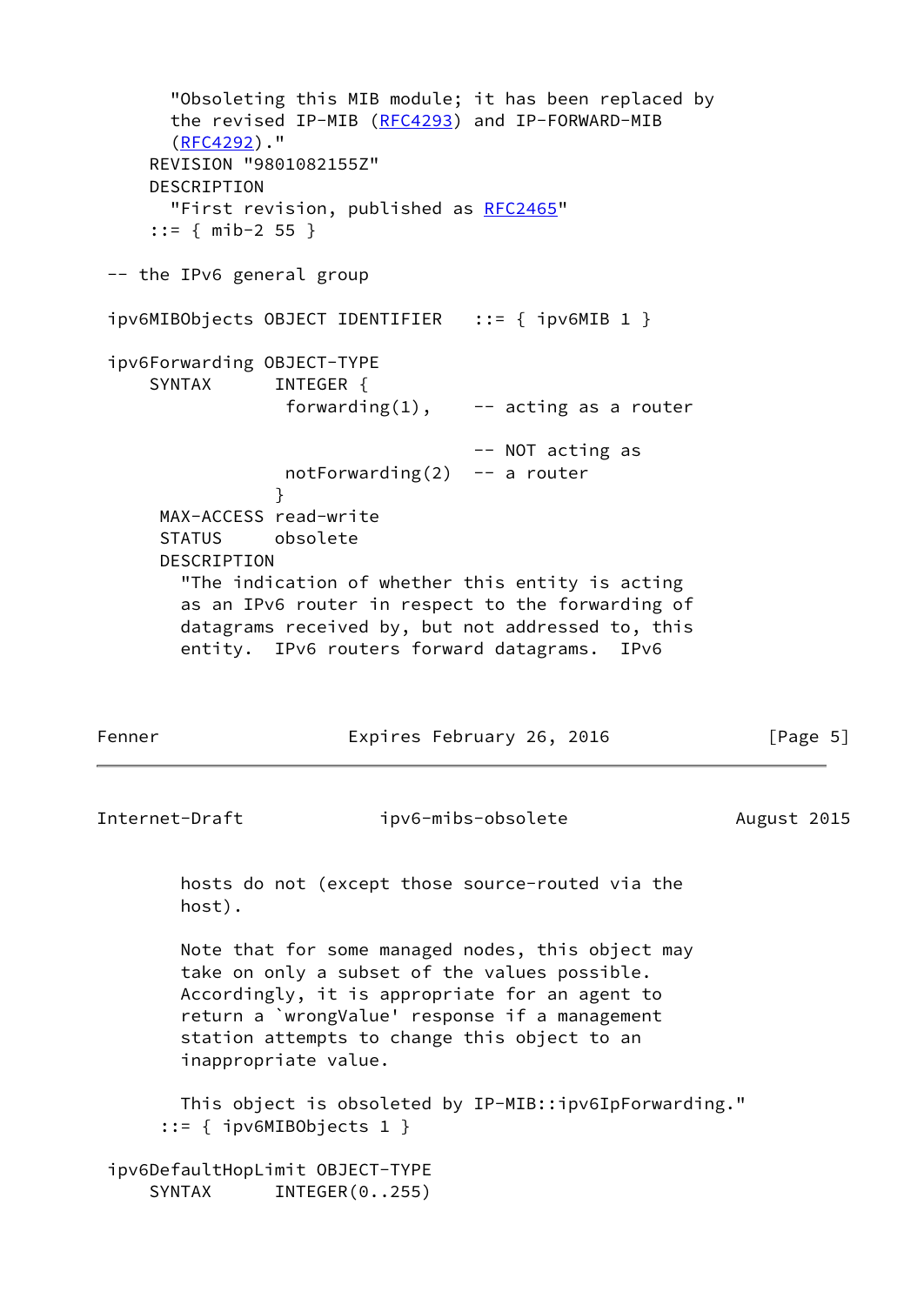```
       "Obsoleting this MIB module; it has been replaced by
       the revised IP-MIB (RFC4293) and IP-FORWARD-MIB
       (RFC4292)."
     REVISION "9801082155Z"
     DESCRIPTION
       "First revision, published as RFC2465"
     ::= { mib-2 55 }

 -- the IPv6 general group

 ipv6MIBObjects OBJECT IDENTIFIER   ::= { ipv6MIB 1 }

 ipv6Forwarding OBJECT-TYPE
     SYNTAX      INTEGER {
                  forwarding(1),    -- acting as a router

                                    -- NOT acting as
                  notForwarding(2)  -- a router
                 }
      MAX-ACCESS read-write
      STATUS     obsolete
      DESCRIPTION
        "The indication of whether this entity is acting
        as an IPv6 router in respect to the forwarding of
        datagrams received by, but not addressed to, this
        entity.  IPv6 routers forward datagrams.  IPv6
        hosts do not (except those source-routed via the
        host).

        Note that for some managed nodes, this object may
        take on only a subset of the values possible.
        Accordingly, it is appropriate for an agent to
        return a `wrongValue' response if a management
        station attempts to change this object to an
        inappropriate value.

        This object is obsoleted by IP-MIB::ipv6IpForwarding."
      ::= { ipv6MIBObjects 1 }

 ipv6DefaultHopLimit OBJECT-TYPE
     SYNTAX      INTEGER(0..255)
```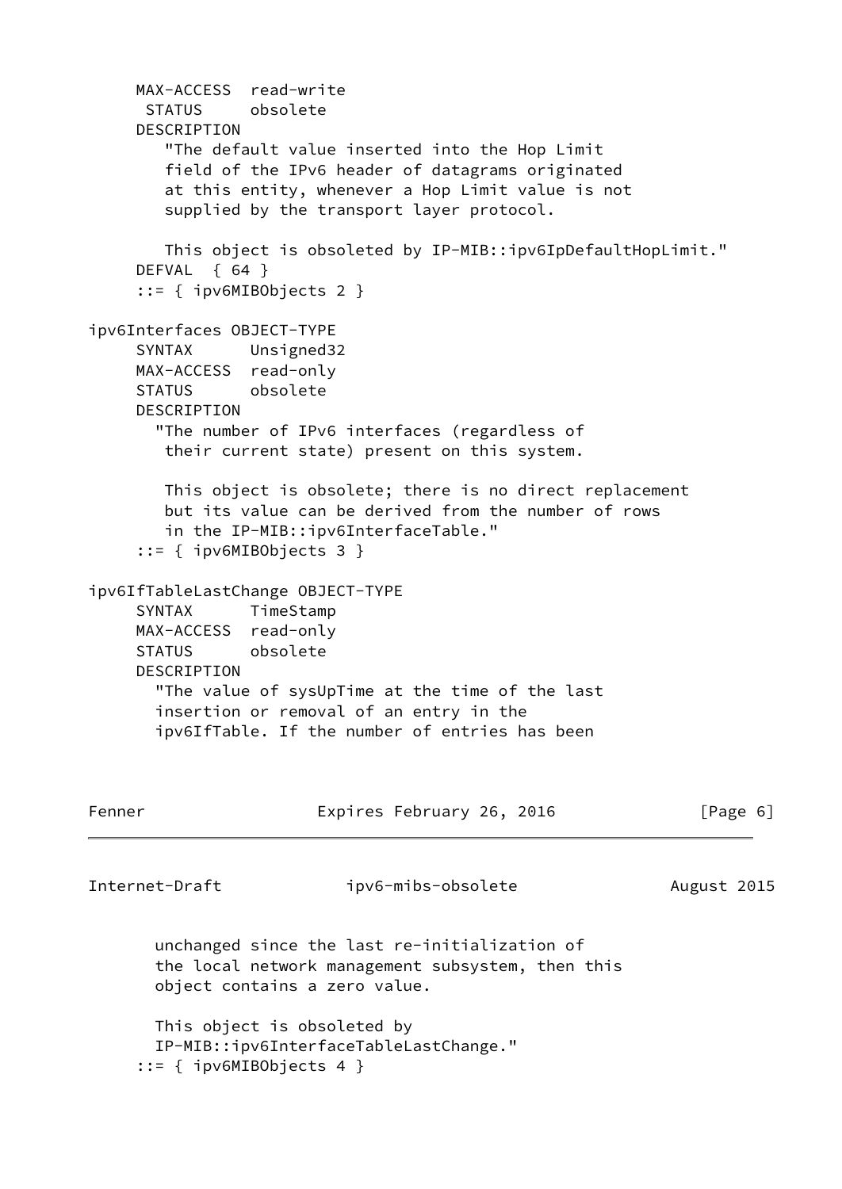```
     MAX-ACCESS  read-write
      STATUS     obsolete
     DESCRIPTION
        "The default value inserted into the Hop Limit
        field of the IPv6 header of datagrams originated
        at this entity, whenever a Hop Limit value is not
        supplied by the transport layer protocol.

        This object is obsoleted by IP-MIB::ipv6IpDefaultHopLimit."
     DEFVAL  { 64 }
     ::= { ipv6MIBObjects 2 }

ipv6Interfaces OBJECT-TYPE
     SYNTAX      Unsigned32
     MAX-ACCESS  read-only
     STATUS      obsolete
     DESCRIPTION
       "The number of IPv6 interfaces (regardless of
        their current state) present on this system.

        This object is obsolete; there is no direct replacement
        but its value can be derived from the number of rows
        in the IP-MIB::ipv6InterfaceTable."
     ::= { ipv6MIBObjects 3 }

ipv6IfTableLastChange OBJECT-TYPE
     SYNTAX      TimeStamp
     MAX-ACCESS  read-only
     STATUS      obsolete
     DESCRIPTION
       "The value of sysUpTime at the time of the last
       insertion or removal of an entry in the
       ipv6IfTable. If the number of entries has been
       unchanged since the last re-initialization of
       the local network management subsystem, then this
       object contains a zero value.

       This object is obsoleted by
       IP-MIB::ipv6InterfaceTableLastChange."
     ::= { ipv6MIBObjects 4 }
```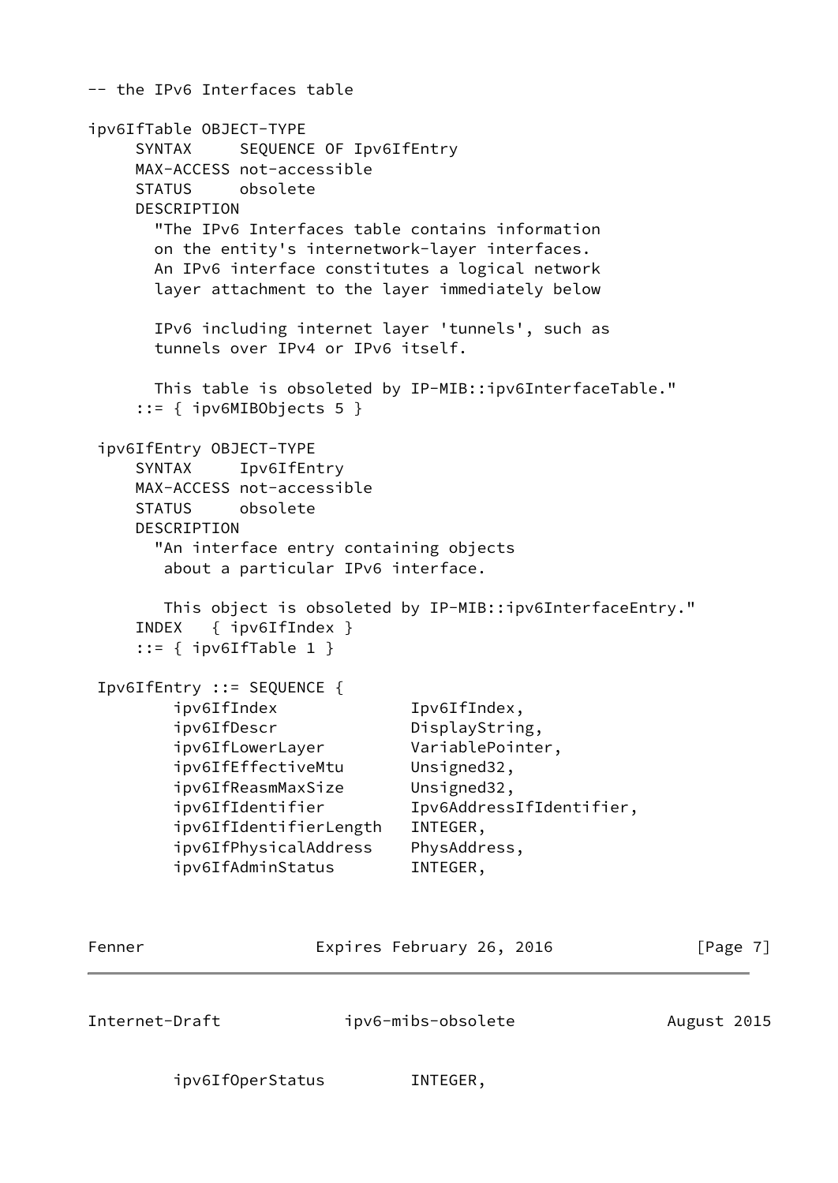```
-- the IPv6 Interfaces table

ipv6IfTable OBJECT-TYPE
     SYNTAX     SEQUENCE OF Ipv6IfEntry
     MAX-ACCESS not-accessible
     STATUS     obsolete
     DESCRIPTION
       "The IPv6 Interfaces table contains information
       on the entity's internetwork-layer interfaces.
       An IPv6 interface constitutes a logical network
       layer attachment to the layer immediately below

       IPv6 including internet layer 'tunnels', such as
       tunnels over IPv4 or IPv6 itself.

       This table is obsoleted by IP-MIB::ipv6InterfaceTable."
     ::= { ipv6MIBObjects 5 }

 ipv6IfEntry OBJECT-TYPE
     SYNTAX     Ipv6IfEntry
     MAX-ACCESS not-accessible
     STATUS     obsolete
     DESCRIPTION
       "An interface entry containing objects
        about a particular IPv6 interface.

        This object is obsoleted by IP-MIB::ipv6InterfaceEntry."
     INDEX   { ipv6IfIndex }
     ::= { ipv6IfTable 1 }

 Ipv6IfEntry ::= SEQUENCE {
         ipv6IfIndex              Ipv6IfIndex,
         ipv6IfDescr              DisplayString,
         ipv6IfLowerLayer         VariablePointer,
         ipv6IfEffectiveMtu       Unsigned32,
         ipv6IfReasmMaxSize       Unsigned32,
         ipv6IfIdentifier         Ipv6AddressIfIdentifier,
         ipv6IfIdentifierLength   INTEGER,
         ipv6IfPhysicalAddress    PhysAddress,
         ipv6IfAdminStatus        INTEGER,
         ipv6IfOperStatus         INTEGER,
```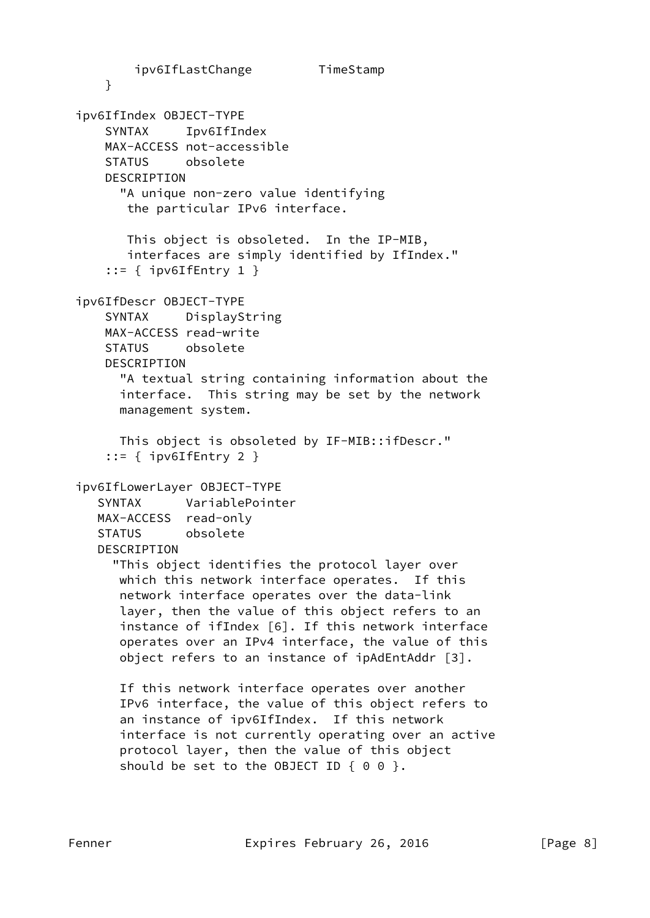```
        ipv6IfLastChange         TimeStamp
    }

ipv6IfIndex OBJECT-TYPE
    SYNTAX     Ipv6IfIndex
    MAX-ACCESS not-accessible
    STATUS     obsolete
    DESCRIPTION
      "A unique non-zero value identifying
       the particular IPv6 interface.

       This object is obsoleted.  In the IP-MIB,
       interfaces are simply identified by IfIndex."
    ::= { ipv6IfEntry 1 }

ipv6IfDescr OBJECT-TYPE
    SYNTAX     DisplayString
    MAX-ACCESS read-write
    STATUS     obsolete
    DESCRIPTION
      "A textual string containing information about the
      interface.  This string may be set by the network
      management system.

      This object is obsoleted by IF-MIB::ifDescr."
    ::= { ipv6IfEntry 2 }

ipv6IfLowerLayer OBJECT-TYPE
   SYNTAX      VariablePointer
   MAX-ACCESS  read-only
   STATUS      obsolete
   DESCRIPTION
     "This object identifies the protocol layer over
      which this network interface operates.  If this
      network interface operates over the data-link
      layer, then the value of this object refers to an
      instance of ifIndex [6]. If this network interface
      operates over an IPv4 interface, the value of this
      object refers to an instance of ipAdEntAddr [3].

      If this network interface operates over another
      IPv6 interface, the value of this object refers to
      an instance of ipv6IfIndex.  If this network
      interface is not currently operating over an active
      protocol layer, then the value of this object
      should be set to the OBJECT ID { 0 0 }.
```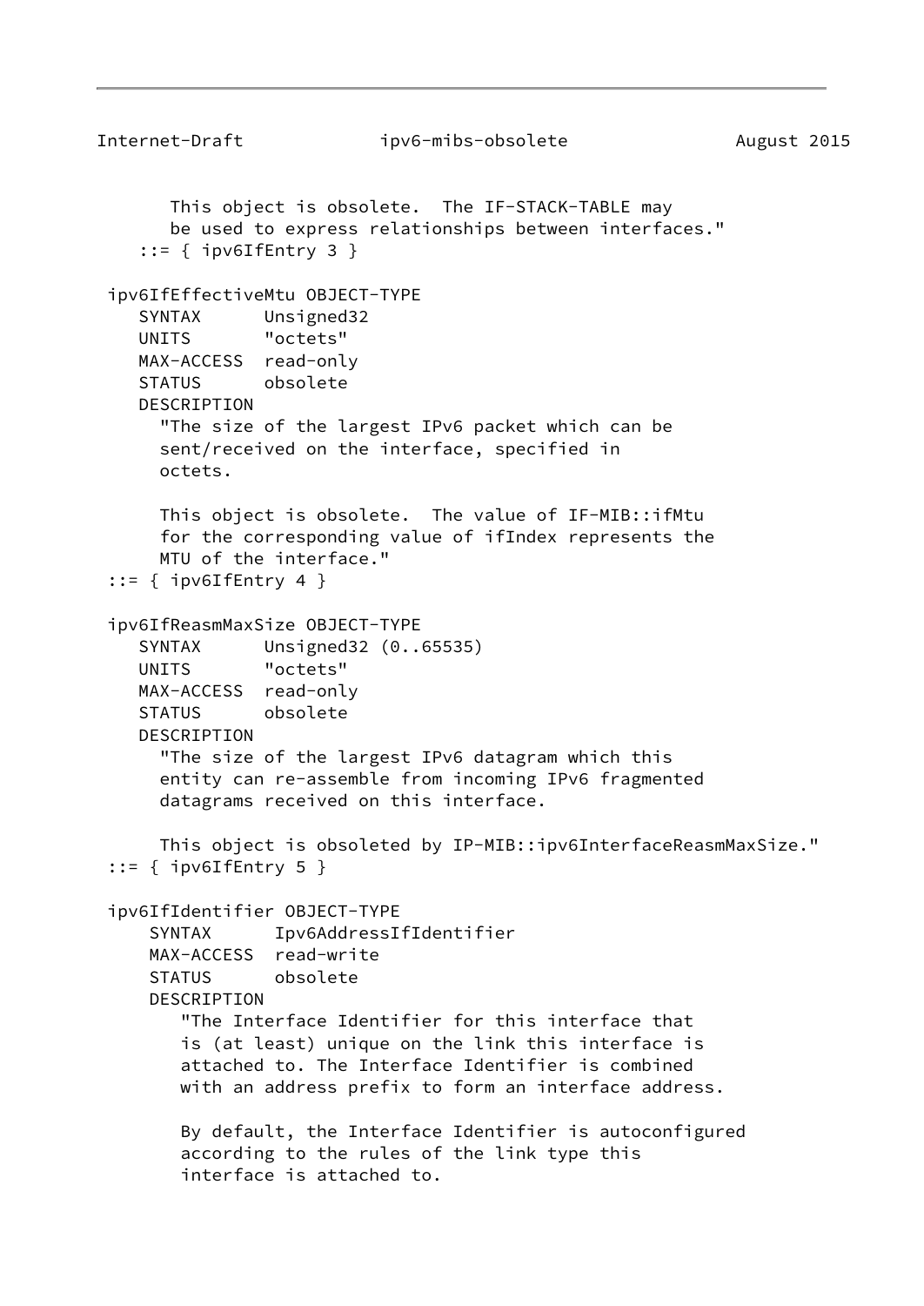```
       This object is obsolete.  The IF-STACK-TABLE may
       be used to express relationships between interfaces."
    ::= { ipv6IfEntry 3 }

 ipv6IfEffectiveMtu OBJECT-TYPE
    SYNTAX      Unsigned32
    UNITS       "octets"
    MAX-ACCESS  read-only
    STATUS      obsolete
    DESCRIPTION
      "The size of the largest IPv6 packet which can be
      sent/received on the interface, specified in
      octets.

      This object is obsolete.  The value of IF-MIB::ifMtu
      for the corresponding value of ifIndex represents the
      MTU of the interface."
 ::= { ipv6IfEntry 4 }

 ipv6IfReasmMaxSize OBJECT-TYPE
    SYNTAX      Unsigned32 (0..65535)
    UNITS       "octets"
    MAX-ACCESS  read-only
    STATUS      obsolete
    DESCRIPTION
      "The size of the largest IPv6 datagram which this
      entity can re-assemble from incoming IPv6 fragmented
      datagrams received on this interface.

      This object is obsoleted by IP-MIB::ipv6InterfaceReasmMaxSize."
 ::= { ipv6IfEntry 5 }

 ipv6IfIdentifier OBJECT-TYPE
     SYNTAX      Ipv6AddressIfIdentifier
     MAX-ACCESS  read-write
     STATUS      obsolete
     DESCRIPTION
        "The Interface Identifier for this interface that
        is (at least) unique on the link this interface is
        attached to. The Interface Identifier is combined
        with an address prefix to form an interface address.

        By default, the Interface Identifier is autoconfigured
        according to the rules of the link type this
        interface is attached to.
```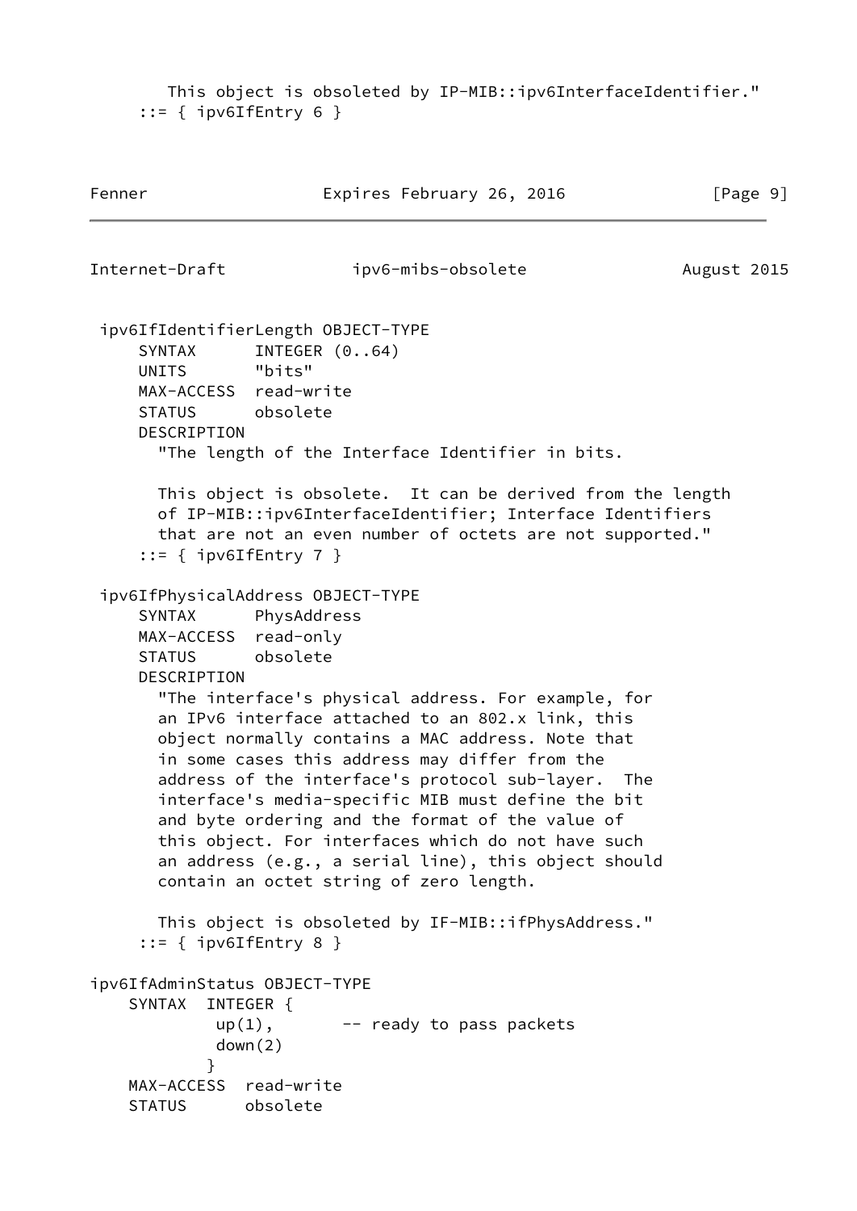```
       This object is obsoleted by IP-MIB::ipv6InterfaceIdentifier."
     ::= { ipv6IfEntry 6 }
```

```
 ipv6IfIdentifierLength OBJECT-TYPE
     SYNTAX      INTEGER (0..64)
     UNITS       "bits"
     MAX-ACCESS  read-write
     STATUS      obsolete
     DESCRIPTION
       "The length of the Interface Identifier in bits.

       This object is obsolete.  It can be derived from the length
       of IP-MIB::ipv6InterfaceIdentifier; Interface Identifiers
       that are not an even number of octets are not supported."
     ::= { ipv6IfEntry 7 }

 ipv6IfPhysicalAddress OBJECT-TYPE
     SYNTAX      PhysAddress
     MAX-ACCESS  read-only
     STATUS      obsolete
     DESCRIPTION
       "The interface's physical address. For example, for
       an IPv6 interface attached to an 802.x link, this
       object normally contains a MAC address. Note that
       in some cases this address may differ from the
       address of the interface's protocol sub-layer.  The
       interface's media-specific MIB must define the bit
       and byte ordering and the format of the value of
       this object. For interfaces which do not have such
       an address (e.g., a serial line), this object should
       contain an octet string of zero length.

       This object is obsoleted by IF-MIB::ifPhysAddress."
     ::= { ipv6IfEntry 8 }

ipv6IfAdminStatus OBJECT-TYPE
    SYNTAX  INTEGER {
             up(1),       -- ready to pass packets
             down(2)
            }
    MAX-ACCESS  read-write
    STATUS      obsolete
```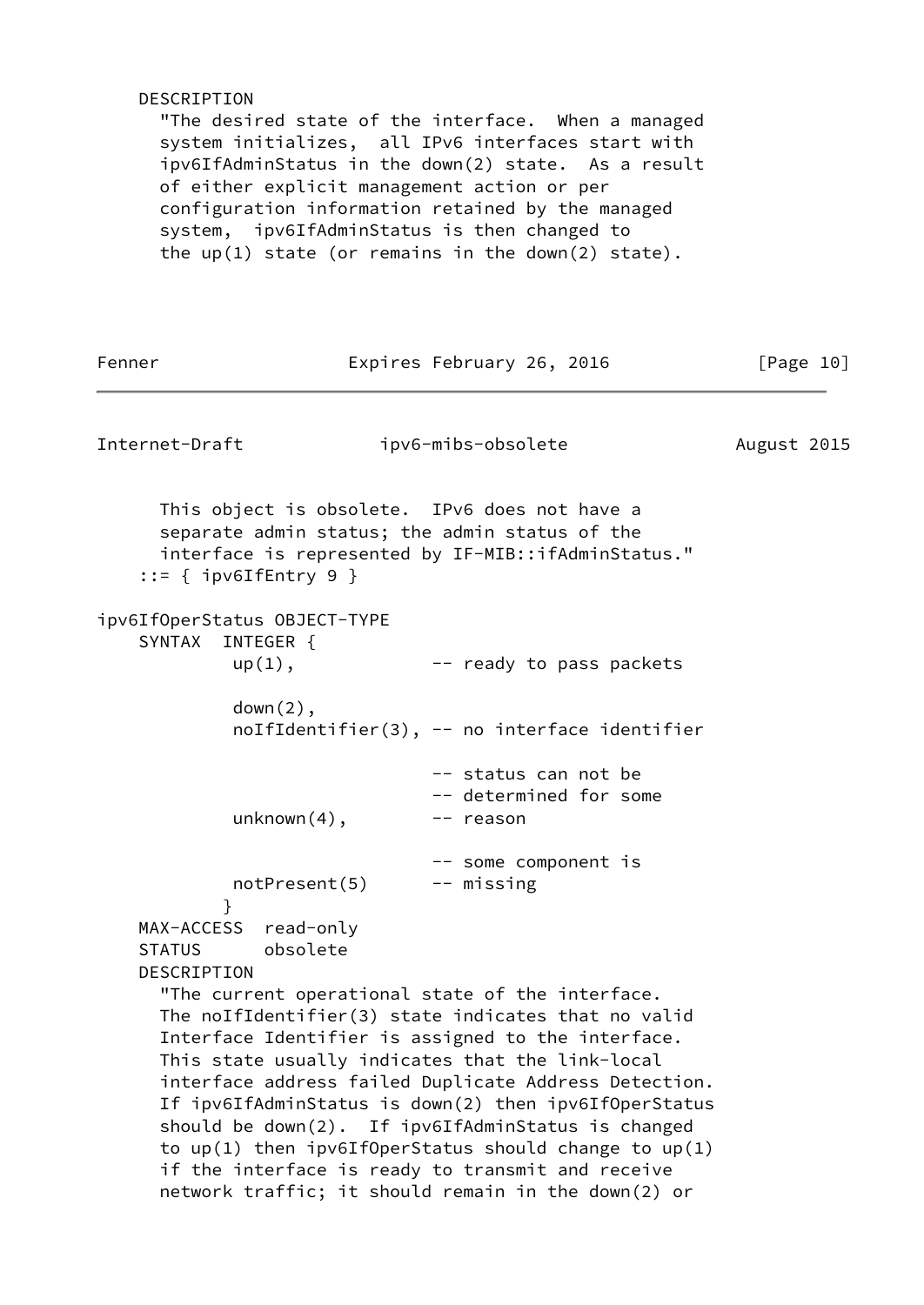```
    DESCRIPTION
      "The desired state of the interface.  When a managed
      system initializes,  all IPv6 interfaces start with
      ipv6IfAdminStatus in the down(2) state.  As a result
      of either explicit management action or per
      configuration information retained by the managed
      system,  ipv6IfAdminStatus is then changed to
      the up(1) state (or remains in the down(2) state).

      This object is obsolete.  IPv6 does not have a
      separate admin status; the admin status of the
      interface is represented by IF-MIB::ifAdminStatus."
    ::= { ipv6IfEntry 9 }

ipv6IfOperStatus OBJECT-TYPE
    SYNTAX  INTEGER {
             up(1),             -- ready to pass packets

             down(2),
             noIfIdentifier(3), -- no interface identifier

                                -- status can not be
                                -- determined for some
             unknown(4),        -- reason

                                -- some component is
             notPresent(5)      -- missing
            }
    MAX-ACCESS  read-only
    STATUS      obsolete
    DESCRIPTION
      "The current operational state of the interface.
      The noIfIdentifier(3) state indicates that no valid
      Interface Identifier is assigned to the interface.
      This state usually indicates that the link-local
      interface address failed Duplicate Address Detection.
      If ipv6IfAdminStatus is down(2) then ipv6IfOperStatus
      should be down(2).  If ipv6IfAdminStatus is changed
      to up(1) then ipv6IfOperStatus should change to up(1)
      if the interface is ready to transmit and receive
      network traffic; it should remain in the down(2) or
```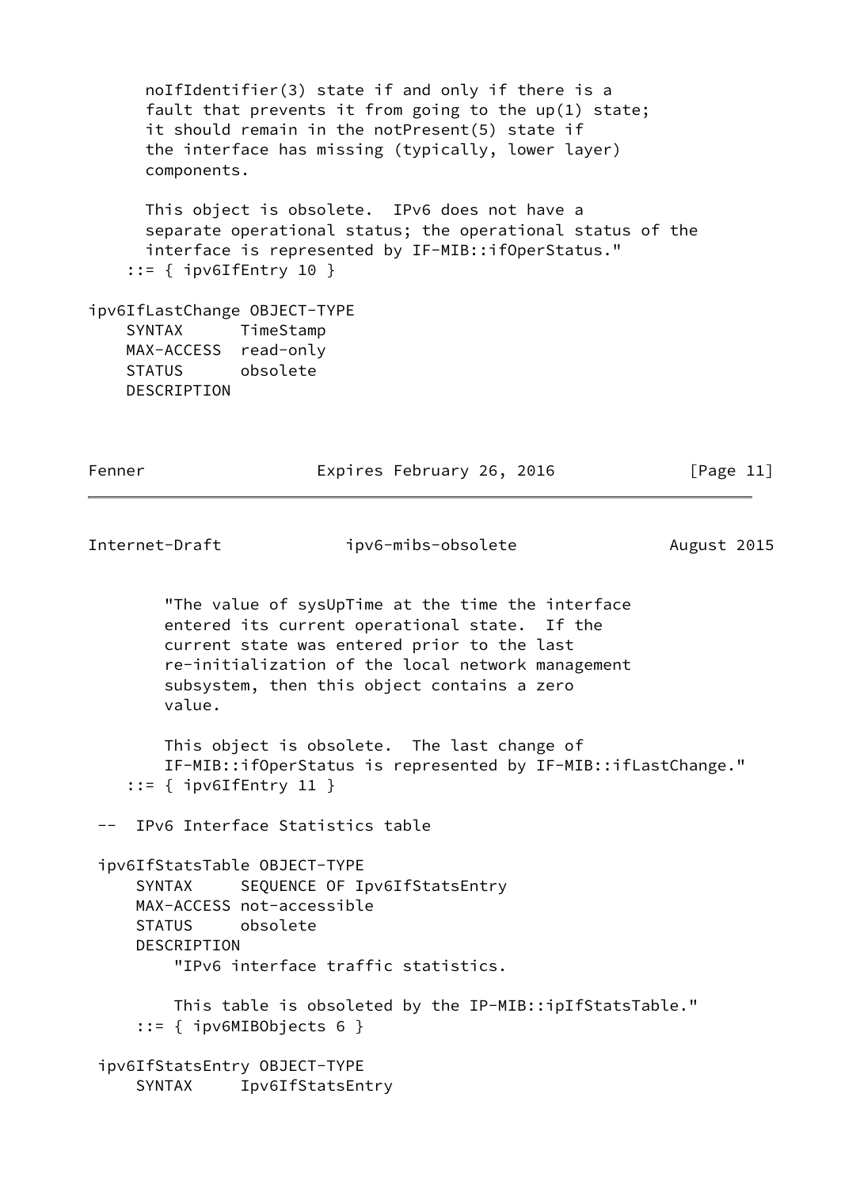```
          noIfIdentifier(3) state if and only if there is a
          fault that prevents it from going to the up(1) state;
          it should remain in the notPresent(5) state if
          the interface has missing (typically, lower layer)
          components.

          This object is obsolete.  IPv6 does not have a
          separate operational status; the operational status of the
          interface is represented by IF-MIB::ifOperStatus."
        ::= { ipv6IfEntry 10 }

    ipv6IfLastChange OBJECT-TYPE
        SYNTAX      TimeStamp
        MAX-ACCESS  read-only
        STATUS      obsolete
        DESCRIPTION
            "The value of sysUpTime at the time the interface
            entered its current operational state.  If the
            current state was entered prior to the last
            re-initialization of the local network management
            subsystem, then this object contains a zero
            value.

            This object is obsolete.  The last change of
            IF-MIB::ifOperStatus is represented by IF-MIB::ifLastChange."
        ::= { ipv6IfEntry 11 }

     --  IPv6 Interface Statistics table

     ipv6IfStatsTable OBJECT-TYPE
         SYNTAX     SEQUENCE OF Ipv6IfStatsEntry
         MAX-ACCESS not-accessible
         STATUS     obsolete
         DESCRIPTION
             "IPv6 interface traffic statistics.

              This table is obsoleted by the IP-MIB::ipIfStatsTable."
         ::= { ipv6MIBObjects 6 }

     ipv6IfStatsEntry OBJECT-TYPE
         SYNTAX     Ipv6IfStatsEntry
```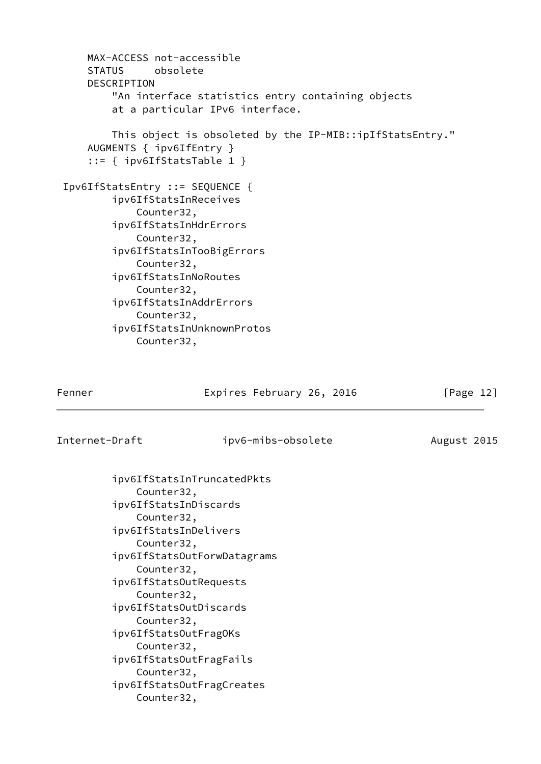```
     MAX-ACCESS not-accessible
     STATUS     obsolete
     DESCRIPTION
         "An interface statistics entry containing objects
         at a particular IPv6 interface.

         This object is obsoleted by the IP-MIB::ipIfStatsEntry."
     AUGMENTS { ipv6IfEntry }
     ::= { ipv6IfStatsTable 1 }

 Ipv6IfStatsEntry ::= SEQUENCE {
         ipv6IfStatsInReceives
             Counter32,
         ipv6IfStatsInHdrErrors
             Counter32,
         ipv6IfStatsInTooBigErrors
             Counter32,
         ipv6IfStatsInNoRoutes
             Counter32,
         ipv6IfStatsInAddrErrors
             Counter32,
         ipv6IfStatsInUnknownProtos
             Counter32,
         ipv6IfStatsInTruncatedPkts
             Counter32,
         ipv6IfStatsInDiscards
             Counter32,
         ipv6IfStatsInDelivers
             Counter32,
         ipv6IfStatsOutForwDatagrams
             Counter32,
         ipv6IfStatsOutRequests
             Counter32,
         ipv6IfStatsOutDiscards
             Counter32,
         ipv6IfStatsOutFragOKs
             Counter32,
         ipv6IfStatsOutFragFails
             Counter32,
         ipv6IfStatsOutFragCreates
             Counter32,
```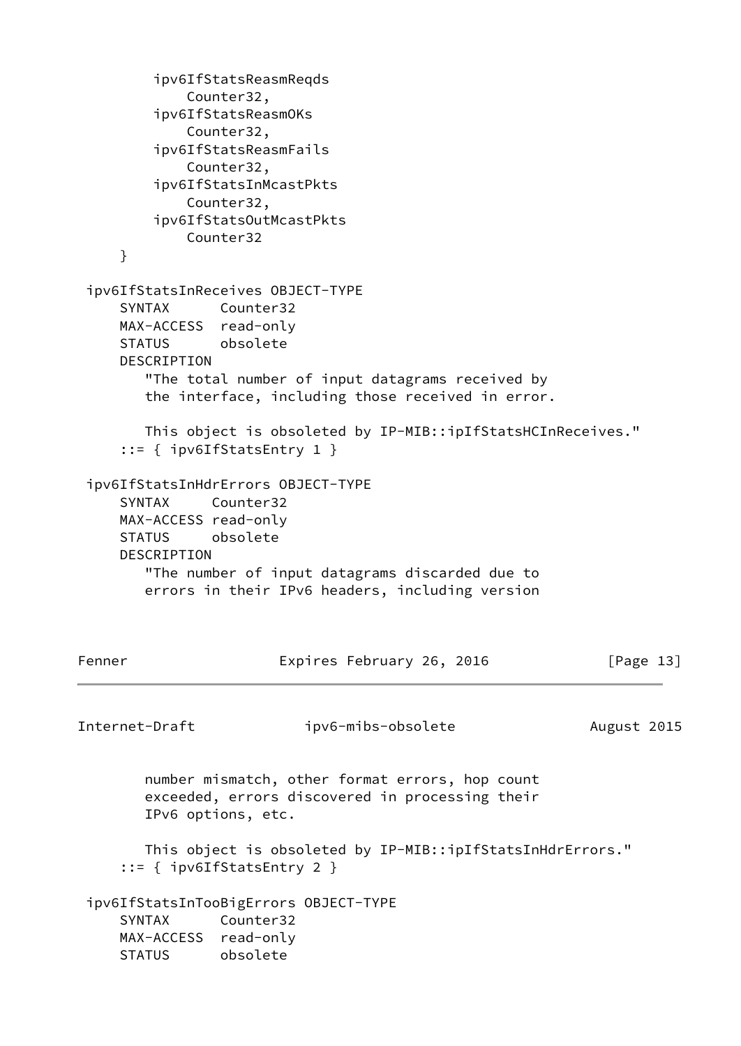```
        ipv6IfStatsReasmReqds
            Counter32,
        ipv6IfStatsReasmOKs
            Counter32,
        ipv6IfStatsReasmFails
            Counter32,
        ipv6IfStatsInMcastPkts
            Counter32,
        ipv6IfStatsOutMcastPkts
            Counter32
    }

ipv6IfStatsInReceives OBJECT-TYPE
    SYNTAX      Counter32
    MAX-ACCESS  read-only
    STATUS      obsolete
    DESCRIPTION
       "The total number of input datagrams received by
       the interface, including those received in error.

       This object is obsoleted by IP-MIB::ipIfStatsHCInReceives."
    ::= { ipv6IfStatsEntry 1 }

ipv6IfStatsInHdrErrors OBJECT-TYPE
    SYNTAX     Counter32
    MAX-ACCESS read-only
    STATUS     obsolete
    DESCRIPTION
       "The number of input datagrams discarded due to
       errors in their IPv6 headers, including version
       number mismatch, other format errors, hop count
       exceeded, errors discovered in processing their
       IPv6 options, etc.

       This object is obsoleted by IP-MIB::ipIfStatsInHdrErrors."
    ::= { ipv6IfStatsEntry 2 }

ipv6IfStatsInTooBigErrors OBJECT-TYPE
    SYNTAX      Counter32
    MAX-ACCESS  read-only
    STATUS      obsolete
```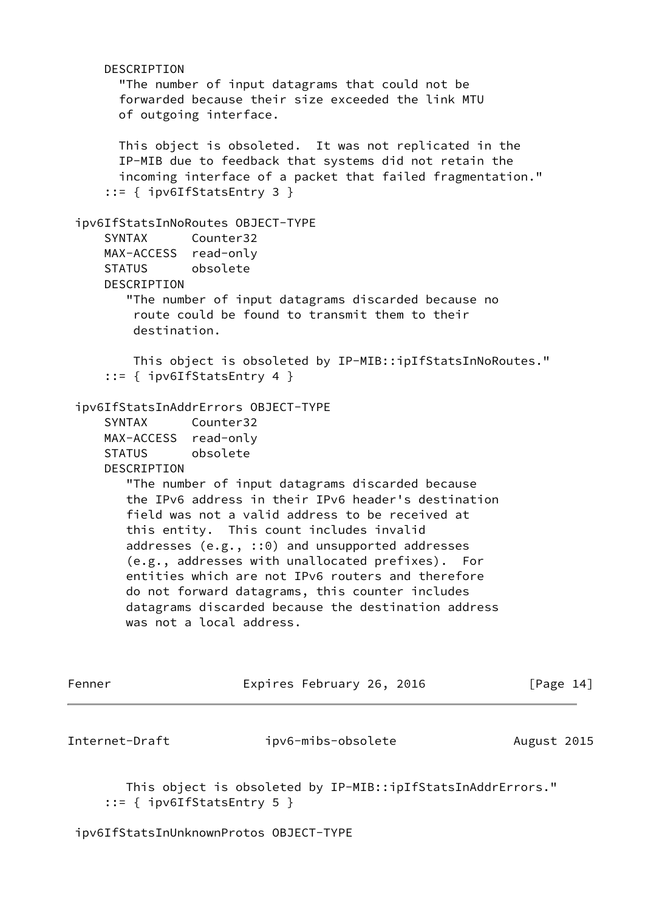```
    DESCRIPTION
      "The number of input datagrams that could not be
      forwarded because their size exceeded the link MTU
      of outgoing interface.

      This object is obsoleted.  It was not replicated in the
      IP-MIB due to feedback that systems did not retain the
      incoming interface of a packet that failed fragmentation."
    ::= { ipv6IfStatsEntry 3 }

ipv6IfStatsInNoRoutes OBJECT-TYPE
    SYNTAX      Counter32
    MAX-ACCESS  read-only
    STATUS      obsolete
    DESCRIPTION
       "The number of input datagrams discarded because no
        route could be found to transmit them to their
        destination.

        This object is obsoleted by IP-MIB::ipIfStatsInNoRoutes."
    ::= { ipv6IfStatsEntry 4 }

ipv6IfStatsInAddrErrors OBJECT-TYPE
    SYNTAX      Counter32
    MAX-ACCESS  read-only
    STATUS      obsolete
    DESCRIPTION
       "The number of input datagrams discarded because
       the IPv6 address in their IPv6 header's destination
       field was not a valid address to be received at
       this entity.  This count includes invalid
       addresses (e.g., ::0) and unsupported addresses
       (e.g., addresses with unallocated prefixes).  For
       entities which are not IPv6 routers and therefore
       do not forward datagrams, this counter includes
       datagrams discarded because the destination address
       was not a local address.

       This object is obsoleted by IP-MIB::ipIfStatsInAddrErrors."
    ::= { ipv6IfStatsEntry 5 }

ipv6IfStatsInUnknownProtos OBJECT-TYPE
```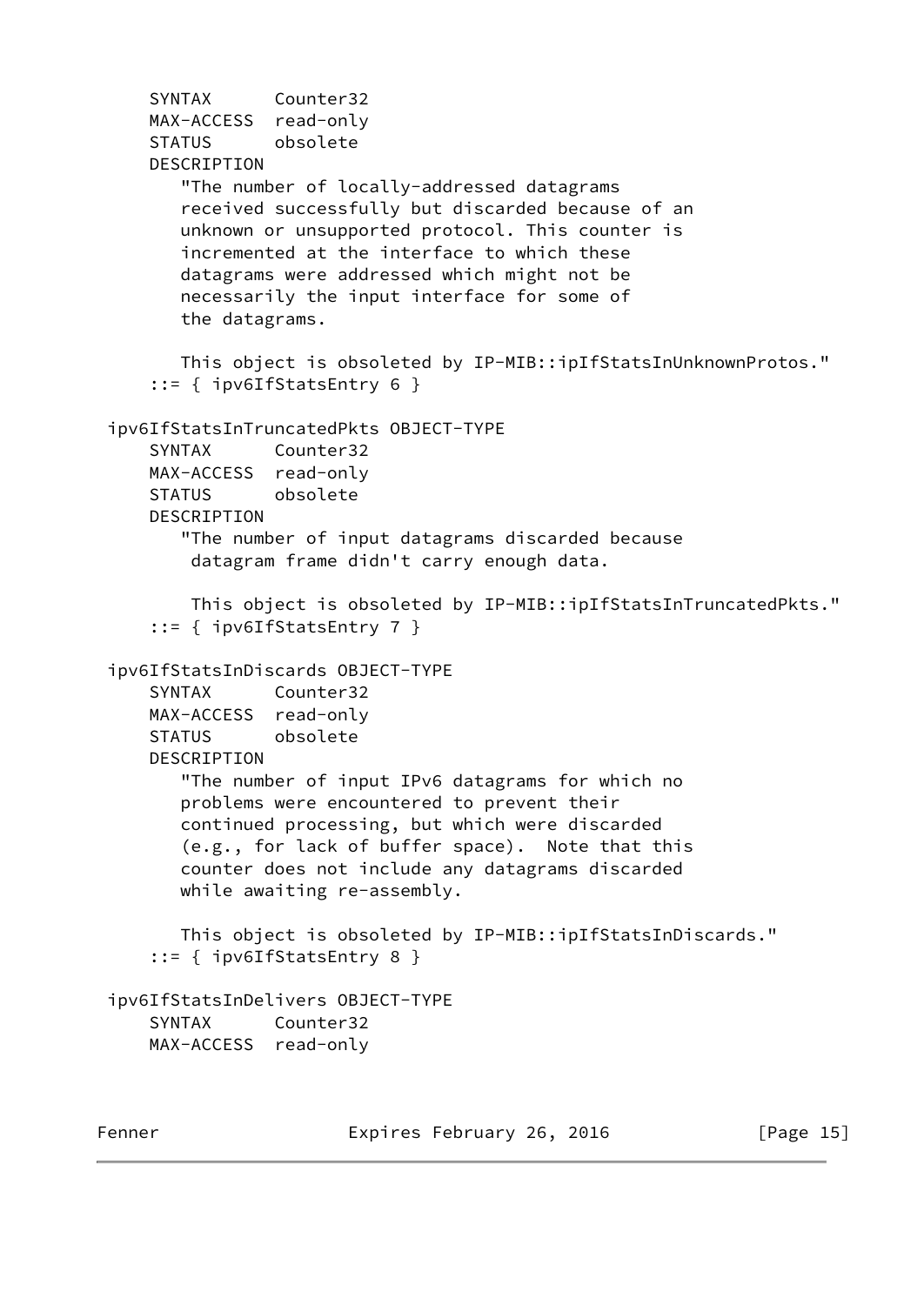```
    SYNTAX      Counter32
    MAX-ACCESS  read-only
    STATUS      obsolete
    DESCRIPTION
       "The number of locally-addressed datagrams
       received successfully but discarded because of an
       unknown or unsupported protocol. This counter is
       incremented at the interface to which these
       datagrams were addressed which might not be
       necessarily the input interface for some of
       the datagrams.

       This object is obsoleted by IP-MIB::ipIfStatsInUnknownProtos."
    ::= { ipv6IfStatsEntry 6 }

ipv6IfStatsInTruncatedPkts OBJECT-TYPE
    SYNTAX      Counter32
    MAX-ACCESS  read-only
    STATUS      obsolete
    DESCRIPTION
       "The number of input datagrams discarded because
        datagram frame didn't carry enough data.

        This object is obsoleted by IP-MIB::ipIfStatsInTruncatedPkts."
    ::= { ipv6IfStatsEntry 7 }

ipv6IfStatsInDiscards OBJECT-TYPE
    SYNTAX      Counter32
    MAX-ACCESS  read-only
    STATUS      obsolete
    DESCRIPTION
       "The number of input IPv6 datagrams for which no
       problems were encountered to prevent their
       continued processing, but which were discarded
       (e.g., for lack of buffer space).  Note that this
       counter does not include any datagrams discarded
       while awaiting re-assembly.

       This object is obsoleted by IP-MIB::ipIfStatsInDiscards."
    ::= { ipv6IfStatsEntry 8 }

ipv6IfStatsInDelivers OBJECT-TYPE
    SYNTAX      Counter32
    MAX-ACCESS  read-only
```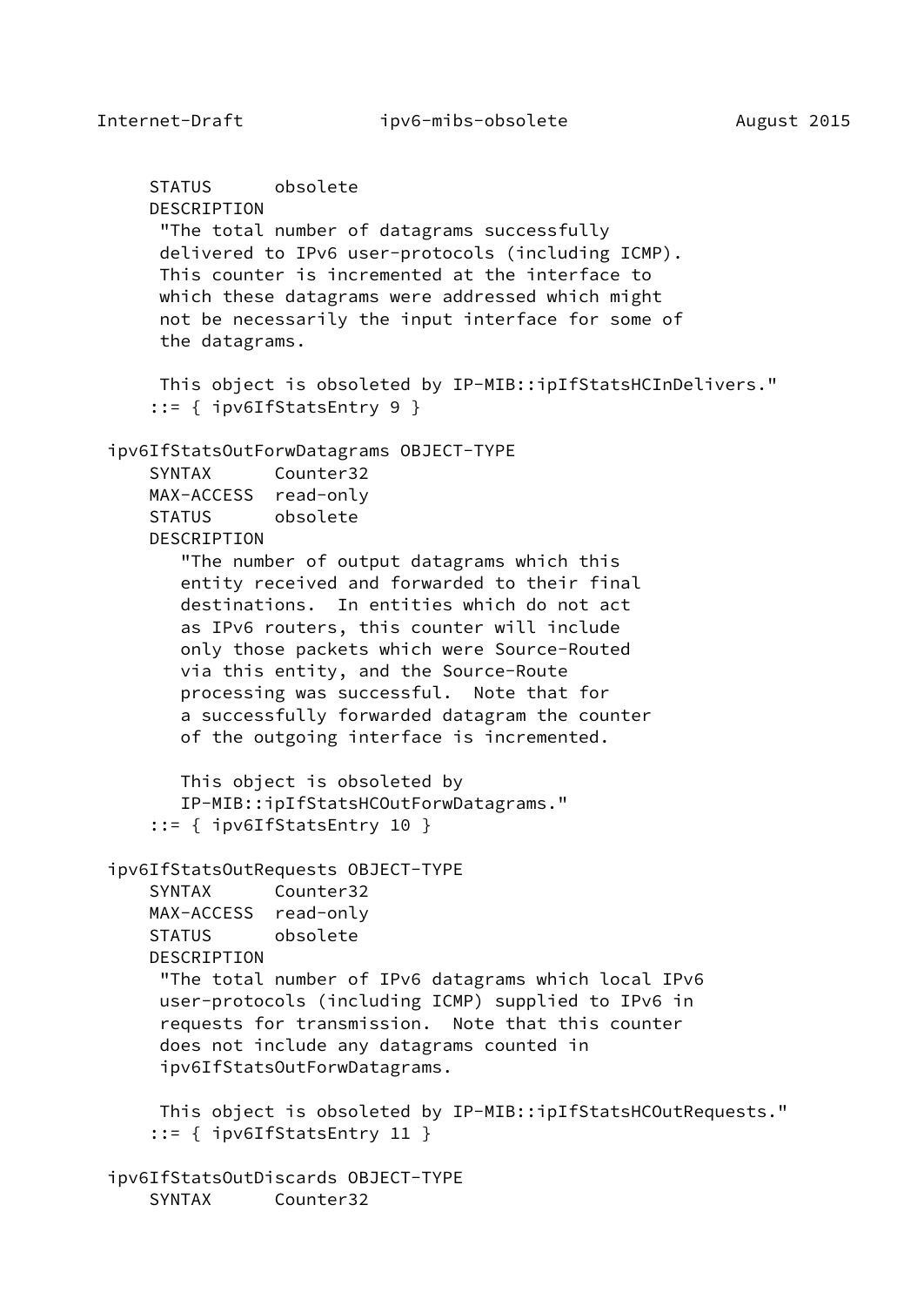```
     STATUS      obsolete
     DESCRIPTION
      "The total number of datagrams successfully
      delivered to IPv6 user-protocols (including ICMP).
      This counter is incremented at the interface to
      which these datagrams were addressed which might
      not be necessarily the input interface for some of
      the datagrams.

      This object is obsoleted by IP-MIB::ipIfStatsHCInDelivers."
     ::= { ipv6IfStatsEntry 9 }

 ipv6IfStatsOutForwDatagrams OBJECT-TYPE
     SYNTAX      Counter32
     MAX-ACCESS  read-only
     STATUS      obsolete
     DESCRIPTION
        "The number of output datagrams which this
        entity received and forwarded to their final
        destinations.  In entities which do not act
        as IPv6 routers, this counter will include
        only those packets which were Source-Routed
        via this entity, and the Source-Route
        processing was successful.  Note that for
        a successfully forwarded datagram the counter
        of the outgoing interface is incremented.

        This object is obsoleted by
        IP-MIB::ipIfStatsHCOutForwDatagrams."
     ::= { ipv6IfStatsEntry 10 }

 ipv6IfStatsOutRequests OBJECT-TYPE
     SYNTAX      Counter32
     MAX-ACCESS  read-only
     STATUS      obsolete
     DESCRIPTION
      "The total number of IPv6 datagrams which local IPv6
      user-protocols (including ICMP) supplied to IPv6 in
      requests for transmission.  Note that this counter
      does not include any datagrams counted in
      ipv6IfStatsOutForwDatagrams.

      This object is obsoleted by IP-MIB::ipIfStatsHCOutRequests."
     ::= { ipv6IfStatsEntry 11 }

 ipv6IfStatsOutDiscards OBJECT-TYPE
     SYNTAX      Counter32
```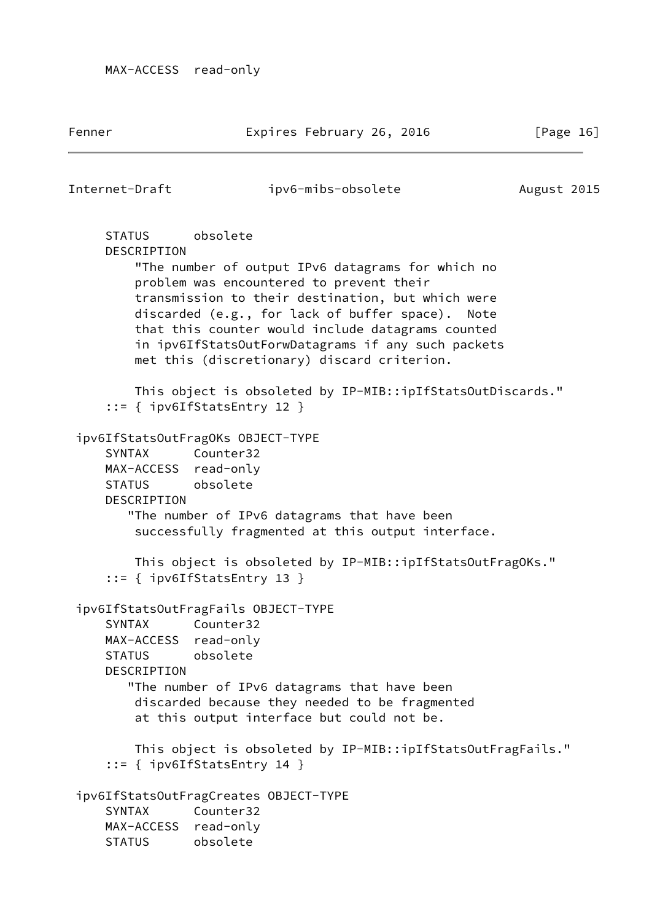```
    MAX-ACCESS  read-only
```

```
    STATUS      obsolete
    DESCRIPTION
        "The number of output IPv6 datagrams for which no
        problem was encountered to prevent their
        transmission to their destination, but which were
        discarded (e.g., for lack of buffer space).  Note
        that this counter would include datagrams counted
        in ipv6IfStatsOutForwDatagrams if any such packets
        met this (discretionary) discard criterion.

        This object is obsoleted by IP-MIB::ipIfStatsOutDiscards."
    ::= { ipv6IfStatsEntry 12 }

ipv6IfStatsOutFragOKs OBJECT-TYPE
    SYNTAX      Counter32
    MAX-ACCESS  read-only
    STATUS      obsolete
    DESCRIPTION
       "The number of IPv6 datagrams that have been
        successfully fragmented at this output interface.

        This object is obsoleted by IP-MIB::ipIfStatsOutFragOKs."
    ::= { ipv6IfStatsEntry 13 }

ipv6IfStatsOutFragFails OBJECT-TYPE
    SYNTAX      Counter32
    MAX-ACCESS  read-only
    STATUS      obsolete
    DESCRIPTION
       "The number of IPv6 datagrams that have been
        discarded because they needed to be fragmented
        at this output interface but could not be.

        This object is obsoleted by IP-MIB::ipIfStatsOutFragFails."
    ::= { ipv6IfStatsEntry 14 }

ipv6IfStatsOutFragCreates OBJECT-TYPE
    SYNTAX      Counter32
    MAX-ACCESS  read-only
    STATUS      obsolete
```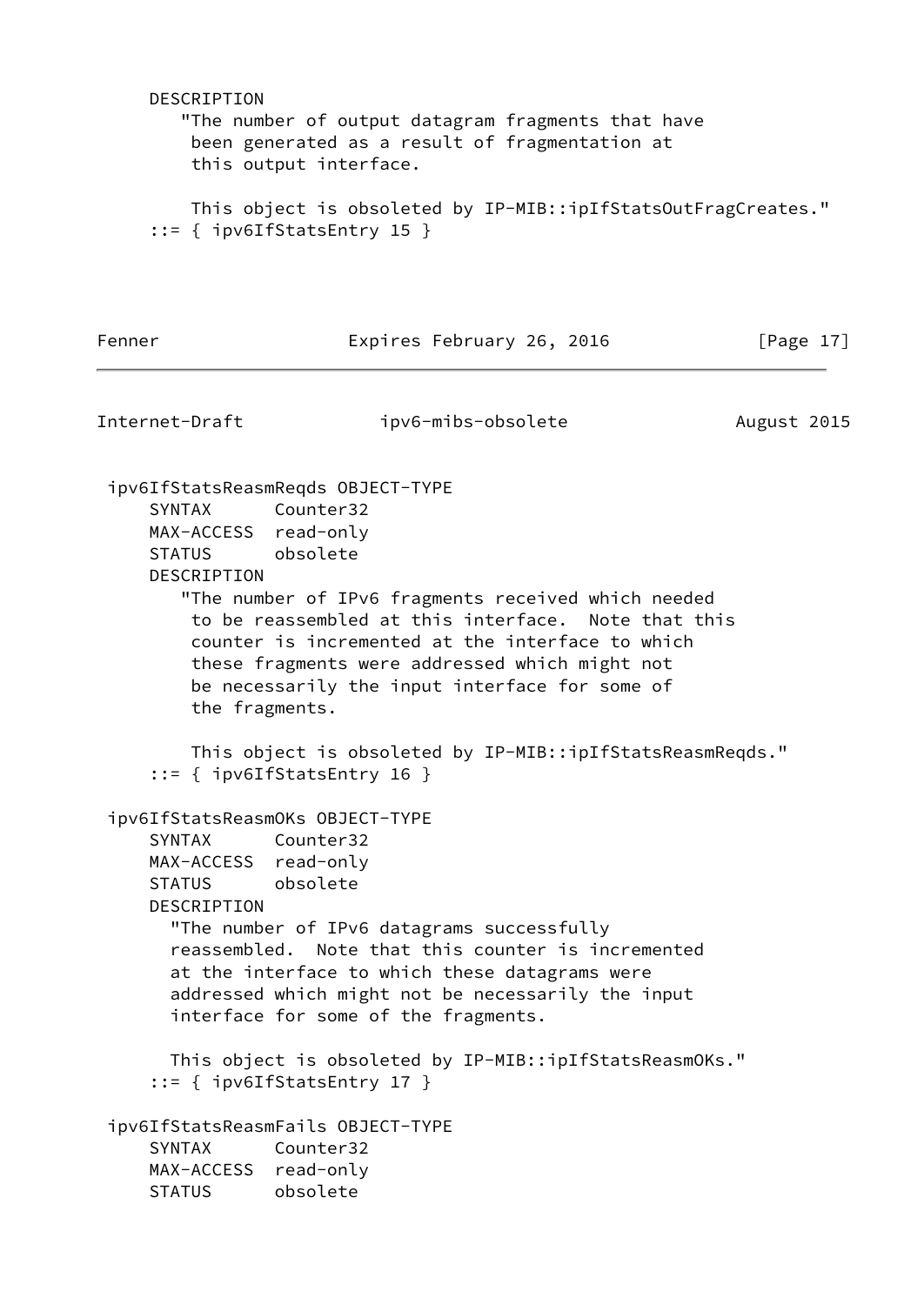```
     DESCRIPTION
        "The number of output datagram fragments that have
         been generated as a result of fragmentation at
         this output interface.

         This object is obsoleted by IP-MIB::ipIfStatsOutFragCreates."
     ::= { ipv6IfStatsEntry 15 }
```

```
 ipv6IfStatsReasmReqds OBJECT-TYPE
     SYNTAX      Counter32
     MAX-ACCESS  read-only
     STATUS      obsolete
     DESCRIPTION
        "The number of IPv6 fragments received which needed
         to be reassembled at this interface.  Note that this
         counter is incremented at the interface to which
         these fragments were addressed which might not
         be necessarily the input interface for some of
         the fragments.

         This object is obsoleted by IP-MIB::ipIfStatsReasmReqds."
     ::= { ipv6IfStatsEntry 16 }

 ipv6IfStatsReasmOKs OBJECT-TYPE
     SYNTAX      Counter32
     MAX-ACCESS  read-only
     STATUS      obsolete
     DESCRIPTION
       "The number of IPv6 datagrams successfully
       reassembled.  Note that this counter is incremented
       at the interface to which these datagrams were
       addressed which might not be necessarily the input
       interface for some of the fragments.

       This object is obsoleted by IP-MIB::ipIfStatsReasmOKs."
     ::= { ipv6IfStatsEntry 17 }

 ipv6IfStatsReasmFails OBJECT-TYPE
     SYNTAX      Counter32
     MAX-ACCESS  read-only
     STATUS      obsolete
```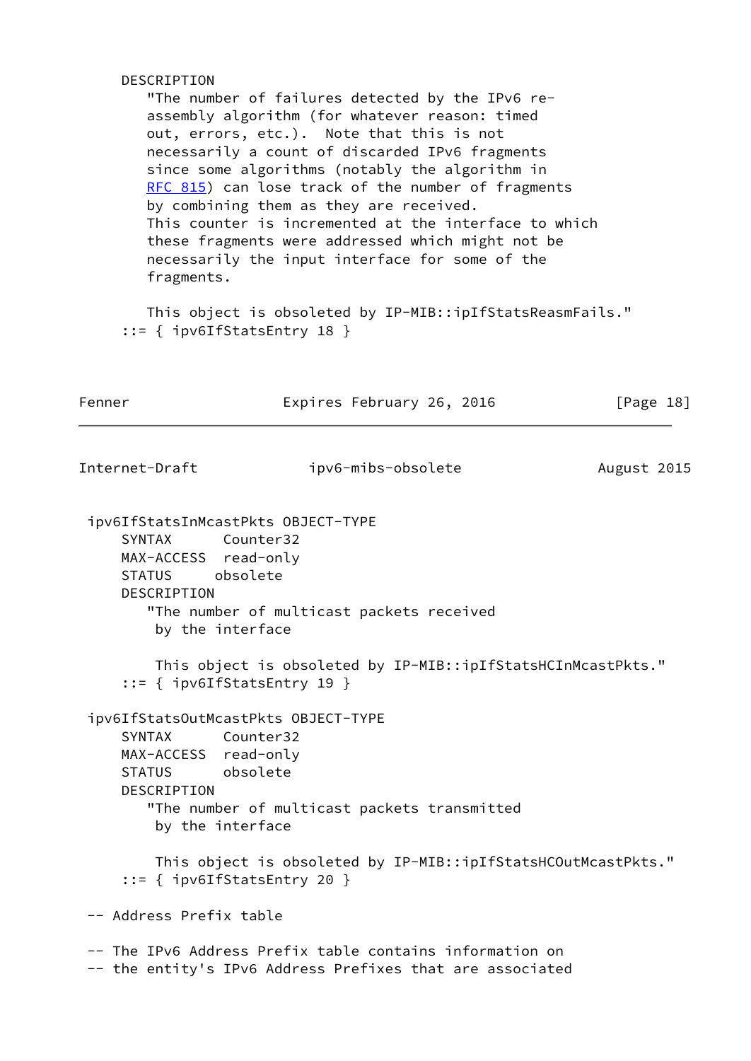```
    DESCRIPTION
       "The number of failures detected by the IPv6 re-
       assembly algorithm (for whatever reason: timed
       out, errors, etc.).  Note that this is not
       necessarily a count of discarded IPv6 fragments
       since some algorithms (notably the algorithm in
       RFC 815) can lose track of the number of fragments
       by combining them as they are received.
       This counter is incremented at the interface to which
       these fragments were addressed which might not be
       necessarily the input interface for some of the
       fragments.

       This object is obsoleted by IP-MIB::ipIfStatsReasmFails."
    ::= { ipv6IfStatsEntry 18 }
```

```
ipv6IfStatsInMcastPkts OBJECT-TYPE
    SYNTAX      Counter32
    MAX-ACCESS  read-only
    STATUS     obsolete
    DESCRIPTION
       "The number of multicast packets received
        by the interface

        This object is obsoleted by IP-MIB::ipIfStatsHCInMcastPkts."
    ::= { ipv6IfStatsEntry 19 }

ipv6IfStatsOutMcastPkts OBJECT-TYPE
    SYNTAX      Counter32
    MAX-ACCESS  read-only
    STATUS      obsolete
    DESCRIPTION
       "The number of multicast packets transmitted
        by the interface

        This object is obsoleted by IP-MIB::ipIfStatsHCOutMcastPkts."
    ::= { ipv6IfStatsEntry 20 }

-- Address Prefix table

-- The IPv6 Address Prefix table contains information on
-- the entity's IPv6 Address Prefixes that are associated
```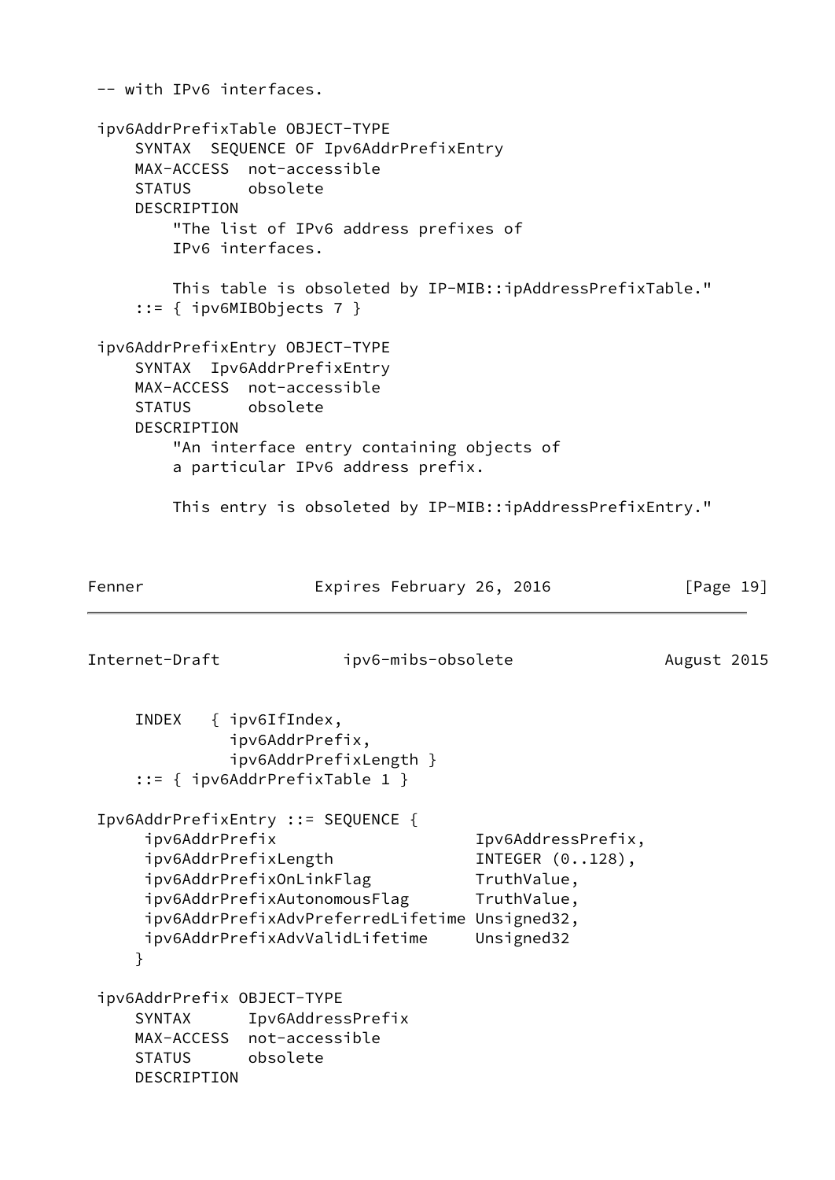```
-- with IPv6 interfaces.

ipv6AddrPrefixTable OBJECT-TYPE
    SYNTAX  SEQUENCE OF Ipv6AddrPrefixEntry
    MAX-ACCESS  not-accessible
    STATUS      obsolete
    DESCRIPTION
        "The list of IPv6 address prefixes of
        IPv6 interfaces.

        This table is obsoleted by IP-MIB::ipAddressPrefixTable."
    ::= { ipv6MIBObjects 7 }

ipv6AddrPrefixEntry OBJECT-TYPE
    SYNTAX  Ipv6AddrPrefixEntry
    MAX-ACCESS  not-accessible
    STATUS      obsolete
    DESCRIPTION
        "An interface entry containing objects of
        a particular IPv6 address prefix.

        This entry is obsoleted by IP-MIB::ipAddressPrefixEntry."
```

```
    INDEX   { ipv6IfIndex,
              ipv6AddrPrefix,
              ipv6AddrPrefixLength }
    ::= { ipv6AddrPrefixTable 1 }

Ipv6AddrPrefixEntry ::= SEQUENCE {
     ipv6AddrPrefix                    Ipv6AddressPrefix,
     ipv6AddrPrefixLength              INTEGER (0..128),
     ipv6AddrPrefixOnLinkFlag          TruthValue,
     ipv6AddrPrefixAutonomousFlag      TruthValue,
     ipv6AddrPrefixAdvPreferredLifetime Unsigned32,
     ipv6AddrPrefixAdvValidLifetime     Unsigned32
    }

ipv6AddrPrefix OBJECT-TYPE
    SYNTAX      Ipv6AddressPrefix
    MAX-ACCESS  not-accessible
    STATUS      obsolete
    DESCRIPTION
```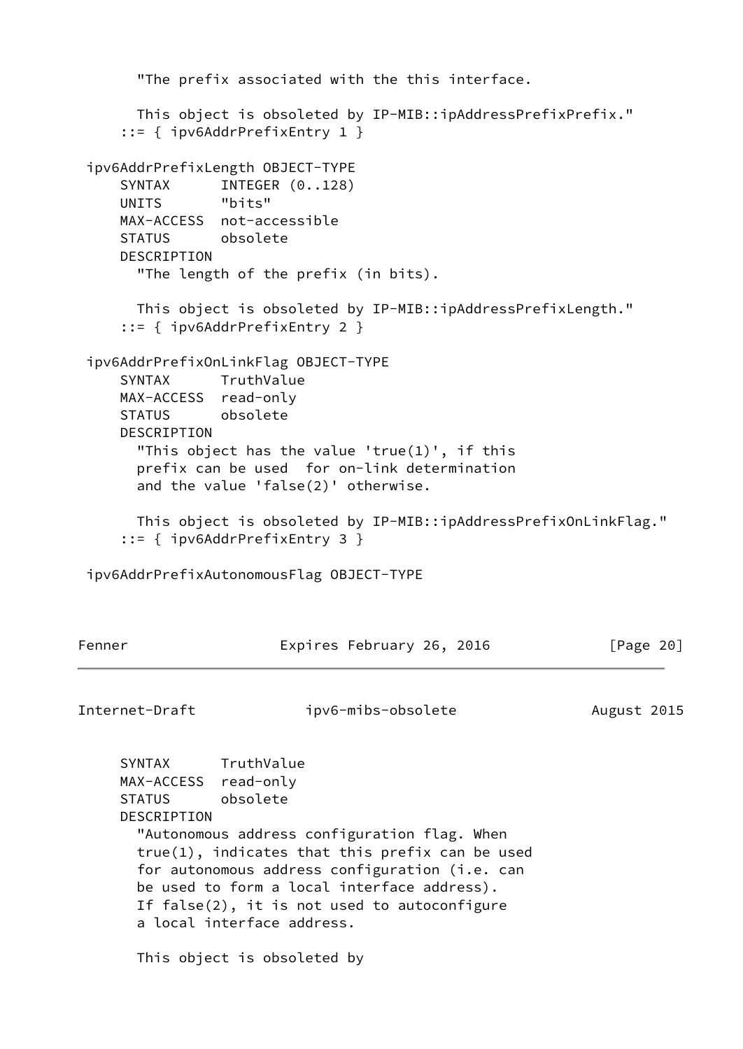```
       "The prefix associated with the this interface.

       This object is obsoleted by IP-MIB::ipAddressPrefixPrefix."
     ::= { ipv6AddrPrefixEntry 1 }

 ipv6AddrPrefixLength OBJECT-TYPE
     SYNTAX      INTEGER (0..128)
     UNITS       "bits"
     MAX-ACCESS  not-accessible
     STATUS      obsolete
     DESCRIPTION
       "The length of the prefix (in bits).

       This object is obsoleted by IP-MIB::ipAddressPrefixLength."
     ::= { ipv6AddrPrefixEntry 2 }

 ipv6AddrPrefixOnLinkFlag OBJECT-TYPE
     SYNTAX      TruthValue
     MAX-ACCESS  read-only
     STATUS      obsolete
     DESCRIPTION
       "This object has the value 'true(1)', if this
       prefix can be used  for on-link determination
       and the value 'false(2)' otherwise.

       This object is obsoleted by IP-MIB::ipAddressPrefixOnLinkFlag."
     ::= { ipv6AddrPrefixEntry 3 }

 ipv6AddrPrefixAutonomousFlag OBJECT-TYPE
```

```
     SYNTAX      TruthValue
     MAX-ACCESS  read-only
     STATUS      obsolete
     DESCRIPTION
       "Autonomous address configuration flag. When
       true(1), indicates that this prefix can be used
       for autonomous address configuration (i.e. can
       be used to form a local interface address).
       If false(2), it is not used to autoconfigure
       a local interface address.

       This object is obsoleted by
```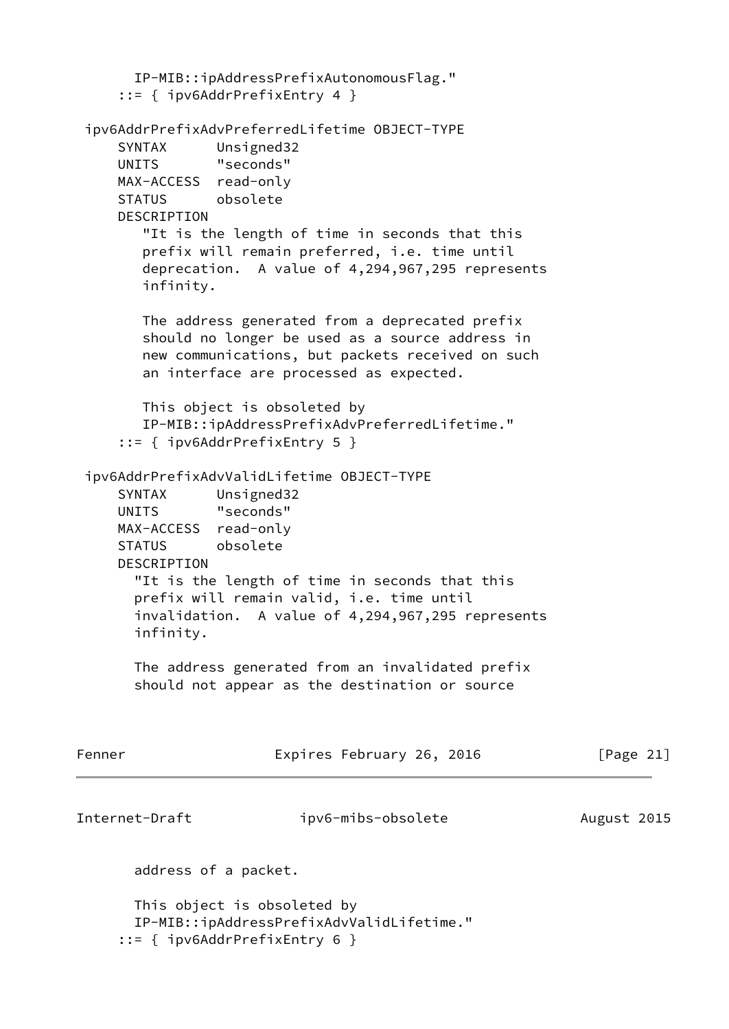```
       IP-MIB::ipAddressPrefixAutonomousFlag."
     ::= { ipv6AddrPrefixEntry 4 }

 ipv6AddrPrefixAdvPreferredLifetime OBJECT-TYPE
     SYNTAX      Unsigned32
     UNITS       "seconds"
     MAX-ACCESS  read-only
     STATUS      obsolete
     DESCRIPTION
        "It is the length of time in seconds that this
        prefix will remain preferred, i.e. time until
        deprecation.  A value of 4,294,967,295 represents
        infinity.

        The address generated from a deprecated prefix
        should no longer be used as a source address in
        new communications, but packets received on such
        an interface are processed as expected.

        This object is obsoleted by
        IP-MIB::ipAddressPrefixAdvPreferredLifetime."
     ::= { ipv6AddrPrefixEntry 5 }

 ipv6AddrPrefixAdvValidLifetime OBJECT-TYPE
     SYNTAX      Unsigned32
     UNITS       "seconds"
     MAX-ACCESS  read-only
     STATUS      obsolete
     DESCRIPTION
       "It is the length of time in seconds that this
       prefix will remain valid, i.e. time until
       invalidation.  A value of 4,294,967,295 represents
       infinity.

       The address generated from an invalidated prefix
       should not appear as the destination or source
       address of a packet.

       This object is obsoleted by
       IP-MIB::ipAddressPrefixAdvValidLifetime."
     ::= { ipv6AddrPrefixEntry 6 }
```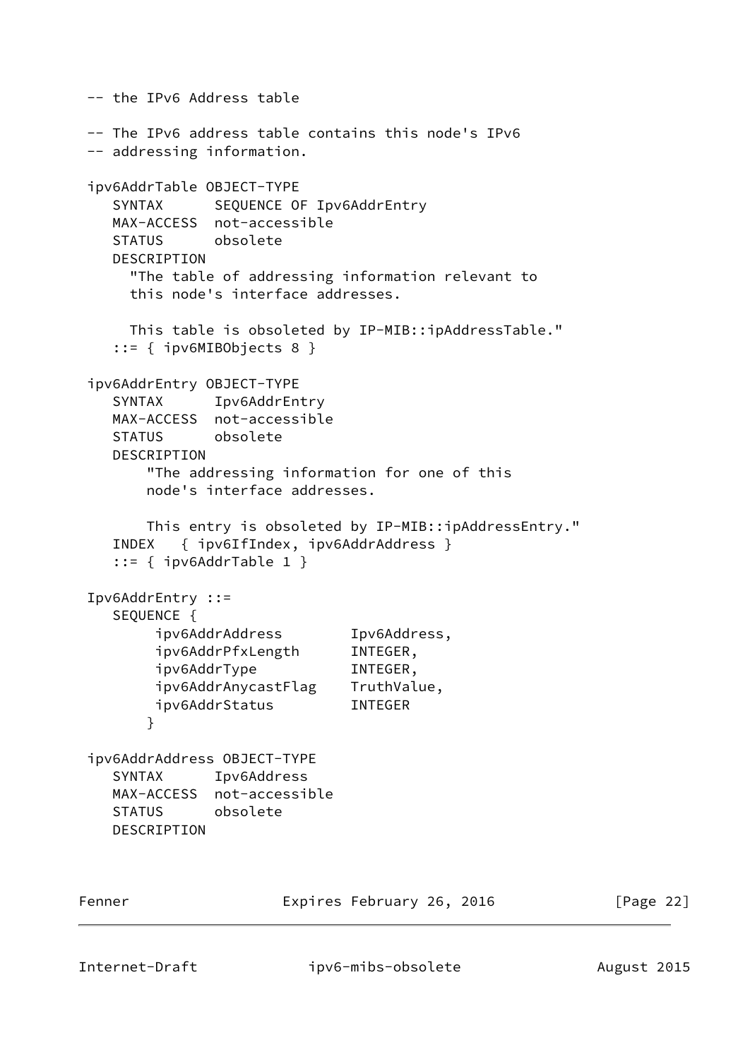```
-- the IPv6 Address table

-- The IPv6 address table contains this node's IPv6
-- addressing information.

ipv6AddrTable OBJECT-TYPE
   SYNTAX      SEQUENCE OF Ipv6AddrEntry
   MAX-ACCESS  not-accessible
   STATUS      obsolete
   DESCRIPTION
     "The table of addressing information relevant to
     this node's interface addresses.

     This table is obsoleted by IP-MIB::ipAddressTable."
   ::= { ipv6MIBObjects 8 }

ipv6AddrEntry OBJECT-TYPE
   SYNTAX      Ipv6AddrEntry
   MAX-ACCESS  not-accessible
   STATUS      obsolete
   DESCRIPTION
       "The addressing information for one of this
       node's interface addresses.

       This entry is obsoleted by IP-MIB::ipAddressEntry."
   INDEX   { ipv6IfIndex, ipv6AddrAddress }
   ::= { ipv6AddrTable 1 }

Ipv6AddrEntry ::=
   SEQUENCE {
        ipv6AddrAddress        Ipv6Address,
        ipv6AddrPfxLength      INTEGER,
        ipv6AddrType           INTEGER,
        ipv6AddrAnycastFlag    TruthValue,
        ipv6AddrStatus         INTEGER
       }

ipv6AddrAddress OBJECT-TYPE
   SYNTAX      Ipv6Address
   MAX-ACCESS  not-accessible
   STATUS      obsolete
   DESCRIPTION
```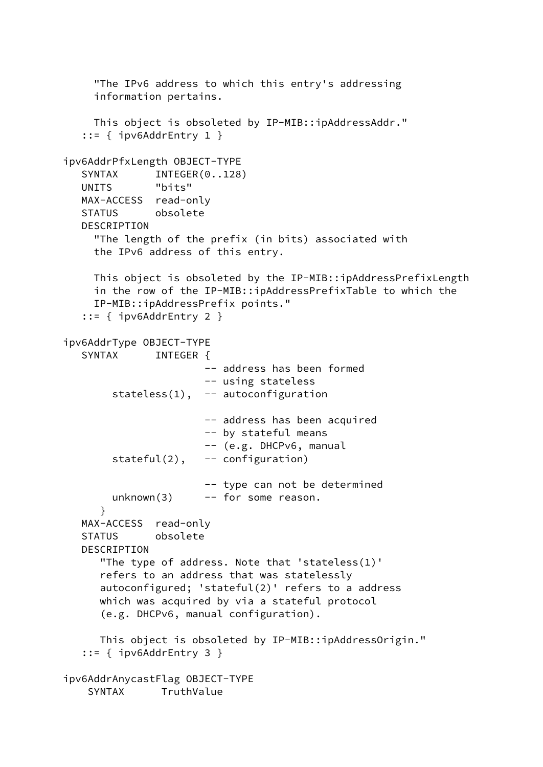```
      "The IPv6 address to which this entry's addressing
      information pertains.

      This object is obsoleted by IP-MIB::ipAddressAddr."
   ::= { ipv6AddrEntry 1 }

ipv6AddrPfxLength OBJECT-TYPE
   SYNTAX      INTEGER(0..128)
   UNITS       "bits"
   MAX-ACCESS  read-only
   STATUS      obsolete
   DESCRIPTION
      "The length of the prefix (in bits) associated with
      the IPv6 address of this entry.

      This object is obsoleted by the IP-MIB::ipAddressPrefixLength
      in the row of the IP-MIB::ipAddressPrefixTable to which the
      IP-MIB::ipAddressPrefix points."
   ::= { ipv6AddrEntry 2 }

ipv6AddrType OBJECT-TYPE
   SYNTAX      INTEGER {
                       -- address has been formed
                       -- using stateless
        stateless(1),  -- autoconfiguration

                       -- address has been acquired
                       -- by stateful means
                       -- (e.g. DHCPv6, manual
        stateful(2),   -- configuration)

                       -- type can not be determined
        unknown(3)     -- for some reason.
      }
   MAX-ACCESS  read-only
   STATUS      obsolete
   DESCRIPTION
       "The type of address. Note that 'stateless(1)'
       refers to an address that was statelessly
       autoconfigured; 'stateful(2)' refers to a address
       which was acquired by via a stateful protocol
       (e.g. DHCPv6, manual configuration).

       This object is obsoleted by IP-MIB::ipAddressOrigin."
   ::= { ipv6AddrEntry 3 }

ipv6AddrAnycastFlag OBJECT-TYPE
    SYNTAX      TruthValue
```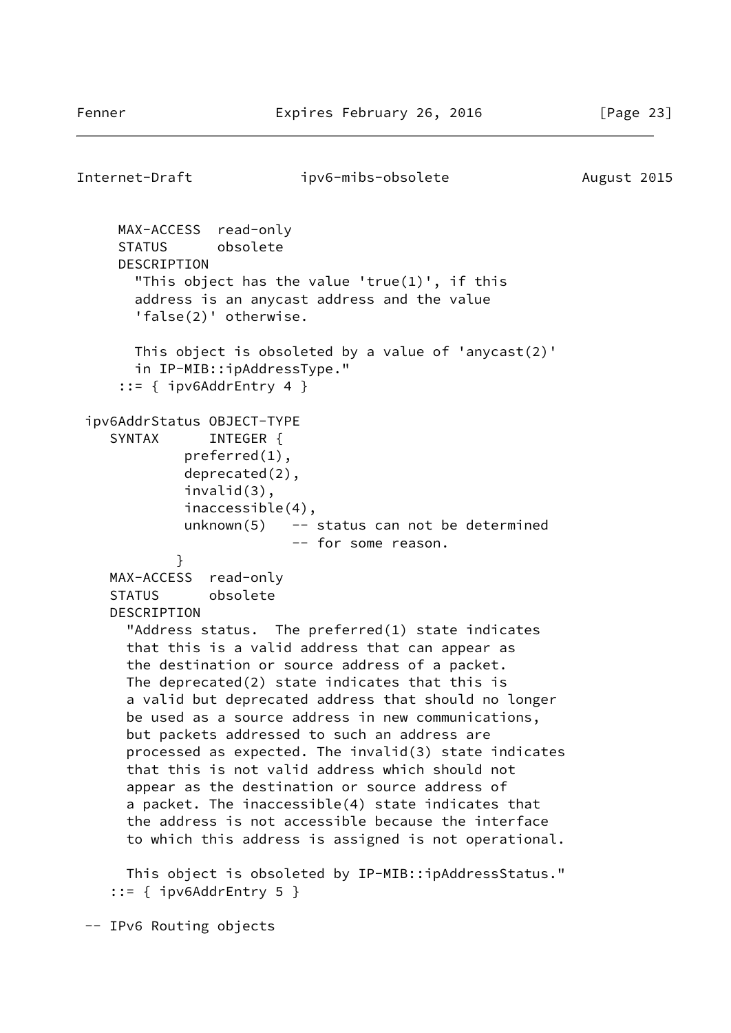```
     MAX-ACCESS  read-only
     STATUS      obsolete
     DESCRIPTION
       "This object has the value 'true(1)', if this
       address is an anycast address and the value
       'false(2)' otherwise.

       This object is obsoleted by a value of 'anycast(2)'
       in IP-MIB::ipAddressType."
     ::= { ipv6AddrEntry 4 }

 ipv6AddrStatus OBJECT-TYPE
    SYNTAX      INTEGER {
            preferred(1),
            deprecated(2),
            invalid(3),
            inaccessible(4),
            unknown(5)   -- status can not be determined
                         -- for some reason.
           }
    MAX-ACCESS  read-only
    STATUS      obsolete
    DESCRIPTION
      "Address status.  The preferred(1) state indicates
      that this is a valid address that can appear as
      the destination or source address of a packet.
      The deprecated(2) state indicates that this is
      a valid but deprecated address that should no longer
      be used as a source address in new communications,
      but packets addressed to such an address are
      processed as expected. The invalid(3) state indicates
      that this is not valid address which should not
      appear as the destination or source address of
      a packet. The inaccessible(4) state indicates that
      the address is not accessible because the interface
      to which this address is assigned is not operational.

      This object is obsoleted by IP-MIB::ipAddressStatus."
    ::= { ipv6AddrEntry 5 }

 -- IPv6 Routing objects
```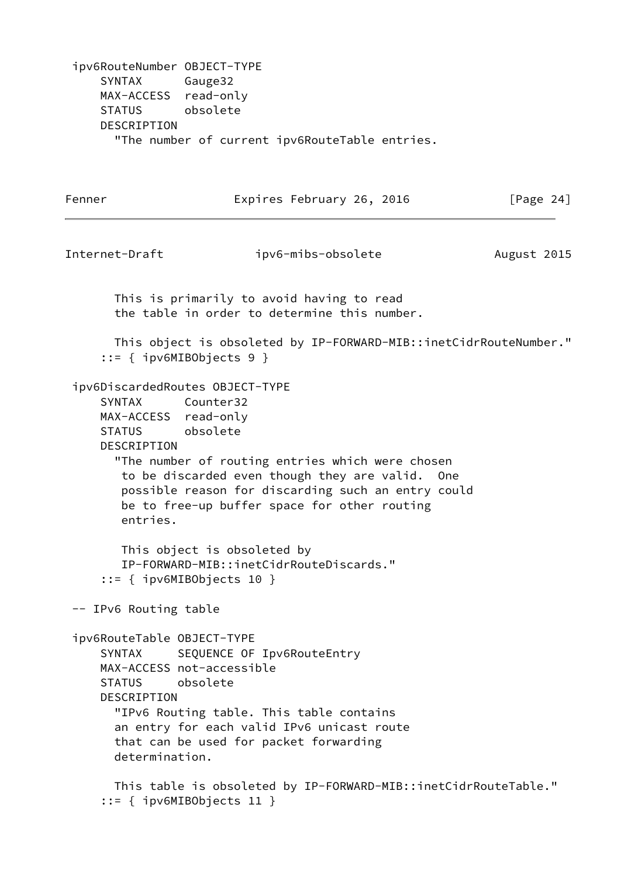```
 ipv6RouteNumber OBJECT-TYPE
     SYNTAX      Gauge32
     MAX-ACCESS  read-only
     STATUS      obsolete
     DESCRIPTION
       "The number of current ipv6RouteTable entries.
       This is primarily to avoid having to read
       the table in order to determine this number.

       This object is obsoleted by IP-FORWARD-MIB::inetCidrRouteNumber."
     ::= { ipv6MIBObjects 9 }

 ipv6DiscardedRoutes OBJECT-TYPE
     SYNTAX      Counter32
     MAX-ACCESS  read-only
     STATUS      obsolete
     DESCRIPTION
       "The number of routing entries which were chosen
        to be discarded even though they are valid.  One
        possible reason for discarding such an entry could
        be to free-up buffer space for other routing
        entries.

        This object is obsoleted by
        IP-FORWARD-MIB::inetCidrRouteDiscards."
     ::= { ipv6MIBObjects 10 }

 -- IPv6 Routing table

 ipv6RouteTable OBJECT-TYPE
     SYNTAX     SEQUENCE OF Ipv6RouteEntry
     MAX-ACCESS not-accessible
     STATUS     obsolete
     DESCRIPTION
       "IPv6 Routing table. This table contains
       an entry for each valid IPv6 unicast route
       that can be used for packet forwarding
       determination.

       This table is obsoleted by IP-FORWARD-MIB::inetCidrRouteTable."
     ::= { ipv6MIBObjects 11 }
```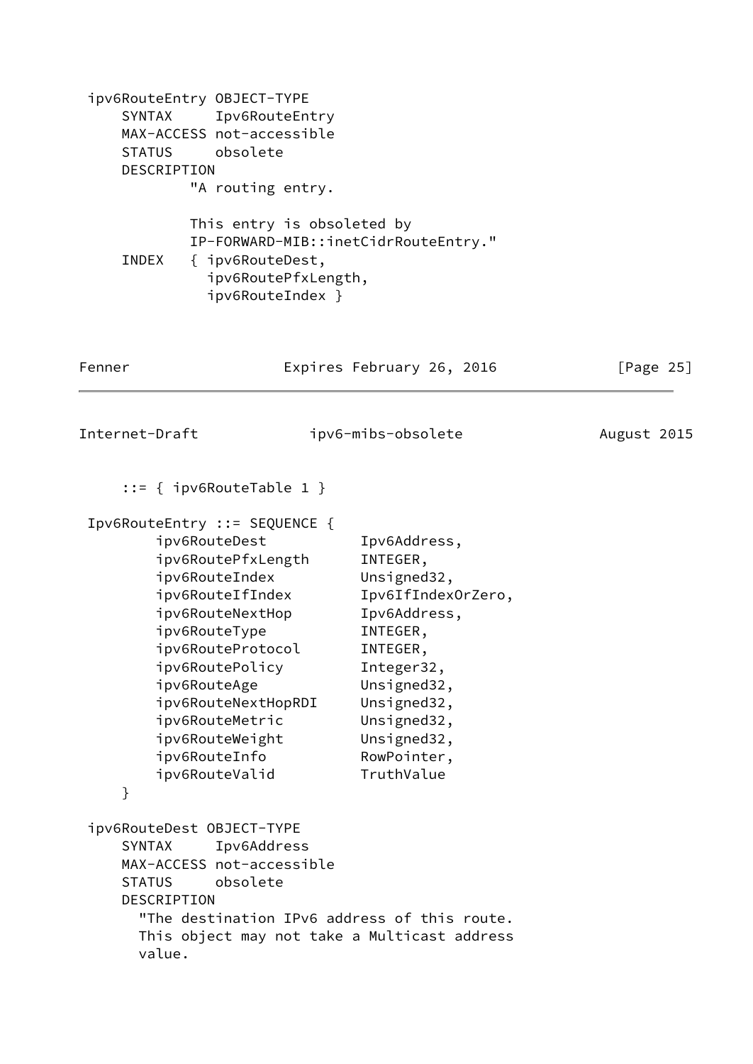```
 ipv6RouteEntry OBJECT-TYPE
     SYNTAX     Ipv6RouteEntry
     MAX-ACCESS not-accessible
     STATUS     obsolete
     DESCRIPTION
             "A routing entry.

             This entry is obsoleted by
             IP-FORWARD-MIB::inetCidrRouteEntry."
     INDEX   { ipv6RouteDest,
               ipv6RoutePfxLength,
               ipv6RouteIndex }
```

```
     ::= { ipv6RouteTable 1 }

 Ipv6RouteEntry ::= SEQUENCE {
         ipv6RouteDest           Ipv6Address,
         ipv6RoutePfxLength      INTEGER,
         ipv6RouteIndex          Unsigned32,
         ipv6RouteIfIndex        Ipv6IfIndexOrZero,
         ipv6RouteNextHop        Ipv6Address,
         ipv6RouteType           INTEGER,
         ipv6RouteProtocol       INTEGER,
         ipv6RoutePolicy         Integer32,
         ipv6RouteAge            Unsigned32,
         ipv6RouteNextHopRDI     Unsigned32,
         ipv6RouteMetric         Unsigned32,
         ipv6RouteWeight         Unsigned32,
         ipv6RouteInfo           RowPointer,
         ipv6RouteValid          TruthValue
     }

 ipv6RouteDest OBJECT-TYPE
     SYNTAX     Ipv6Address
     MAX-ACCESS not-accessible
     STATUS     obsolete
     DESCRIPTION
       "The destination IPv6 address of this route.
       This object may not take a Multicast address
       value.
```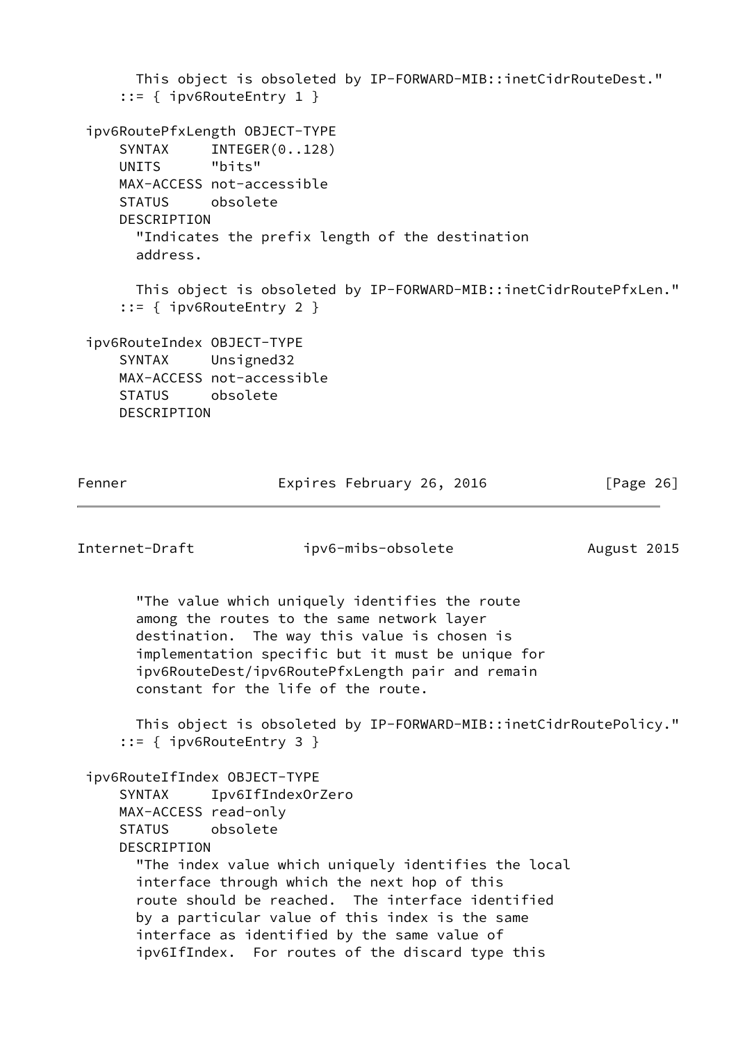```
       This object is obsoleted by IP-FORWARD-MIB::inetCidrRouteDest."
     ::= { ipv6RouteEntry 1 }

 ipv6RoutePfxLength OBJECT-TYPE
     SYNTAX     INTEGER(0..128)
     UNITS      "bits"
     MAX-ACCESS not-accessible
     STATUS     obsolete
     DESCRIPTION
       "Indicates the prefix length of the destination
       address.

       This object is obsoleted by IP-FORWARD-MIB::inetCidrRoutePfxLen."
     ::= { ipv6RouteEntry 2 }

 ipv6RouteIndex OBJECT-TYPE
     SYNTAX     Unsigned32
     MAX-ACCESS not-accessible
     STATUS     obsolete
     DESCRIPTION
       "The value which uniquely identifies the route
       among the routes to the same network layer
       destination.  The way this value is chosen is
       implementation specific but it must be unique for
       ipv6RouteDest/ipv6RoutePfxLength pair and remain
       constant for the life of the route.

       This object is obsoleted by IP-FORWARD-MIB::inetCidrRoutePolicy."
     ::= { ipv6RouteEntry 3 }

 ipv6RouteIfIndex OBJECT-TYPE
     SYNTAX     Ipv6IfIndexOrZero
     MAX-ACCESS read-only
     STATUS     obsolete
     DESCRIPTION
       "The index value which uniquely identifies the local
       interface through which the next hop of this
       route should be reached.  The interface identified
       by a particular value of this index is the same
       interface as identified by the same value of
       ipv6IfIndex.  For routes of the discard type this
```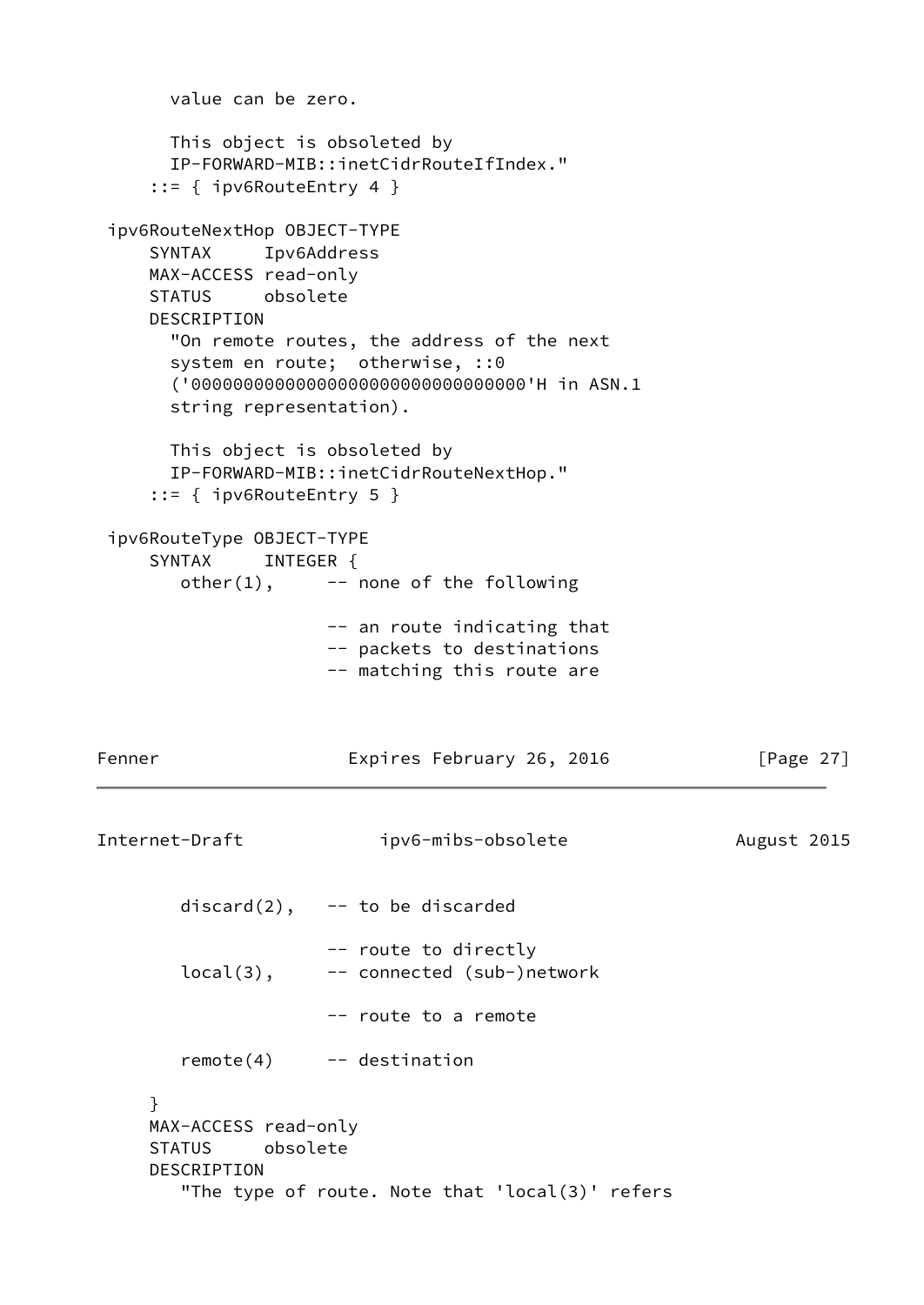```
       value can be zero.

       This object is obsoleted by
       IP-FORWARD-MIB::inetCidrRouteIfIndex."
     ::= { ipv6RouteEntry 4 }

 ipv6RouteNextHop OBJECT-TYPE
     SYNTAX     Ipv6Address
     MAX-ACCESS read-only
     STATUS     obsolete
     DESCRIPTION
       "On remote routes, the address of the next
       system en route;  otherwise, ::0
       ('00000000000000000000000000000000'H in ASN.1
       string representation).

       This object is obsoleted by
       IP-FORWARD-MIB::inetCidrRouteNextHop."
     ::= { ipv6RouteEntry 5 }

 ipv6RouteType OBJECT-TYPE
     SYNTAX     INTEGER {
        other(1),     -- none of the following

                      -- an route indicating that
                      -- packets to destinations
                      -- matching this route are
        discard(2),   -- to be discarded

                      -- route to directly
        local(3),     -- connected (sub-)network

                      -- route to a remote

        remote(4)     -- destination

     }
     MAX-ACCESS read-only
     STATUS     obsolete
     DESCRIPTION
        "The type of route. Note that 'local(3)' refers
```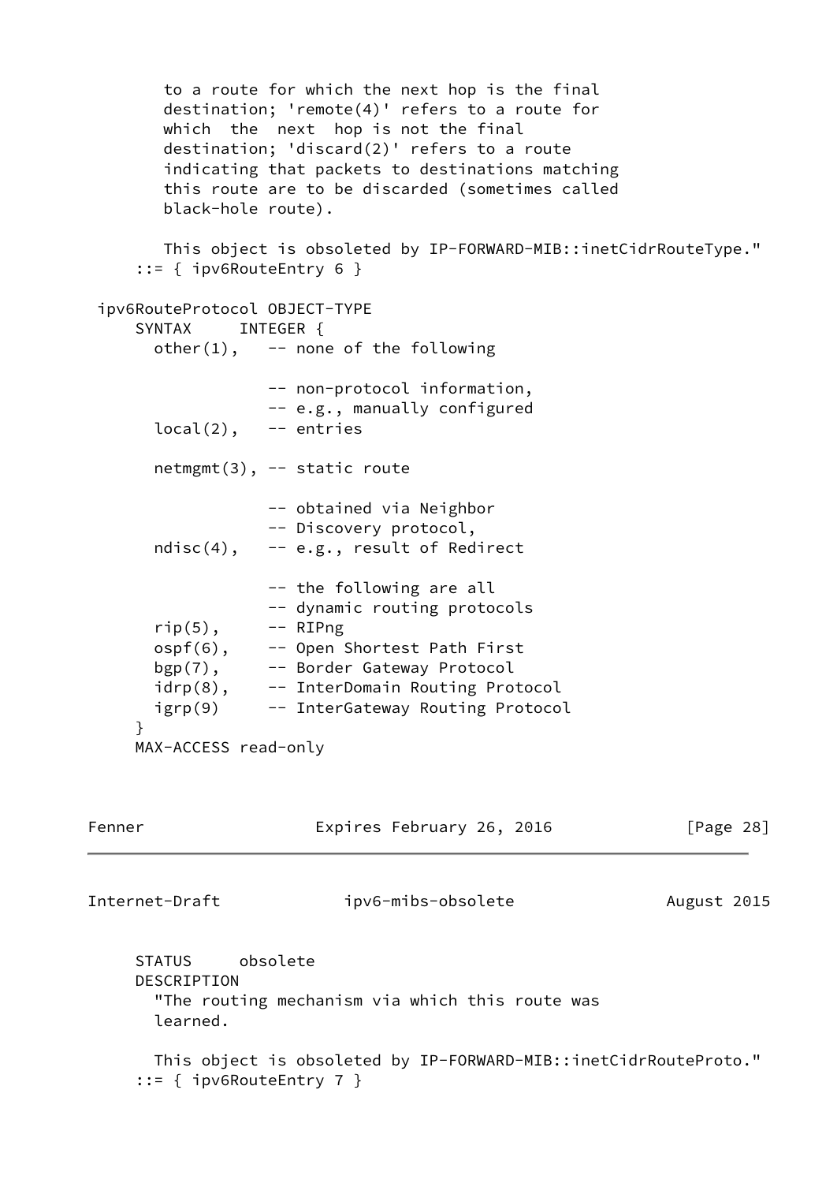```
        to a route for which the next hop is the final
        destination; 'remote(4)' refers to a route for
        which  the  next  hop is not the final
        destination; 'discard(2)' refers to a route
        indicating that packets to destinations matching
        this route are to be discarded (sometimes called
        black-hole route).

        This object is obsoleted by IP-FORWARD-MIB::inetCidrRouteType."
     ::= { ipv6RouteEntry 6 }

 ipv6RouteProtocol OBJECT-TYPE
     SYNTAX     INTEGER {
       other(1),   -- none of the following

                   -- non-protocol information,
                   -- e.g., manually configured
       local(2),   -- entries

       netmgmt(3), -- static route

                   -- obtained via Neighbor
                   -- Discovery protocol,
       ndisc(4),   -- e.g., result of Redirect

                   -- the following are all
                   -- dynamic routing protocols
       rip(5),     -- RIPng
       ospf(6),    -- Open Shortest Path First
       bgp(7),     -- Border Gateway Protocol
       idrp(8),    -- InterDomain Routing Protocol
       igrp(9)     -- InterGateway Routing Protocol
     }
     MAX-ACCESS read-only

     STATUS     obsolete
     DESCRIPTION
       "The routing mechanism via which this route was
       learned.

       This object is obsoleted by IP-FORWARD-MIB::inetCidrRouteProto."
     ::= { ipv6RouteEntry 7 }
```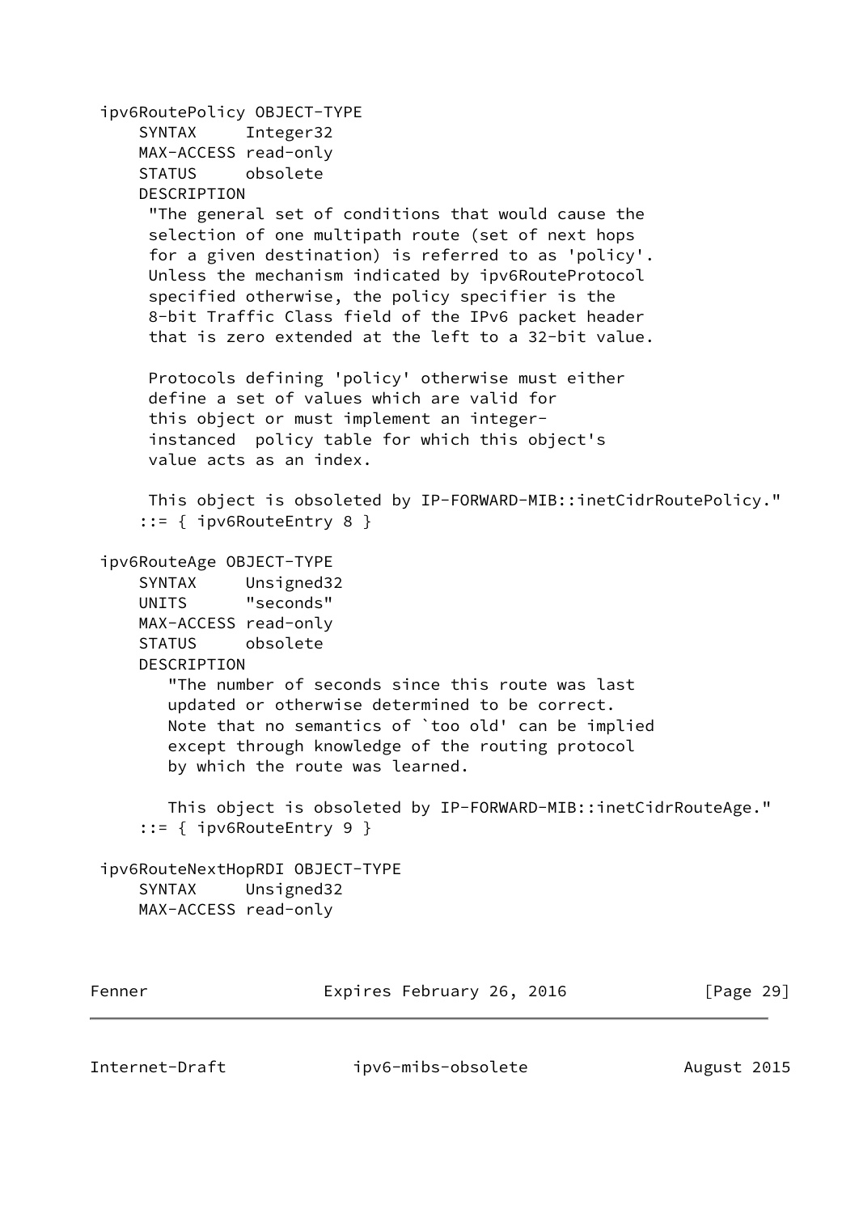```
ipv6RoutePolicy OBJECT-TYPE
    SYNTAX     Integer32
    MAX-ACCESS read-only
    STATUS     obsolete
    DESCRIPTION
     "The general set of conditions that would cause the
     selection of one multipath route (set of next hops
     for a given destination) is referred to as 'policy'.
     Unless the mechanism indicated by ipv6RouteProtocol
     specified otherwise, the policy specifier is the
     8-bit Traffic Class field of the IPv6 packet header
     that is zero extended at the left to a 32-bit value.

     Protocols defining 'policy' otherwise must either
     define a set of values which are valid for
     this object or must implement an integer-
     instanced  policy table for which this object's
     value acts as an index.

     This object is obsoleted by IP-FORWARD-MIB::inetCidrRoutePolicy."
    ::= { ipv6RouteEntry 8 }

ipv6RouteAge OBJECT-TYPE
    SYNTAX     Unsigned32
    UNITS      "seconds"
    MAX-ACCESS read-only
    STATUS     obsolete
    DESCRIPTION
       "The number of seconds since this route was last
       updated or otherwise determined to be correct.
       Note that no semantics of `too old' can be implied
       except through knowledge of the routing protocol
       by which the route was learned.

       This object is obsoleted by IP-FORWARD-MIB::inetCidrRouteAge."
    ::= { ipv6RouteEntry 9 }

ipv6RouteNextHopRDI OBJECT-TYPE
    SYNTAX     Unsigned32
    MAX-ACCESS read-only
```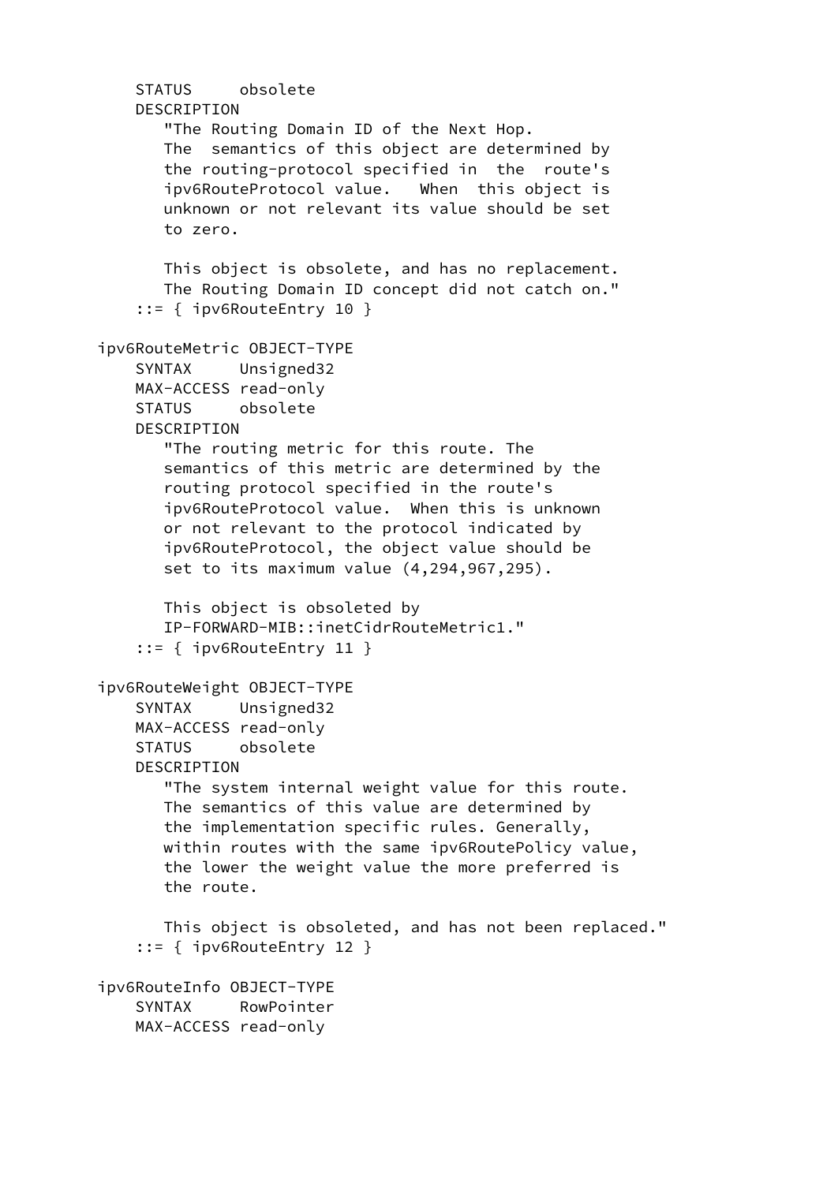```
        STATUS     obsolete
        DESCRIPTION
           "The Routing Domain ID of the Next Hop.
           The  semantics of this object are determined by
           the routing-protocol specified in  the  route's
           ipv6RouteProtocol value.   When  this object is
           unknown or not relevant its value should be set
           to zero.

           This object is obsolete, and has no replacement.
           The Routing Domain ID concept did not catch on."
        ::= { ipv6RouteEntry 10 }

    ipv6RouteMetric OBJECT-TYPE
        SYNTAX     Unsigned32
        MAX-ACCESS read-only
        STATUS     obsolete
        DESCRIPTION
           "The routing metric for this route. The
           semantics of this metric are determined by the
           routing protocol specified in the route's
           ipv6RouteProtocol value.  When this is unknown
           or not relevant to the protocol indicated by
           ipv6RouteProtocol, the object value should be
           set to its maximum value (4,294,967,295).

           This object is obsoleted by
           IP-FORWARD-MIB::inetCidrRouteMetric1."
        ::= { ipv6RouteEntry 11 }

    ipv6RouteWeight OBJECT-TYPE
        SYNTAX     Unsigned32
        MAX-ACCESS read-only
        STATUS     obsolete
        DESCRIPTION
           "The system internal weight value for this route.
           The semantics of this value are determined by
           the implementation specific rules. Generally,
           within routes with the same ipv6RoutePolicy value,
           the lower the weight value the more preferred is
           the route.

           This object is obsoleted, and has not been replaced."
        ::= { ipv6RouteEntry 12 }

    ipv6RouteInfo OBJECT-TYPE
        SYNTAX     RowPointer
        MAX-ACCESS read-only
```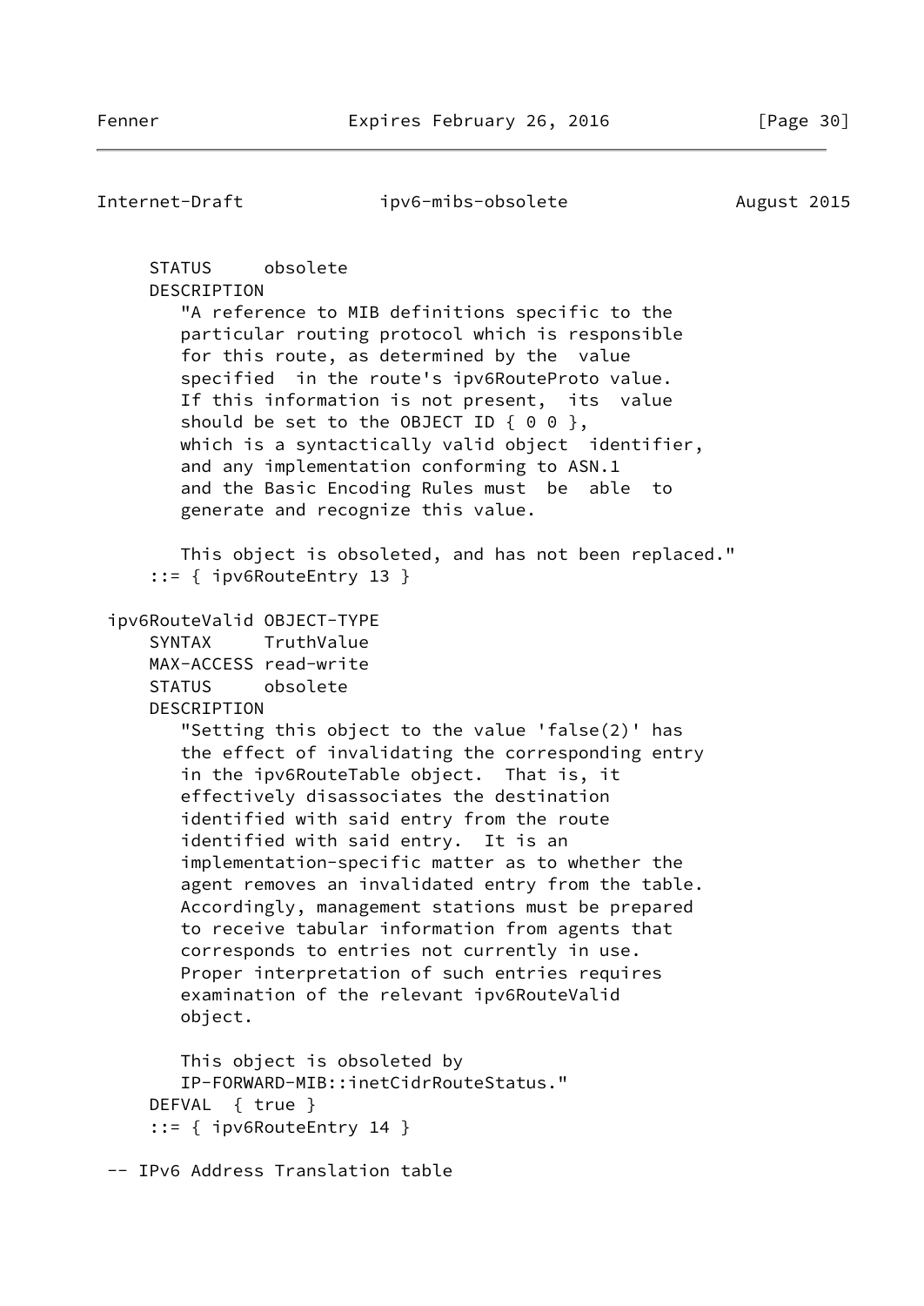```
     STATUS     obsolete
     DESCRIPTION
        "A reference to MIB definitions specific to the
        particular routing protocol which is responsible
        for this route, as determined by the  value
        specified  in the route's ipv6RouteProto value.
        If this information is not present,  its  value
        should be set to the OBJECT ID { 0 0 },
        which is a syntactically valid object  identifier,
        and any implementation conforming to ASN.1
        and the Basic Encoding Rules must  be  able  to
        generate and recognize this value.

        This object is obsoleted, and has not been replaced."
     ::= { ipv6RouteEntry 13 }

 ipv6RouteValid OBJECT-TYPE
     SYNTAX     TruthValue
     MAX-ACCESS read-write
     STATUS     obsolete
     DESCRIPTION
        "Setting this object to the value 'false(2)' has
        the effect of invalidating the corresponding entry
        in the ipv6RouteTable object.  That is, it
        effectively disassociates the destination
        identified with said entry from the route
        identified with said entry.  It is an
        implementation-specific matter as to whether the
        agent removes an invalidated entry from the table.
        Accordingly, management stations must be prepared
        to receive tabular information from agents that
        corresponds to entries not currently in use.
        Proper interpretation of such entries requires
        examination of the relevant ipv6RouteValid
        object.

        This object is obsoleted by
        IP-FORWARD-MIB::inetCidrRouteStatus."
     DEFVAL  { true }
     ::= { ipv6RouteEntry 14 }

 -- IPv6 Address Translation table
```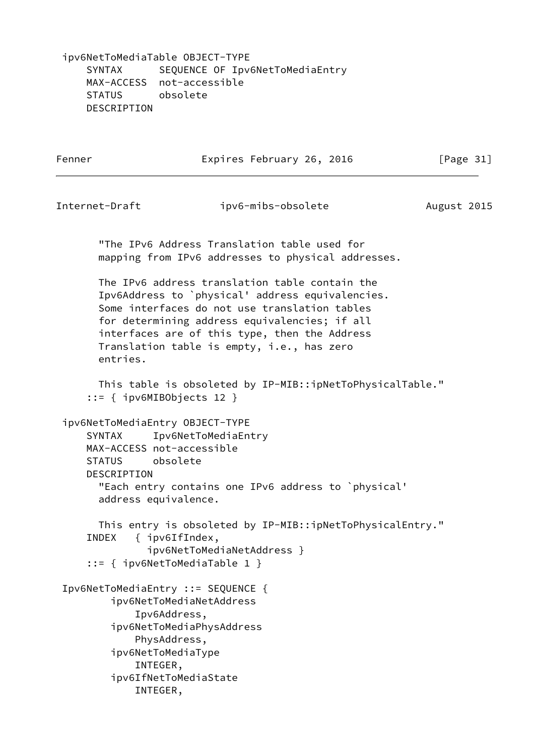```
 ipv6NetToMediaTable OBJECT-TYPE
     SYNTAX      SEQUENCE OF Ipv6NetToMediaEntry
     MAX-ACCESS  not-accessible
     STATUS      obsolete
     DESCRIPTION
       "The IPv6 Address Translation table used for
       mapping from IPv6 addresses to physical addresses.

       The IPv6 address translation table contain the
       Ipv6Address to `physical' address equivalencies.
       Some interfaces do not use translation tables
       for determining address equivalencies; if all
       interfaces are of this type, then the Address
       Translation table is empty, i.e., has zero
       entries.

       This table is obsoleted by IP-MIB::ipNetToPhysicalTable."
     ::= { ipv6MIBObjects 12 }

 ipv6NetToMediaEntry OBJECT-TYPE
     SYNTAX     Ipv6NetToMediaEntry
     MAX-ACCESS not-accessible
     STATUS     obsolete
     DESCRIPTION
       "Each entry contains one IPv6 address to `physical'
       address equivalence.

       This entry is obsoleted by IP-MIB::ipNetToPhysicalEntry."
     INDEX   { ipv6IfIndex,
               ipv6NetToMediaNetAddress }
     ::= { ipv6NetToMediaTable 1 }

 Ipv6NetToMediaEntry ::= SEQUENCE {
         ipv6NetToMediaNetAddress
             Ipv6Address,
         ipv6NetToMediaPhysAddress
             PhysAddress,
         ipv6NetToMediaType
             INTEGER,
         ipv6IfNetToMediaState
             INTEGER,
```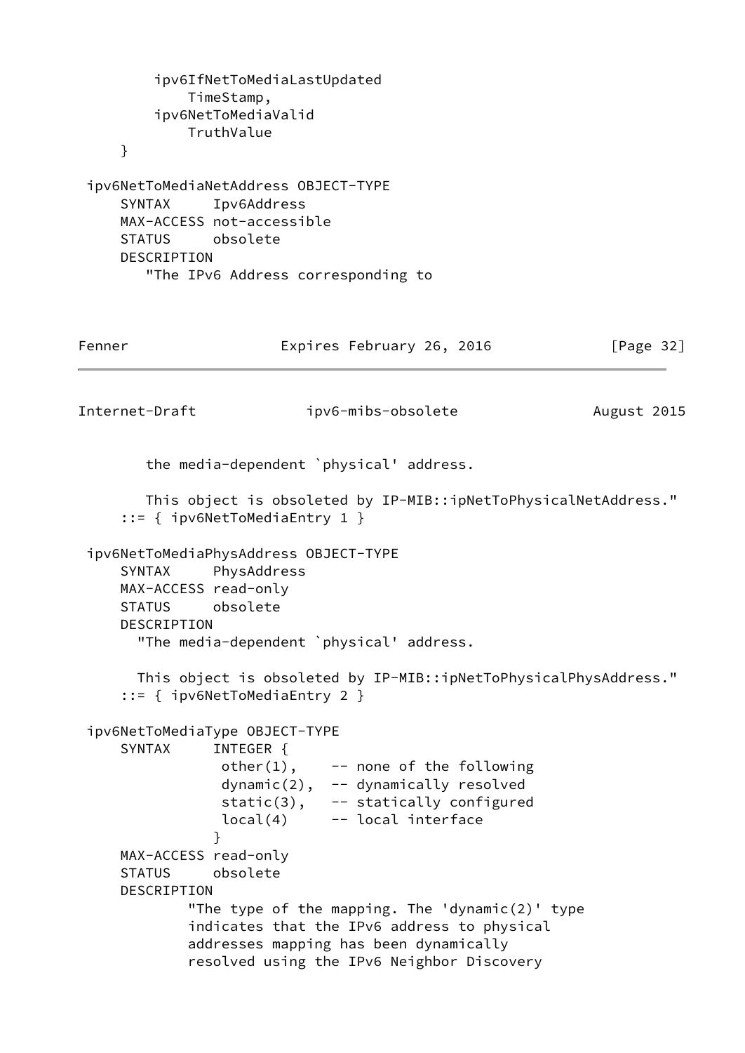```
         ipv6IfNetToMediaLastUpdated
             TimeStamp,
         ipv6NetToMediaValid
             TruthValue
     }

 ipv6NetToMediaNetAddress OBJECT-TYPE
     SYNTAX     Ipv6Address
     MAX-ACCESS not-accessible
     STATUS     obsolete
     DESCRIPTION
        "The IPv6 Address corresponding to
        the media-dependent `physical' address.

        This object is obsoleted by IP-MIB::ipNetToPhysicalNetAddress."
     ::= { ipv6NetToMediaEntry 1 }

 ipv6NetToMediaPhysAddress OBJECT-TYPE
     SYNTAX     PhysAddress
     MAX-ACCESS read-only
     STATUS     obsolete
     DESCRIPTION
       "The media-dependent `physical' address.

       This object is obsoleted by IP-MIB::ipNetToPhysicalPhysAddress."
     ::= { ipv6NetToMediaEntry 2 }

 ipv6NetToMediaType OBJECT-TYPE
     SYNTAX     INTEGER {
                 other(1),    -- none of the following
                 dynamic(2),  -- dynamically resolved
                 static(3),   -- statically configured
                 local(4)     -- local interface
                }
     MAX-ACCESS read-only
     STATUS     obsolete
     DESCRIPTION
             "The type of the mapping. The 'dynamic(2)' type
             indicates that the IPv6 address to physical
             addresses mapping has been dynamically
             resolved using the IPv6 Neighbor Discovery
```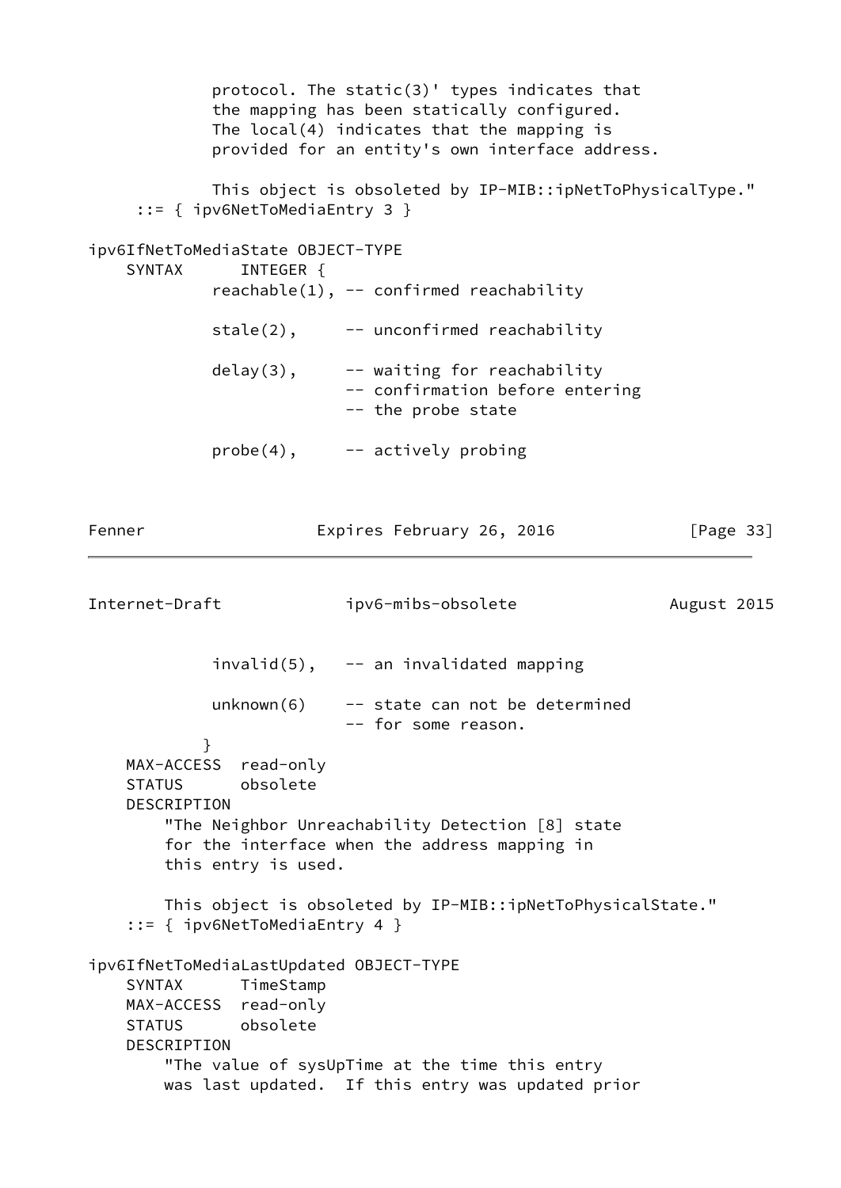```
             protocol. The static(3)' types indicates that
             the mapping has been statically configured.
             The local(4) indicates that the mapping is
             provided for an entity's own interface address.

             This object is obsoleted by IP-MIB::ipNetToPhysicalType."
     ::= { ipv6NetToMediaEntry 3 }

ipv6IfNetToMediaState OBJECT-TYPE
    SYNTAX      INTEGER {
             reachable(1), -- confirmed reachability

             stale(2),     -- unconfirmed reachability

             delay(3),     -- waiting for reachability
                           -- confirmation before entering
                           -- the probe state

             probe(4),     -- actively probing

             invalid(5),   -- an invalidated mapping

             unknown(6)    -- state can not be determined
                           -- for some reason.
            }
    MAX-ACCESS  read-only
    STATUS      obsolete
    DESCRIPTION
        "The Neighbor Unreachability Detection [8] state
        for the interface when the address mapping in
        this entry is used.

        This object is obsoleted by IP-MIB::ipNetToPhysicalState."
    ::= { ipv6NetToMediaEntry 4 }

ipv6IfNetToMediaLastUpdated OBJECT-TYPE
    SYNTAX      TimeStamp
    MAX-ACCESS  read-only
    STATUS      obsolete
    DESCRIPTION
        "The value of sysUpTime at the time this entry
        was last updated.  If this entry was updated prior
```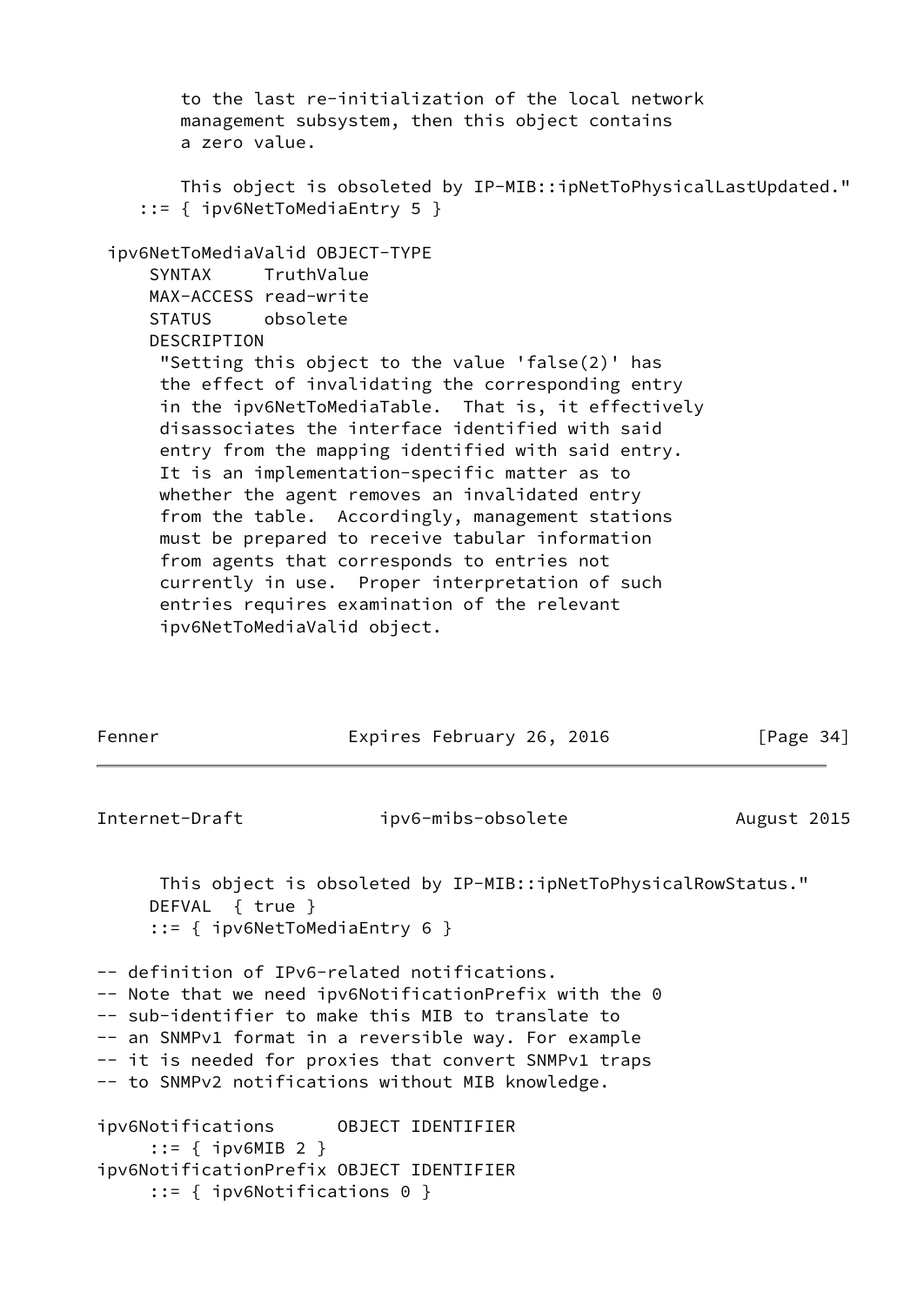```
        to the last re-initialization of the local network
        management subsystem, then this object contains
        a zero value.

        This object is obsoleted by IP-MIB::ipNetToPhysicalLastUpdated."
    ::= { ipv6NetToMediaEntry 5 }

 ipv6NetToMediaValid OBJECT-TYPE
     SYNTAX     TruthValue
     MAX-ACCESS read-write
     STATUS     obsolete
     DESCRIPTION
      "Setting this object to the value 'false(2)' has
      the effect of invalidating the corresponding entry
      in the ipv6NetToMediaTable.  That is, it effectively
      disassociates the interface identified with said
      entry from the mapping identified with said entry.
      It is an implementation-specific matter as to
      whether the agent removes an invalidated entry
      from the table.  Accordingly, management stations
      must be prepared to receive tabular information
      from agents that corresponds to entries not
      currently in use.  Proper interpretation of such
      entries requires examination of the relevant
      ipv6NetToMediaValid object.

      This object is obsoleted by IP-MIB::ipNetToPhysicalRowStatus."
     DEFVAL  { true }
     ::= { ipv6NetToMediaEntry 6 }

-- definition of IPv6-related notifications.
-- Note that we need ipv6NotificationPrefix with the 0
-- sub-identifier to make this MIB to translate to
-- an SNMPv1 format in a reversible way. For example
-- it is needed for proxies that convert SNMPv1 traps
-- to SNMPv2 notifications without MIB knowledge.

ipv6Notifications      OBJECT IDENTIFIER
     ::= { ipv6MIB 2 }
ipv6NotificationPrefix OBJECT IDENTIFIER
     ::= { ipv6Notifications 0 }
```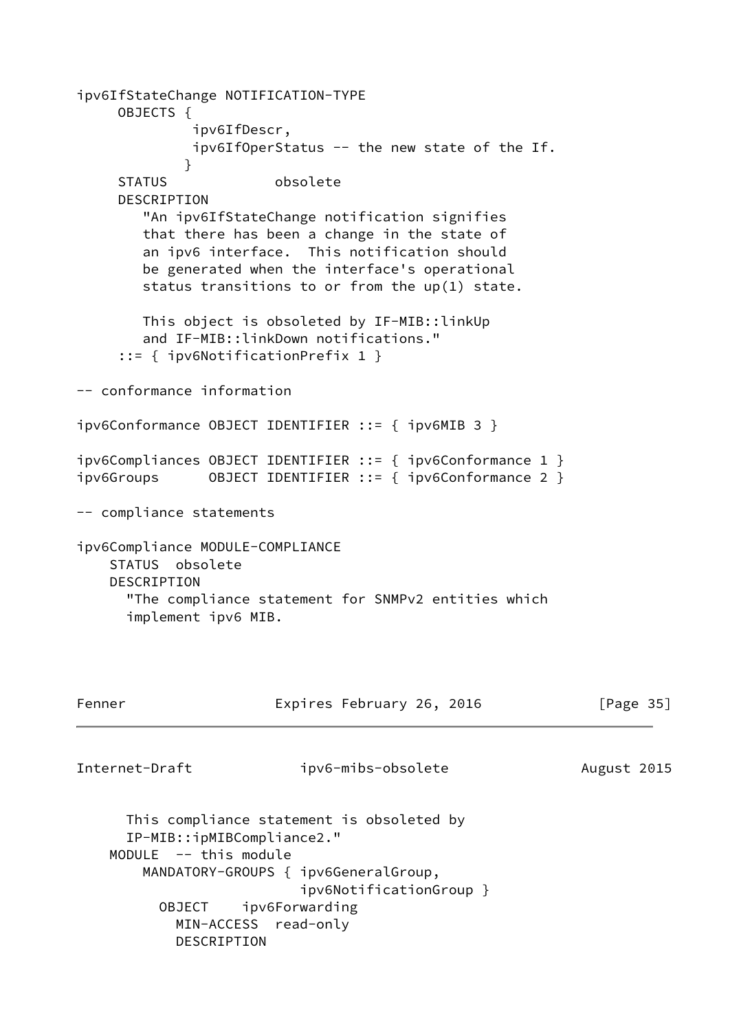```
ipv6IfStateChange NOTIFICATION-TYPE
     OBJECTS {
              ipv6IfDescr,
              ipv6IfOperStatus -- the new state of the If.
             }
     STATUS             obsolete
     DESCRIPTION
        "An ipv6IfStateChange notification signifies
        that there has been a change in the state of
        an ipv6 interface.  This notification should
        be generated when the interface's operational
        status transitions to or from the up(1) state.

        This object is obsoleted by IF-MIB::linkUp
        and IF-MIB::linkDown notifications."
     ::= { ipv6NotificationPrefix 1 }

-- conformance information

ipv6Conformance OBJECT IDENTIFIER ::= { ipv6MIB 3 }

ipv6Compliances OBJECT IDENTIFIER ::= { ipv6Conformance 1 }
ipv6Groups      OBJECT IDENTIFIER ::= { ipv6Conformance 2 }

-- compliance statements

ipv6Compliance MODULE-COMPLIANCE
    STATUS  obsolete
    DESCRIPTION
      "The compliance statement for SNMPv2 entities which
      implement ipv6 MIB.

      This compliance statement is obsoleted by
      IP-MIB::ipMIBCompliance2."
    MODULE  -- this module
        MANDATORY-GROUPS { ipv6GeneralGroup,
                           ipv6NotificationGroup }
          OBJECT    ipv6Forwarding
            MIN-ACCESS  read-only
            DESCRIPTION
```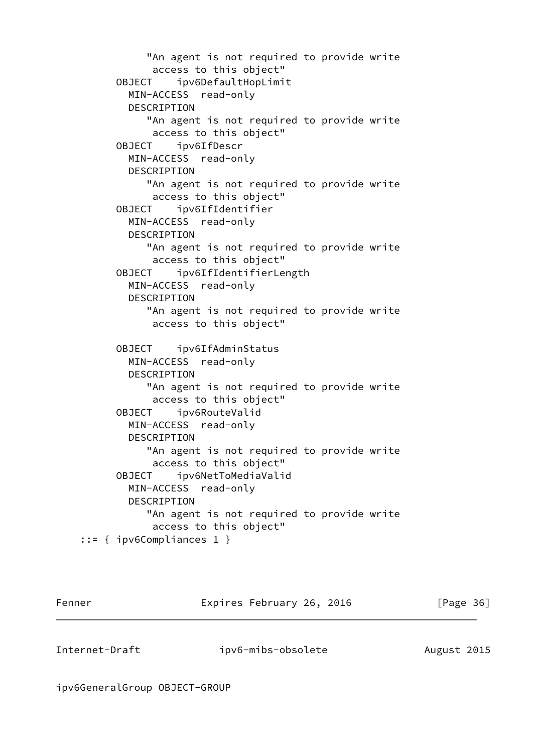```
             "An agent is not required to provide write
              access to this object"
        OBJECT    ipv6DefaultHopLimit
          MIN-ACCESS  read-only
          DESCRIPTION
             "An agent is not required to provide write
              access to this object"
        OBJECT    ipv6IfDescr
          MIN-ACCESS  read-only
          DESCRIPTION
             "An agent is not required to provide write
              access to this object"
        OBJECT    ipv6IfIdentifier
          MIN-ACCESS  read-only
          DESCRIPTION
             "An agent is not required to provide write
              access to this object"
        OBJECT    ipv6IfIdentifierLength
          MIN-ACCESS  read-only
          DESCRIPTION
             "An agent is not required to provide write
              access to this object"

        OBJECT    ipv6IfAdminStatus
          MIN-ACCESS  read-only
          DESCRIPTION
             "An agent is not required to provide write
              access to this object"
        OBJECT    ipv6RouteValid
          MIN-ACCESS  read-only
          DESCRIPTION
             "An agent is not required to provide write
              access to this object"
        OBJECT    ipv6NetToMediaValid
          MIN-ACCESS  read-only
          DESCRIPTION
             "An agent is not required to provide write
              access to this object"
    ::= { ipv6Compliances 1 }
```

```
ipv6GeneralGroup OBJECT-GROUP
```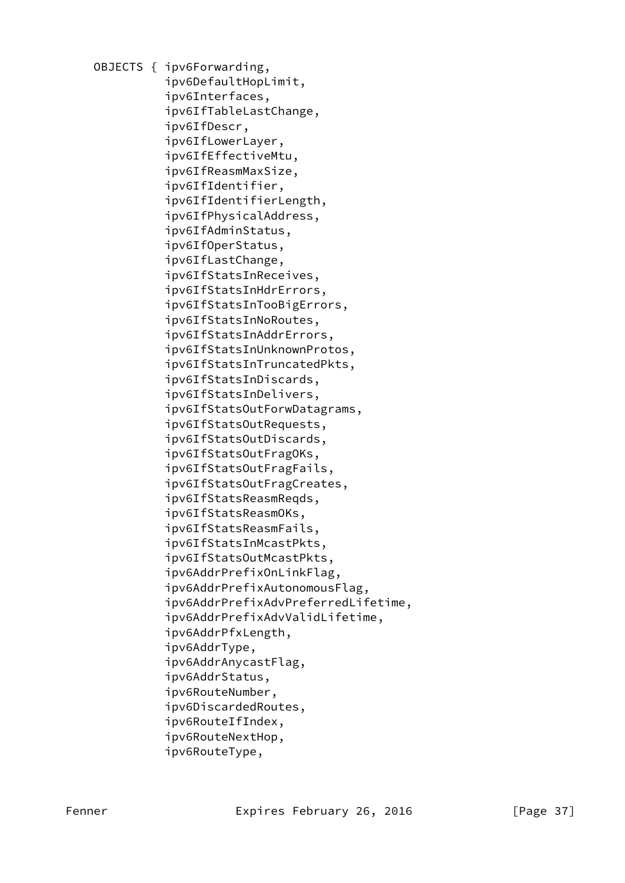```
    OBJECTS { ipv6Forwarding,
              ipv6DefaultHopLimit,
              ipv6Interfaces,
              ipv6IfTableLastChange,
              ipv6IfDescr,
              ipv6IfLowerLayer,
              ipv6IfEffectiveMtu,
              ipv6IfReasmMaxSize,
              ipv6IfIdentifier,
              ipv6IfIdentifierLength,
              ipv6IfPhysicalAddress,
              ipv6IfAdminStatus,
              ipv6IfOperStatus,
              ipv6IfLastChange,
              ipv6IfStatsInReceives,
              ipv6IfStatsInHdrErrors,
              ipv6IfStatsInTooBigErrors,
              ipv6IfStatsInNoRoutes,
              ipv6IfStatsInAddrErrors,
              ipv6IfStatsInUnknownProtos,
              ipv6IfStatsInTruncatedPkts,
              ipv6IfStatsInDiscards,
              ipv6IfStatsInDelivers,
              ipv6IfStatsOutForwDatagrams,
              ipv6IfStatsOutRequests,
              ipv6IfStatsOutDiscards,
              ipv6IfStatsOutFragOKs,
              ipv6IfStatsOutFragFails,
              ipv6IfStatsOutFragCreates,
              ipv6IfStatsReasmReqds,
              ipv6IfStatsReasmOKs,
              ipv6IfStatsReasmFails,
              ipv6IfStatsInMcastPkts,
              ipv6IfStatsOutMcastPkts,
              ipv6AddrPrefixOnLinkFlag,
              ipv6AddrPrefixAutonomousFlag,
              ipv6AddrPrefixAdvPreferredLifetime,
              ipv6AddrPrefixAdvValidLifetime,
              ipv6AddrPfxLength,
              ipv6AddrType,
              ipv6AddrAnycastFlag,
              ipv6AddrStatus,
              ipv6RouteNumber,
              ipv6DiscardedRoutes,
              ipv6RouteIfIndex,
              ipv6RouteNextHop,
              ipv6RouteType,
```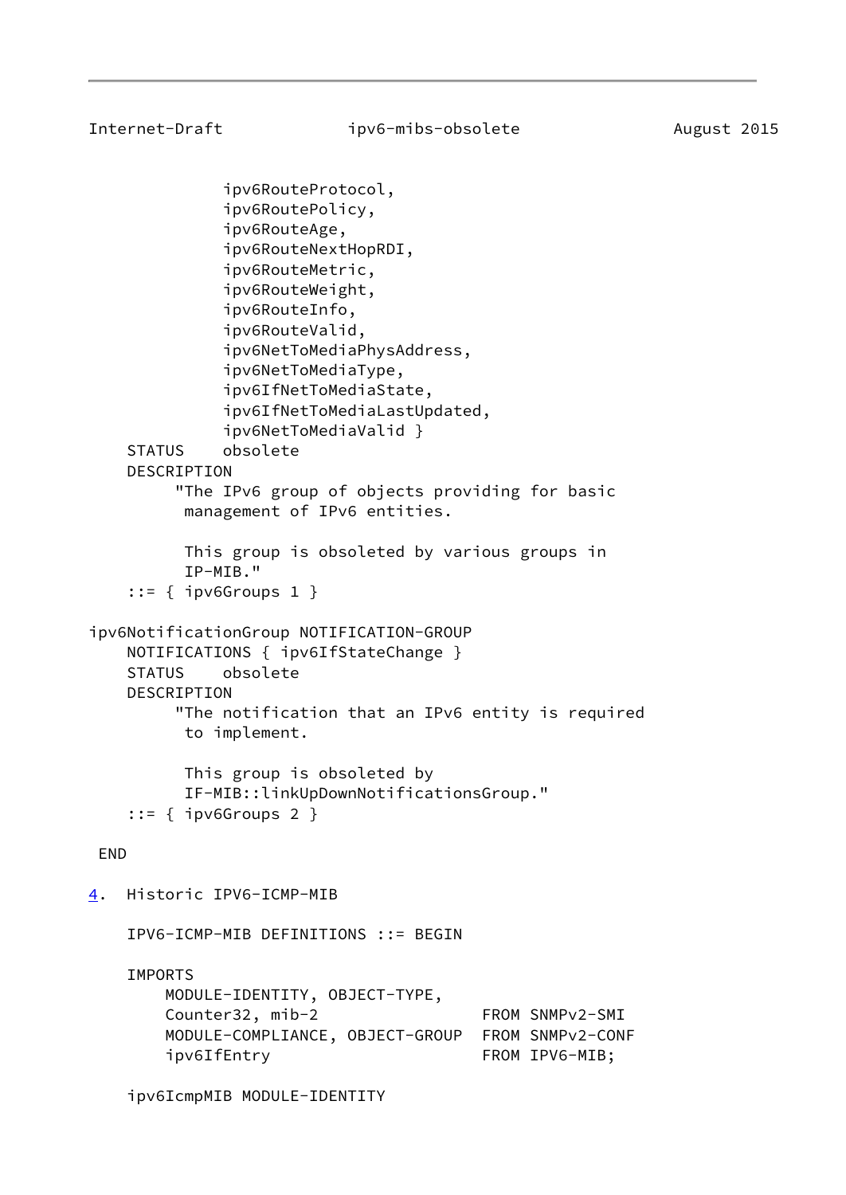```
            ipv6RouteProtocol,
            ipv6RoutePolicy,
            ipv6RouteAge,
            ipv6RouteNextHopRDI,
            ipv6RouteMetric,
            ipv6RouteWeight,
            ipv6RouteInfo,
            ipv6RouteValid,
            ipv6NetToMediaPhysAddress,
            ipv6NetToMediaType,
            ipv6IfNetToMediaState,
            ipv6IfNetToMediaLastUpdated,
            ipv6NetToMediaValid }
    STATUS    obsolete
    DESCRIPTION
         "The IPv6 group of objects providing for basic
          management of IPv6 entities.

          This group is obsoleted by various groups in
          IP-MIB."
    ::= { ipv6Groups 1 }

ipv6NotificationGroup NOTIFICATION-GROUP
    NOTIFICATIONS { ipv6IfStateChange }
    STATUS    obsolete
    DESCRIPTION
         "The notification that an IPv6 entity is required
          to implement.

          This group is obsoleted by
          IF-MIB::linkUpDownNotificationsGroup."
    ::= { ipv6Groups 2 }

 END
```

## 4. Historic IPV6-ICMP-MIB

```
    IPV6-ICMP-MIB DEFINITIONS ::= BEGIN

    IMPORTS
        MODULE-IDENTITY, OBJECT-TYPE,
        Counter32, mib-2                  FROM SNMPv2-SMI
        MODULE-COMPLIANCE, OBJECT-GROUP  FROM SNMPv2-CONF
        ipv6IfEntry                      FROM IPV6-MIB;

    ipv6IcmpMIB MODULE-IDENTITY
```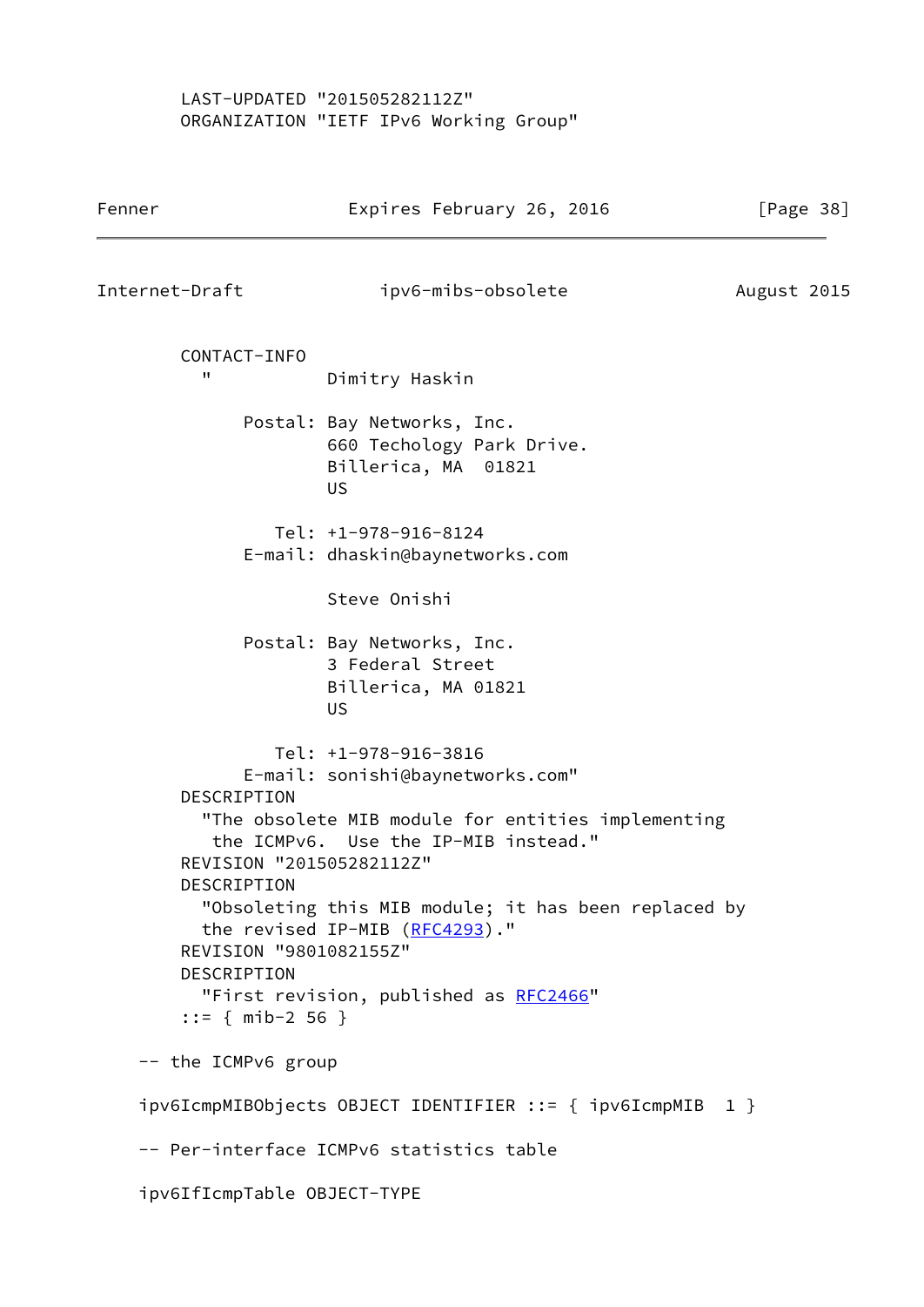```
       LAST-UPDATED "201505282112Z"
       ORGANIZATION "IETF IPv6 Working Group"
```

```
       CONTACT-INFO
         "           Dimitry Haskin

               Postal: Bay Networks, Inc.
                       660 Techology Park Drive.
                       Billerica, MA  01821
                       US

                  Tel: +1-978-916-8124
               E-mail: dhaskin@baynetworks.com

                       Steve Onishi

               Postal: Bay Networks, Inc.
                       3 Federal Street
                       Billerica, MA 01821
                       US

                  Tel: +1-978-916-3816
               E-mail: sonishi@baynetworks.com"
       DESCRIPTION
         "The obsolete MIB module for entities implementing
          the ICMPv6.  Use the IP-MIB instead."
       REVISION "201505282112Z"
       DESCRIPTION
         "Obsoleting this MIB module; it has been replaced by
         the revised IP-MIB (RFC4293)."
       REVISION "9801082155Z"
       DESCRIPTION
         "First revision, published as RFC2466"
       ::= { mib-2 56 }

   -- the ICMPv6 group

   ipv6IcmpMIBObjects OBJECT IDENTIFIER ::= { ipv6IcmpMIB  1 }

   -- Per-interface ICMPv6 statistics table

   ipv6IfIcmpTable OBJECT-TYPE
```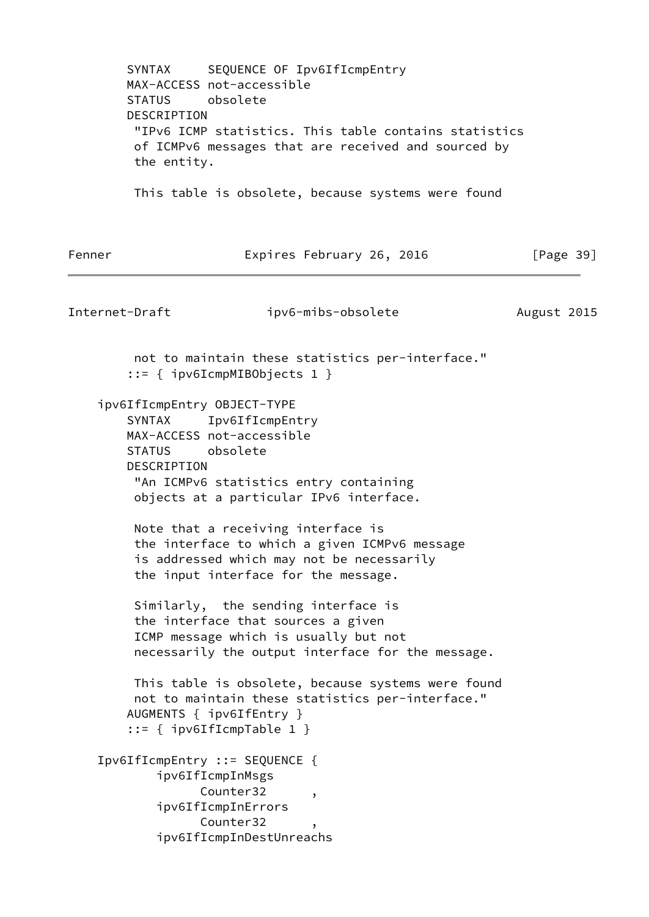```
        SYNTAX     SEQUENCE OF Ipv6IfIcmpEntry
        MAX-ACCESS not-accessible
        STATUS     obsolete
        DESCRIPTION
         "IPv6 ICMP statistics. This table contains statistics
         of ICMPv6 messages that are received and sourced by
         the entity.

         This table is obsolete, because systems were found
         not to maintain these statistics per-interface."
        ::= { ipv6IcmpMIBObjects 1 }

    ipv6IfIcmpEntry OBJECT-TYPE
        SYNTAX     Ipv6IfIcmpEntry
        MAX-ACCESS not-accessible
        STATUS     obsolete
        DESCRIPTION
         "An ICMPv6 statistics entry containing
         objects at a particular IPv6 interface.

         Note that a receiving interface is
         the interface to which a given ICMPv6 message
         is addressed which may not be necessarily
         the input interface for the message.

         Similarly,  the sending interface is
         the interface that sources a given
         ICMP message which is usually but not
         necessarily the output interface for the message.

         This table is obsolete, because systems were found
         not to maintain these statistics per-interface."
        AUGMENTS { ipv6IfEntry }
        ::= { ipv6IfIcmpTable 1 }

    Ipv6IfIcmpEntry ::= SEQUENCE {
            ipv6IfIcmpInMsgs
                  Counter32      ,
            ipv6IfIcmpInErrors
                  Counter32      ,
            ipv6IfIcmpInDestUnreachs
```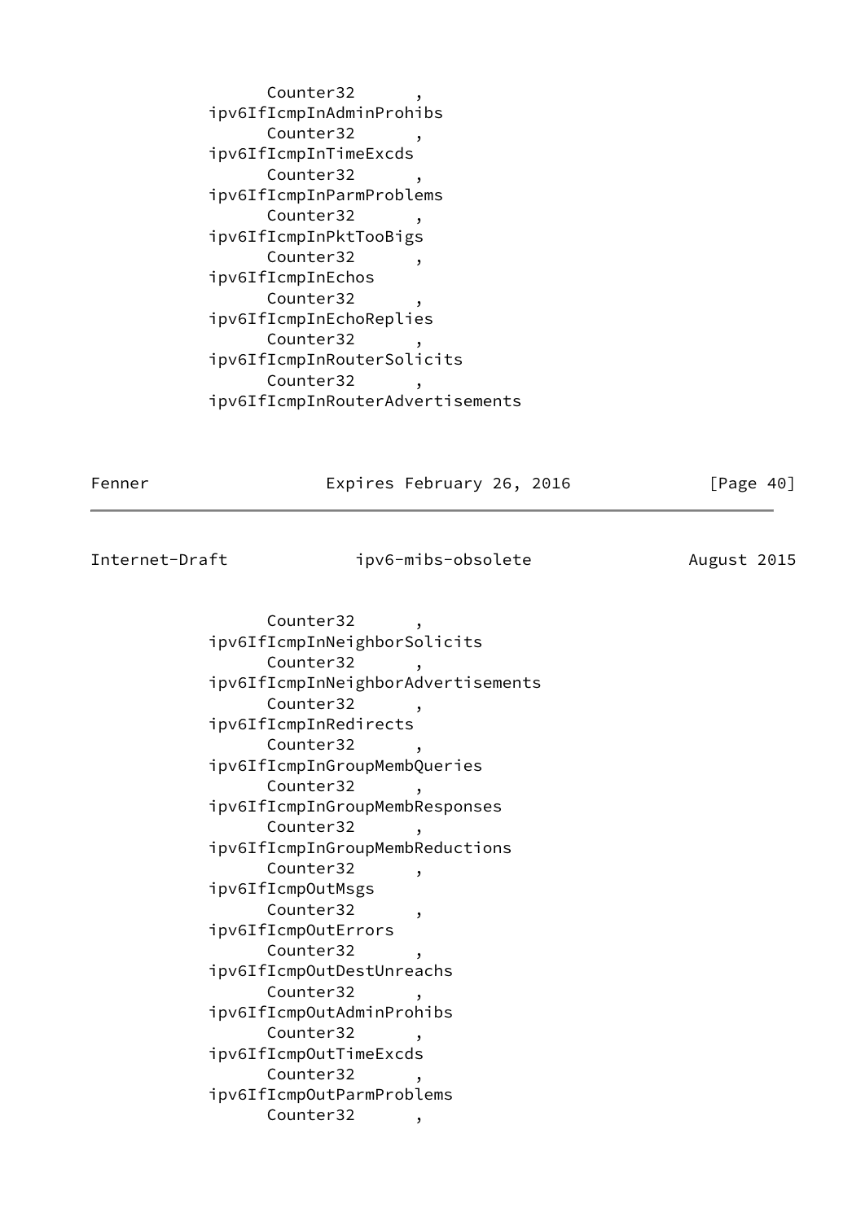```
                 Counter32      ,
             ipv6IfIcmpInAdminProhibs
                 Counter32      ,
             ipv6IfIcmpInTimeExcds
                 Counter32      ,
             ipv6IfIcmpInParmProblems
                 Counter32      ,
             ipv6IfIcmpInPktTooBigs
                 Counter32      ,
             ipv6IfIcmpInEchos
                 Counter32      ,
             ipv6IfIcmpInEchoReplies
                 Counter32      ,
             ipv6IfIcmpInRouterSolicits
                 Counter32      ,
             ipv6IfIcmpInRouterAdvertisements
                 Counter32      ,
             ipv6IfIcmpInNeighborSolicits
                 Counter32      ,
             ipv6IfIcmpInNeighborAdvertisements
                 Counter32      ,
             ipv6IfIcmpInRedirects
                 Counter32      ,
             ipv6IfIcmpInGroupMembQueries
                 Counter32      ,
             ipv6IfIcmpInGroupMembResponses
                 Counter32      ,
             ipv6IfIcmpInGroupMembReductions
                 Counter32      ,
             ipv6IfIcmpOutMsgs
                 Counter32      ,
             ipv6IfIcmpOutErrors
                 Counter32      ,
             ipv6IfIcmpOutDestUnreachs
                 Counter32      ,
             ipv6IfIcmpOutAdminProhibs
                 Counter32      ,
             ipv6IfIcmpOutTimeExcds
                 Counter32      ,
             ipv6IfIcmpOutParmProblems
                 Counter32      ,
```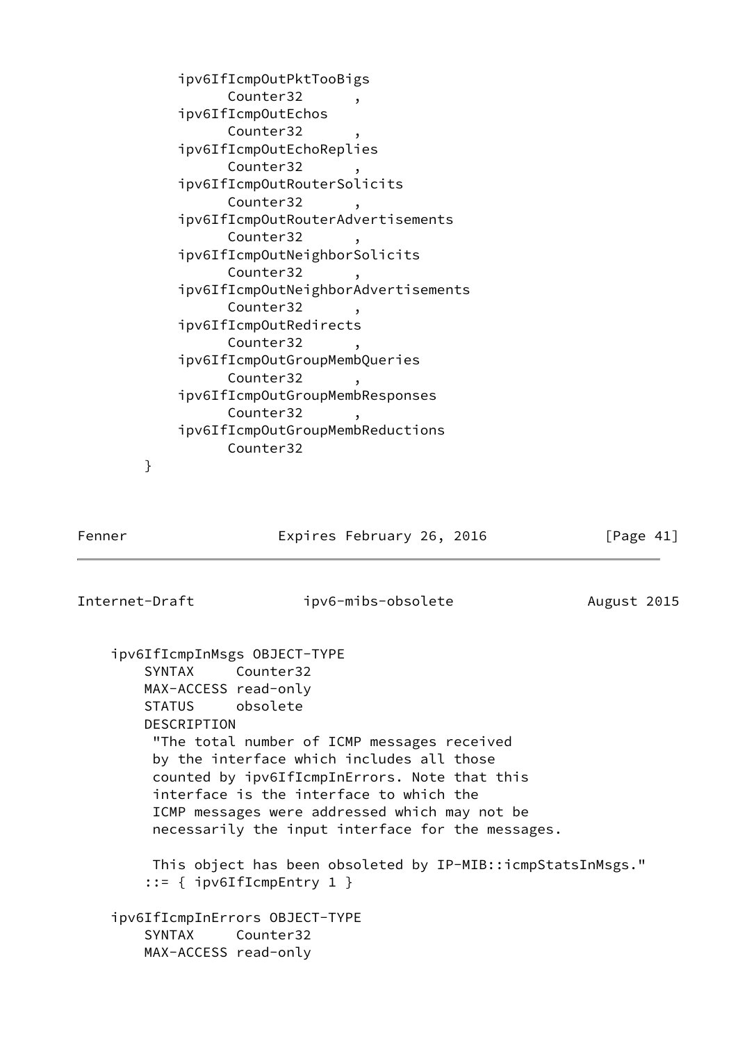```
            ipv6IfIcmpOutPktTooBigs
                  Counter32      ,
            ipv6IfIcmpOutEchos
                  Counter32      ,
            ipv6IfIcmpOutEchoReplies
                  Counter32      ,
            ipv6IfIcmpOutRouterSolicits
                  Counter32      ,
            ipv6IfIcmpOutRouterAdvertisements
                  Counter32      ,
            ipv6IfIcmpOutNeighborSolicits
                  Counter32      ,
            ipv6IfIcmpOutNeighborAdvertisements
                  Counter32      ,
            ipv6IfIcmpOutRedirects
                  Counter32      ,
            ipv6IfIcmpOutGroupMembQueries
                  Counter32      ,
            ipv6IfIcmpOutGroupMembResponses
                  Counter32      ,
            ipv6IfIcmpOutGroupMembReductions
                  Counter32
        }
```

```
    ipv6IfIcmpInMsgs OBJECT-TYPE
        SYNTAX     Counter32
        MAX-ACCESS read-only
        STATUS     obsolete
        DESCRIPTION
         "The total number of ICMP messages received
         by the interface which includes all those
         counted by ipv6IfIcmpInErrors. Note that this
         interface is the interface to which the
         ICMP messages were addressed which may not be
         necessarily the input interface for the messages.

         This object has been obsoleted by IP-MIB::icmpStatsInMsgs."
        ::= { ipv6IfIcmpEntry 1 }

    ipv6IfIcmpInErrors OBJECT-TYPE
        SYNTAX     Counter32
        MAX-ACCESS read-only
```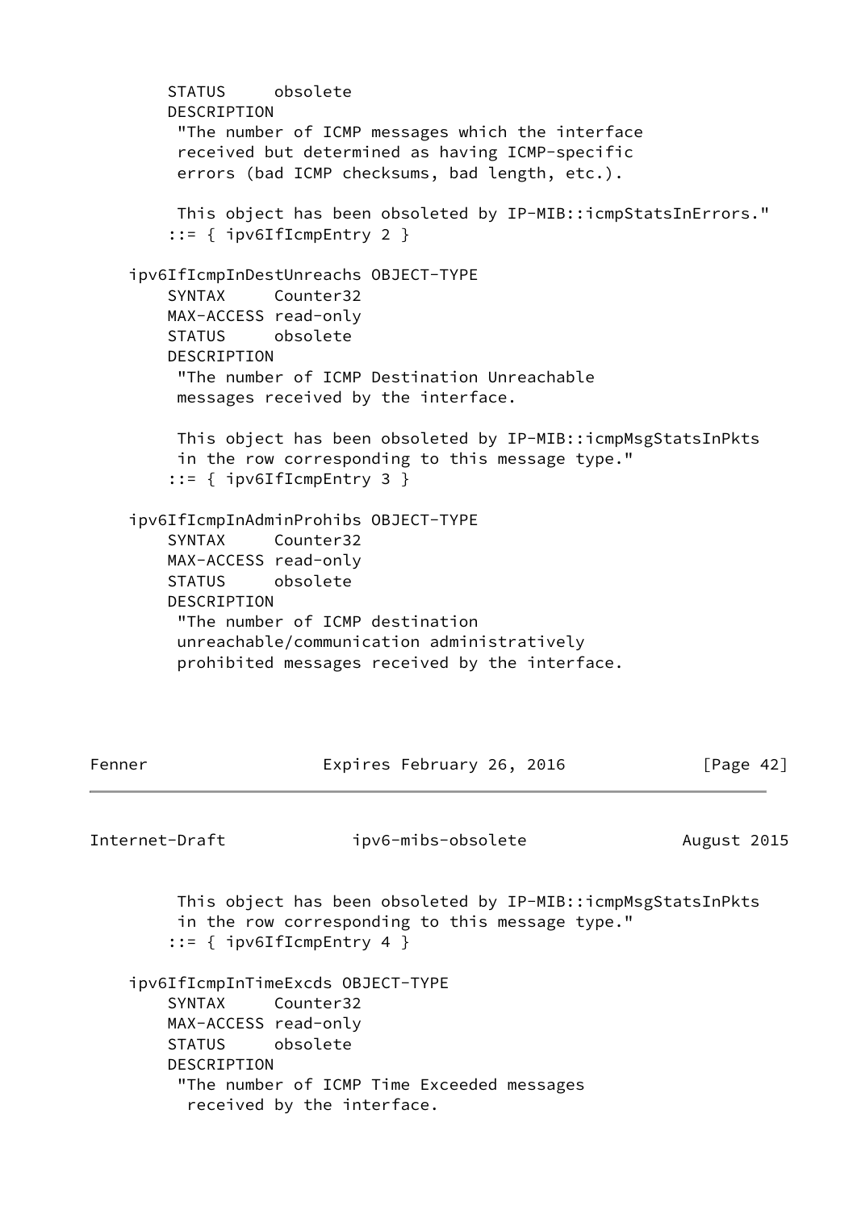```
        STATUS     obsolete
        DESCRIPTION
         "The number of ICMP messages which the interface
         received but determined as having ICMP-specific
         errors (bad ICMP checksums, bad length, etc.).

         This object has been obsoleted by IP-MIB::icmpStatsInErrors."
        ::= { ipv6IfIcmpEntry 2 }

    ipv6IfIcmpInDestUnreachs OBJECT-TYPE
        SYNTAX     Counter32
        MAX-ACCESS read-only
        STATUS     obsolete
        DESCRIPTION
         "The number of ICMP Destination Unreachable
         messages received by the interface.

         This object has been obsoleted by IP-MIB::icmpMsgStatsInPkts
         in the row corresponding to this message type."
        ::= { ipv6IfIcmpEntry 3 }

    ipv6IfIcmpInAdminProhibs OBJECT-TYPE
        SYNTAX     Counter32
        MAX-ACCESS read-only
        STATUS     obsolete
        DESCRIPTION
         "The number of ICMP destination
         unreachable/communication administratively
         prohibited messages received by the interface.

         This object has been obsoleted by IP-MIB::icmpMsgStatsInPkts
         in the row corresponding to this message type."
        ::= { ipv6IfIcmpEntry 4 }

    ipv6IfIcmpInTimeExcds OBJECT-TYPE
        SYNTAX     Counter32
        MAX-ACCESS read-only
        STATUS     obsolete
        DESCRIPTION
         "The number of ICMP Time Exceeded messages
          received by the interface.
```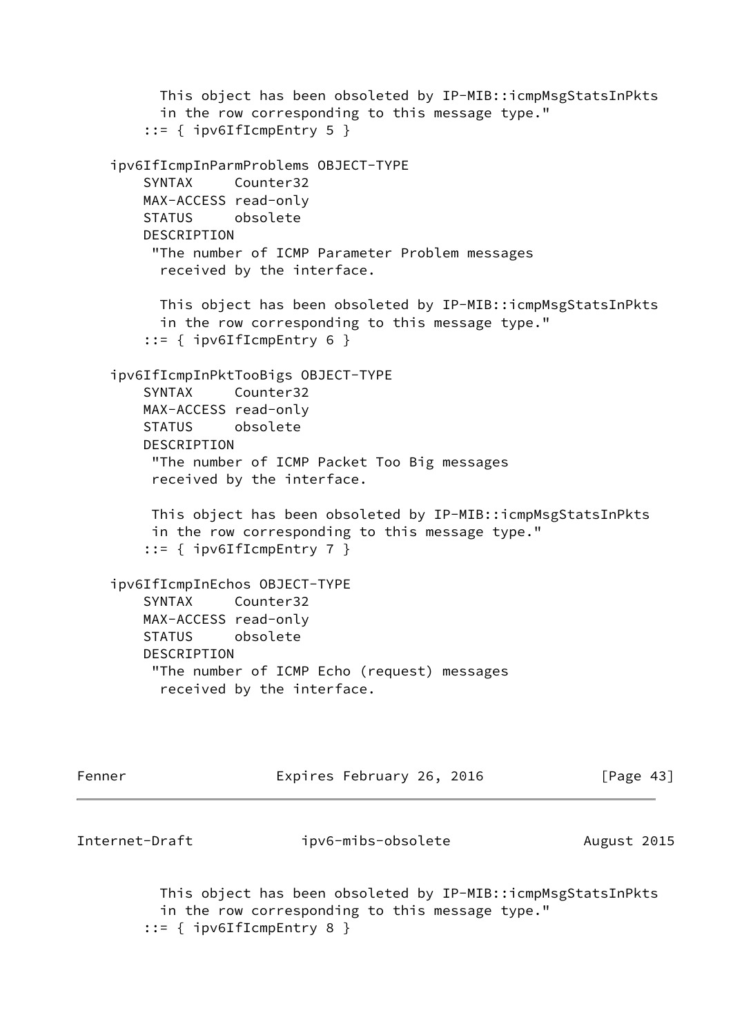```
          This object has been obsoleted by IP-MIB::icmpMsgStatsInPkts
          in the row corresponding to this message type."
        ::= { ipv6IfIcmpEntry 5 }

    ipv6IfIcmpInParmProblems OBJECT-TYPE
        SYNTAX     Counter32
        MAX-ACCESS read-only
        STATUS     obsolete
        DESCRIPTION
         "The number of ICMP Parameter Problem messages
          received by the interface.

          This object has been obsoleted by IP-MIB::icmpMsgStatsInPkts
          in the row corresponding to this message type."
        ::= { ipv6IfIcmpEntry 6 }

    ipv6IfIcmpInPktTooBigs OBJECT-TYPE
        SYNTAX     Counter32
        MAX-ACCESS read-only
        STATUS     obsolete
        DESCRIPTION
         "The number of ICMP Packet Too Big messages
         received by the interface.

         This object has been obsoleted by IP-MIB::icmpMsgStatsInPkts
         in the row corresponding to this message type."
        ::= { ipv6IfIcmpEntry 7 }

    ipv6IfIcmpInEchos OBJECT-TYPE
        SYNTAX     Counter32
        MAX-ACCESS read-only
        STATUS     obsolete
        DESCRIPTION
         "The number of ICMP Echo (request) messages
          received by the interface.

          This object has been obsoleted by IP-MIB::icmpMsgStatsInPkts
          in the row corresponding to this message type."
        ::= { ipv6IfIcmpEntry 8 }
```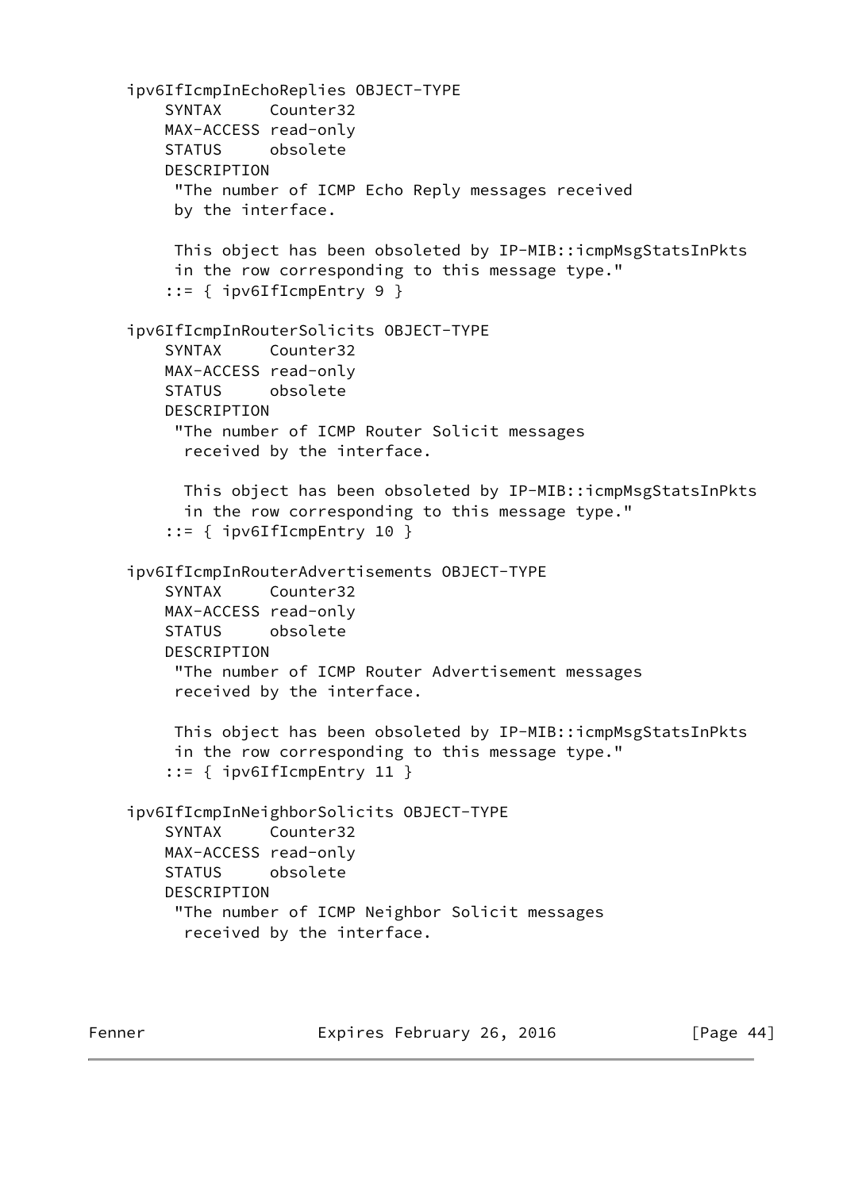```
   ipv6IfIcmpInEchoReplies OBJECT-TYPE
       SYNTAX     Counter32
       MAX-ACCESS read-only
       STATUS     obsolete
       DESCRIPTION
        "The number of ICMP Echo Reply messages received
        by the interface.

        This object has been obsoleted by IP-MIB::icmpMsgStatsInPkts
        in the row corresponding to this message type."
       ::= { ipv6IfIcmpEntry 9 }

   ipv6IfIcmpInRouterSolicits OBJECT-TYPE
       SYNTAX     Counter32
       MAX-ACCESS read-only
       STATUS     obsolete
       DESCRIPTION
        "The number of ICMP Router Solicit messages
         received by the interface.

         This object has been obsoleted by IP-MIB::icmpMsgStatsInPkts
         in the row corresponding to this message type."
       ::= { ipv6IfIcmpEntry 10 }

   ipv6IfIcmpInRouterAdvertisements OBJECT-TYPE
       SYNTAX     Counter32
       MAX-ACCESS read-only
       STATUS     obsolete
       DESCRIPTION
        "The number of ICMP Router Advertisement messages
        received by the interface.

        This object has been obsoleted by IP-MIB::icmpMsgStatsInPkts
        in the row corresponding to this message type."
       ::= { ipv6IfIcmpEntry 11 }

   ipv6IfIcmpInNeighborSolicits OBJECT-TYPE
       SYNTAX     Counter32
       MAX-ACCESS read-only
       STATUS     obsolete
       DESCRIPTION
        "The number of ICMP Neighbor Solicit messages
         received by the interface.
```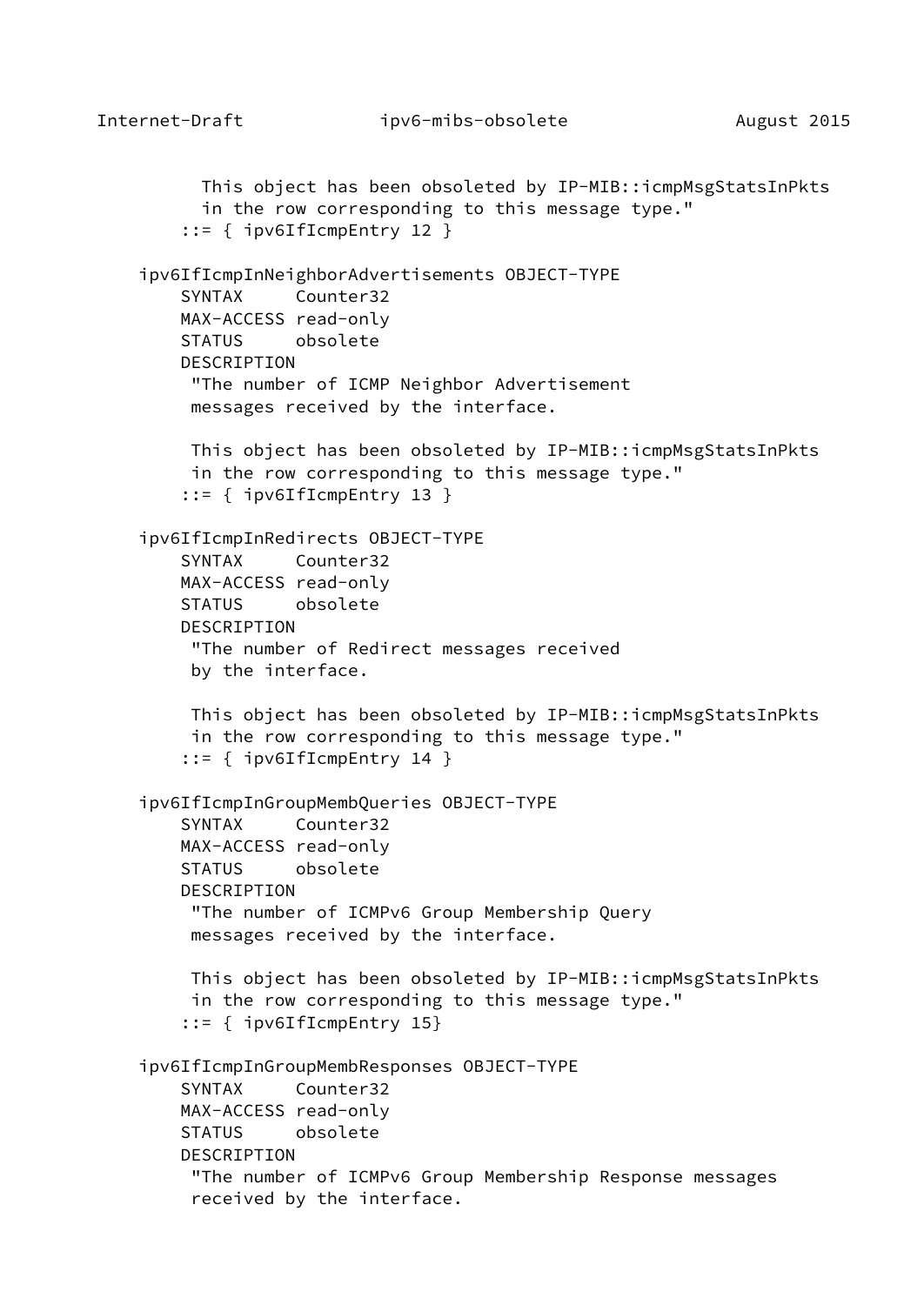```
          This object has been obsoleted by IP-MIB::icmpMsgStatsInPkts
          in the row corresponding to this message type."
        ::= { ipv6IfIcmpEntry 12 }

    ipv6IfIcmpInNeighborAdvertisements OBJECT-TYPE
        SYNTAX     Counter32
        MAX-ACCESS read-only
        STATUS     obsolete
        DESCRIPTION
         "The number of ICMP Neighbor Advertisement
         messages received by the interface.

         This object has been obsoleted by IP-MIB::icmpMsgStatsInPkts
         in the row corresponding to this message type."
        ::= { ipv6IfIcmpEntry 13 }

    ipv6IfIcmpInRedirects OBJECT-TYPE
        SYNTAX     Counter32
        MAX-ACCESS read-only
        STATUS     obsolete
        DESCRIPTION
         "The number of Redirect messages received
         by the interface.

         This object has been obsoleted by IP-MIB::icmpMsgStatsInPkts
         in the row corresponding to this message type."
        ::= { ipv6IfIcmpEntry 14 }

    ipv6IfIcmpInGroupMembQueries OBJECT-TYPE
        SYNTAX     Counter32
        MAX-ACCESS read-only
        STATUS     obsolete
        DESCRIPTION
         "The number of ICMPv6 Group Membership Query
         messages received by the interface.

         This object has been obsoleted by IP-MIB::icmpMsgStatsInPkts
         in the row corresponding to this message type."
        ::= { ipv6IfIcmpEntry 15}

    ipv6IfIcmpInGroupMembResponses OBJECT-TYPE
        SYNTAX     Counter32
        MAX-ACCESS read-only
        STATUS     obsolete
        DESCRIPTION
         "The number of ICMPv6 Group Membership Response messages
         received by the interface.
```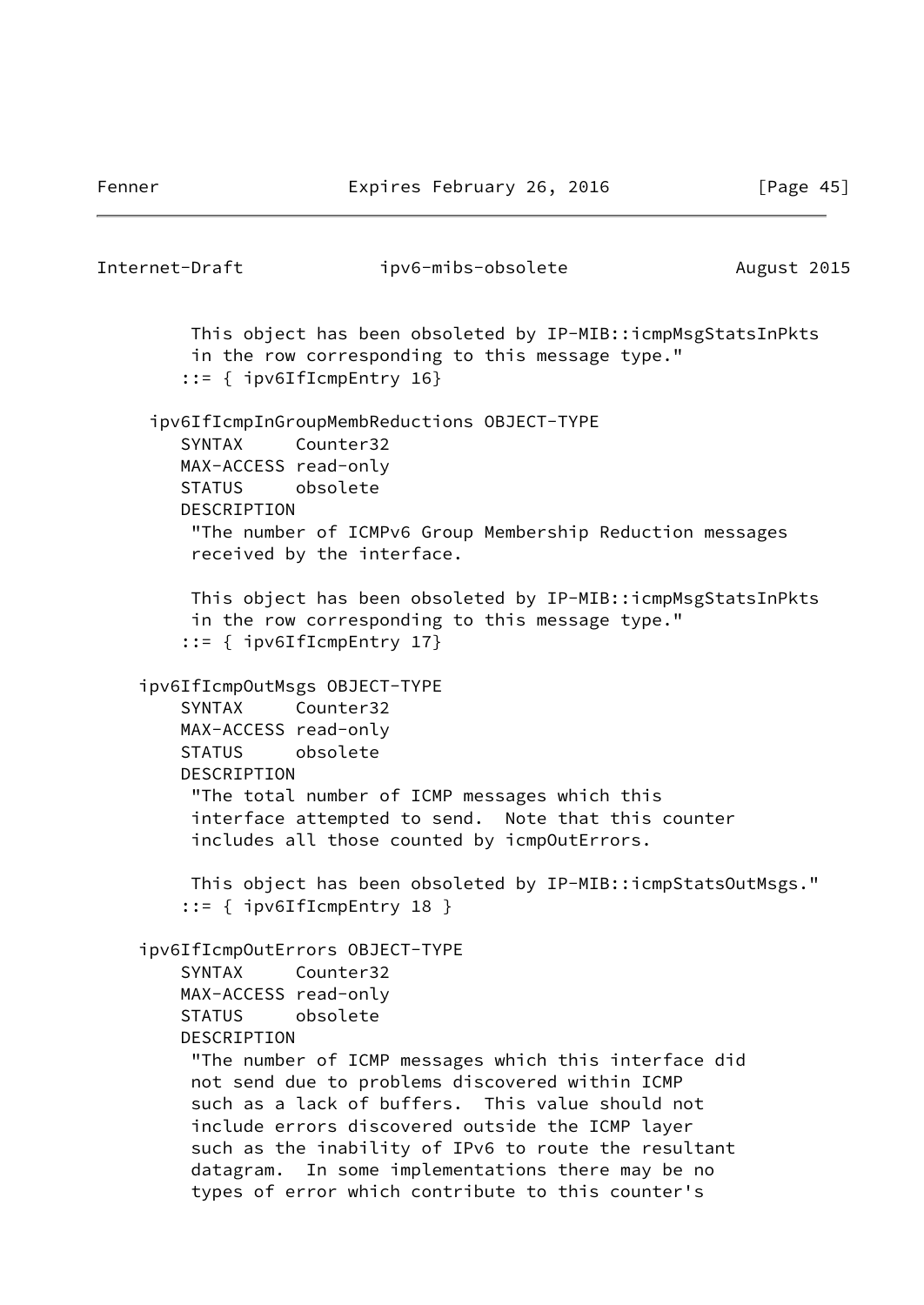```
         This object has been obsoleted by IP-MIB::icmpMsgStatsInPkts
         in the row corresponding to this message type."
        ::= { ipv6IfIcmpEntry 16}

     ipv6IfIcmpInGroupMembReductions OBJECT-TYPE
        SYNTAX     Counter32
        MAX-ACCESS read-only
        STATUS     obsolete
        DESCRIPTION
         "The number of ICMPv6 Group Membership Reduction messages
         received by the interface.

         This object has been obsoleted by IP-MIB::icmpMsgStatsInPkts
         in the row corresponding to this message type."
        ::= { ipv6IfIcmpEntry 17}

    ipv6IfIcmpOutMsgs OBJECT-TYPE
        SYNTAX     Counter32
        MAX-ACCESS read-only
        STATUS     obsolete
        DESCRIPTION
         "The total number of ICMP messages which this
         interface attempted to send.  Note that this counter
         includes all those counted by icmpOutErrors.

         This object has been obsoleted by IP-MIB::icmpStatsOutMsgs."
        ::= { ipv6IfIcmpEntry 18 }

    ipv6IfIcmpOutErrors OBJECT-TYPE
        SYNTAX     Counter32
        MAX-ACCESS read-only
        STATUS     obsolete
        DESCRIPTION
         "The number of ICMP messages which this interface did
         not send due to problems discovered within ICMP
         such as a lack of buffers.  This value should not
         include errors discovered outside the ICMP layer
         such as the inability of IPv6 to route the resultant
         datagram.  In some implementations there may be no
         types of error which contribute to this counter's
```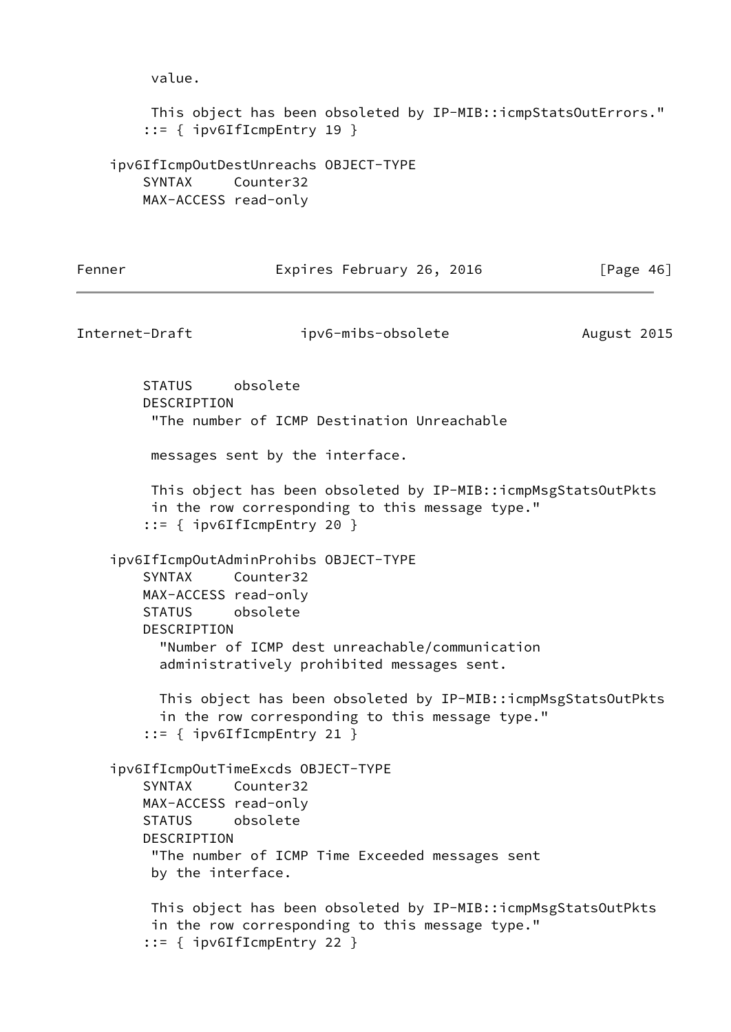```
         value.

         This object has been obsoleted by IP-MIB::icmpStatsOutErrors."
        ::= { ipv6IfIcmpEntry 19 }

    ipv6IfIcmpOutDestUnreachs OBJECT-TYPE
        SYNTAX     Counter32
        MAX-ACCESS read-only
        STATUS     obsolete
        DESCRIPTION
         "The number of ICMP Destination Unreachable

         messages sent by the interface.

         This object has been obsoleted by IP-MIB::icmpMsgStatsOutPkts
         in the row corresponding to this message type."
        ::= { ipv6IfIcmpEntry 20 }

    ipv6IfIcmpOutAdminProhibs OBJECT-TYPE
        SYNTAX     Counter32
        MAX-ACCESS read-only
        STATUS     obsolete
        DESCRIPTION
          "Number of ICMP dest unreachable/communication
          administratively prohibited messages sent.

          This object has been obsoleted by IP-MIB::icmpMsgStatsOutPkts
          in the row corresponding to this message type."
        ::= { ipv6IfIcmpEntry 21 }

    ipv6IfIcmpOutTimeExcds OBJECT-TYPE
        SYNTAX     Counter32
        MAX-ACCESS read-only
        STATUS     obsolete
        DESCRIPTION
         "The number of ICMP Time Exceeded messages sent
         by the interface.

         This object has been obsoleted by IP-MIB::icmpMsgStatsOutPkts
         in the row corresponding to this message type."
        ::= { ipv6IfIcmpEntry 22 }
```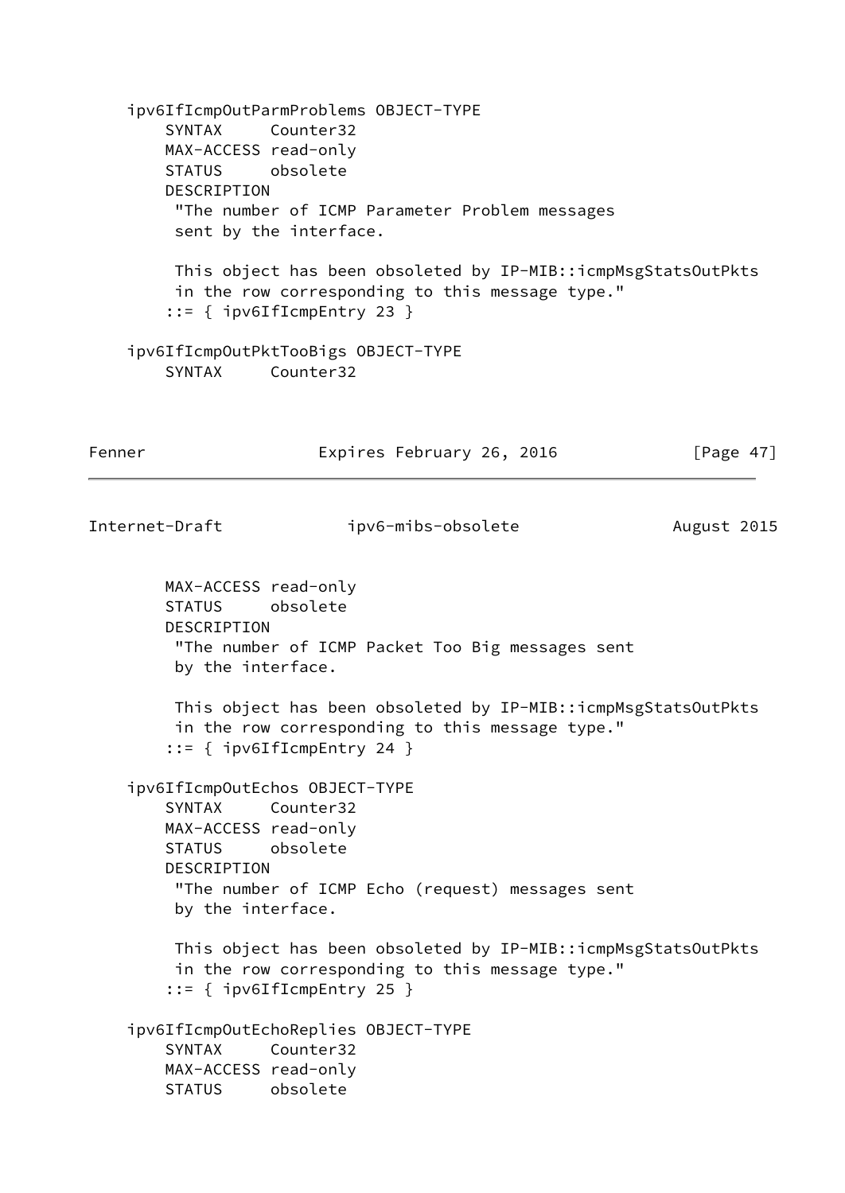```
    ipv6IfIcmpOutParmProblems OBJECT-TYPE
        SYNTAX     Counter32
        MAX-ACCESS read-only
        STATUS     obsolete
        DESCRIPTION
         "The number of ICMP Parameter Problem messages
         sent by the interface.

         This object has been obsoleted by IP-MIB::icmpMsgStatsOutPkts
         in the row corresponding to this message type."
        ::= { ipv6IfIcmpEntry 23 }

    ipv6IfIcmpOutPktTooBigs OBJECT-TYPE
        SYNTAX     Counter32
        MAX-ACCESS read-only
        STATUS     obsolete
        DESCRIPTION
         "The number of ICMP Packet Too Big messages sent
         by the interface.

         This object has been obsoleted by IP-MIB::icmpMsgStatsOutPkts
         in the row corresponding to this message type."
        ::= { ipv6IfIcmpEntry 24 }

    ipv6IfIcmpOutEchos OBJECT-TYPE
        SYNTAX     Counter32
        MAX-ACCESS read-only
        STATUS     obsolete
        DESCRIPTION
         "The number of ICMP Echo (request) messages sent
         by the interface.

         This object has been obsoleted by IP-MIB::icmpMsgStatsOutPkts
         in the row corresponding to this message type."
        ::= { ipv6IfIcmpEntry 25 }

    ipv6IfIcmpOutEchoReplies OBJECT-TYPE
        SYNTAX     Counter32
        MAX-ACCESS read-only
        STATUS     obsolete
```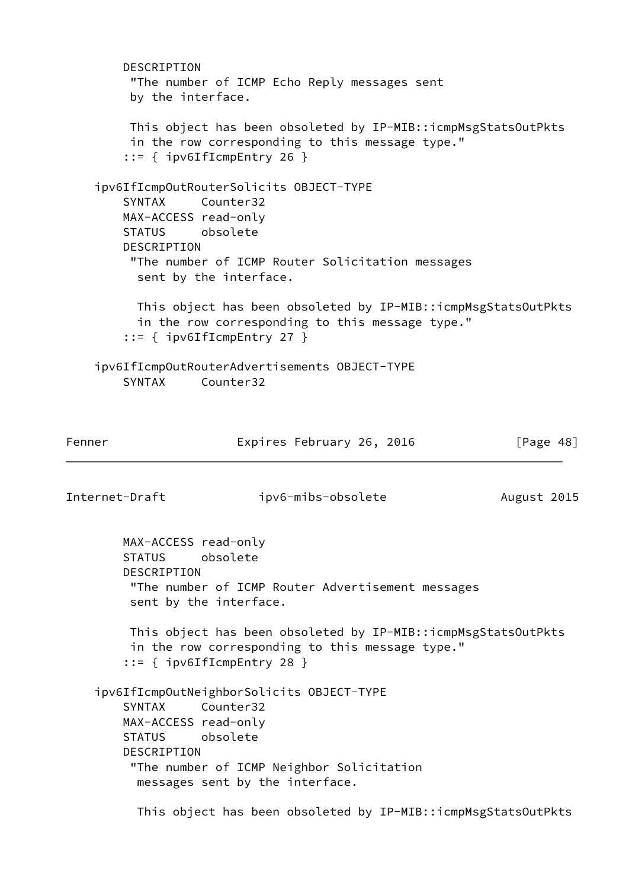```
        DESCRIPTION
         "The number of ICMP Echo Reply messages sent
         by the interface.

         This object has been obsoleted by IP-MIB::icmpMsgStatsOutPkts
         in the row corresponding to this message type."
        ::= { ipv6IfIcmpEntry 26 }

    ipv6IfIcmpOutRouterSolicits OBJECT-TYPE
        SYNTAX     Counter32
        MAX-ACCESS read-only
        STATUS     obsolete
        DESCRIPTION
         "The number of ICMP Router Solicitation messages
          sent by the interface.

          This object has been obsoleted by IP-MIB::icmpMsgStatsOutPkts
          in the row corresponding to this message type."
        ::= { ipv6IfIcmpEntry 27 }

    ipv6IfIcmpOutRouterAdvertisements OBJECT-TYPE
        SYNTAX     Counter32
        MAX-ACCESS read-only
        STATUS     obsolete
        DESCRIPTION
         "The number of ICMP Router Advertisement messages
         sent by the interface.

         This object has been obsoleted by IP-MIB::icmpMsgStatsOutPkts
         in the row corresponding to this message type."
        ::= { ipv6IfIcmpEntry 28 }

    ipv6IfIcmpOutNeighborSolicits OBJECT-TYPE
        SYNTAX     Counter32
        MAX-ACCESS read-only
        STATUS     obsolete
        DESCRIPTION
         "The number of ICMP Neighbor Solicitation
          messages sent by the interface.

          This object has been obsoleted by IP-MIB::icmpMsgStatsOutPkts
```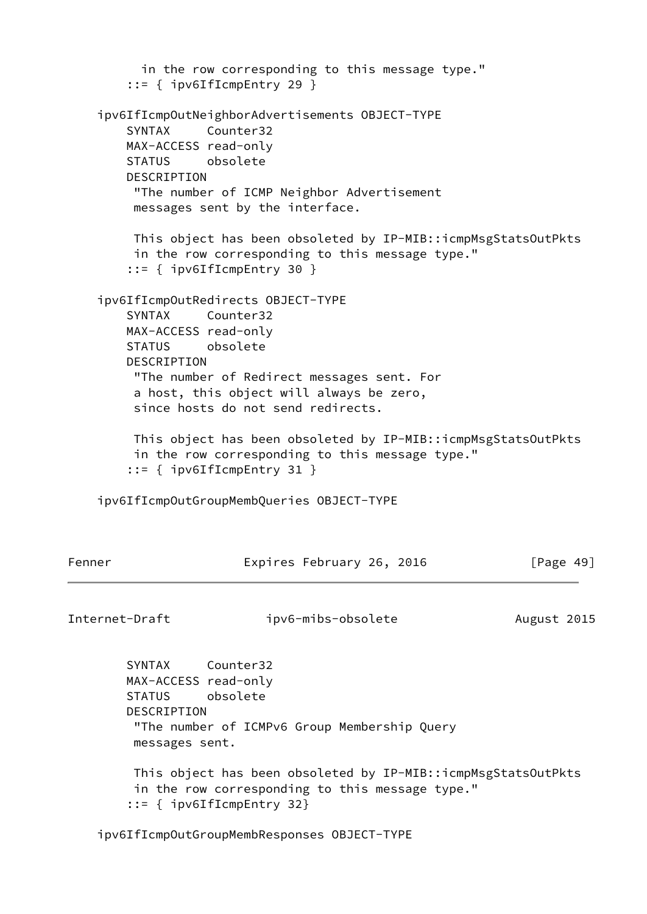```
         in the row corresponding to this message type."
        ::= { ipv6IfIcmpEntry 29 }

    ipv6IfIcmpOutNeighborAdvertisements OBJECT-TYPE
        SYNTAX     Counter32
        MAX-ACCESS read-only
        STATUS     obsolete
        DESCRIPTION
         "The number of ICMP Neighbor Advertisement
         messages sent by the interface.

         This object has been obsoleted by IP-MIB::icmpMsgStatsOutPkts
         in the row corresponding to this message type."
        ::= { ipv6IfIcmpEntry 30 }

    ipv6IfIcmpOutRedirects OBJECT-TYPE
        SYNTAX     Counter32
        MAX-ACCESS read-only
        STATUS     obsolete
        DESCRIPTION
         "The number of Redirect messages sent. For
         a host, this object will always be zero,
         since hosts do not send redirects.

         This object has been obsoleted by IP-MIB::icmpMsgStatsOutPkts
         in the row corresponding to this message type."
        ::= { ipv6IfIcmpEntry 31 }

    ipv6IfIcmpOutGroupMembQueries OBJECT-TYPE
        SYNTAX     Counter32
        MAX-ACCESS read-only
        STATUS     obsolete
        DESCRIPTION
         "The number of ICMPv6 Group Membership Query
         messages sent.

         This object has been obsoleted by IP-MIB::icmpMsgStatsOutPkts
         in the row corresponding to this message type."
        ::= { ipv6IfIcmpEntry 32}

    ipv6IfIcmpOutGroupMembResponses OBJECT-TYPE
```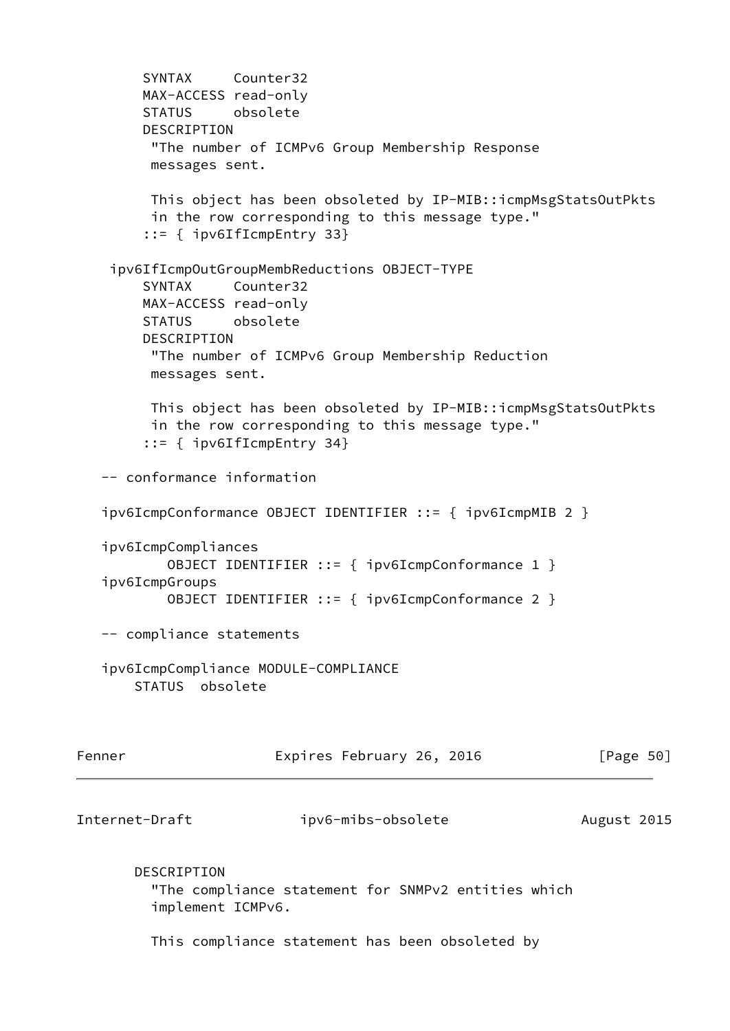```
        SYNTAX     Counter32
        MAX-ACCESS read-only
        STATUS     obsolete
        DESCRIPTION
         "The number of ICMPv6 Group Membership Response
         messages sent.

         This object has been obsoleted by IP-MIB::icmpMsgStatsOutPkts
         in the row corresponding to this message type."
        ::= { ipv6IfIcmpEntry 33}

    ipv6IfIcmpOutGroupMembReductions OBJECT-TYPE
        SYNTAX     Counter32
        MAX-ACCESS read-only
        STATUS     obsolete
        DESCRIPTION
         "The number of ICMPv6 Group Membership Reduction
         messages sent.

         This object has been obsoleted by IP-MIB::icmpMsgStatsOutPkts
         in the row corresponding to this message type."
        ::= { ipv6IfIcmpEntry 34}

   -- conformance information

   ipv6IcmpConformance OBJECT IDENTIFIER ::= { ipv6IcmpMIB 2 }

   ipv6IcmpCompliances
           OBJECT IDENTIFIER ::= { ipv6IcmpConformance 1 }
   ipv6IcmpGroups
           OBJECT IDENTIFIER ::= { ipv6IcmpConformance 2 }

   -- compliance statements

   ipv6IcmpCompliance MODULE-COMPLIANCE
       STATUS  obsolete
```

```
       DESCRIPTION
         "The compliance statement for SNMPv2 entities which
         implement ICMPv6.

         This compliance statement has been obsoleted by
```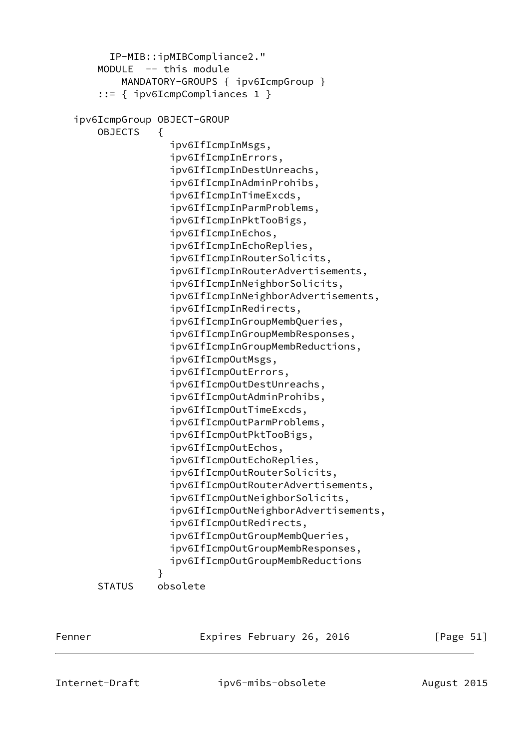```
         IP-MIB::ipMIBCompliance2."
       MODULE  -- this module
           MANDATORY-GROUPS { ipv6IcmpGroup }
       ::= { ipv6IcmpCompliances 1 }

   ipv6IcmpGroup OBJECT-GROUP
       OBJECTS   {
                   ipv6IfIcmpInMsgs,
                   ipv6IfIcmpInErrors,
                   ipv6IfIcmpInDestUnreachs,
                   ipv6IfIcmpInAdminProhibs,
                   ipv6IfIcmpInTimeExcds,
                   ipv6IfIcmpInParmProblems,
                   ipv6IfIcmpInPktTooBigs,
                   ipv6IfIcmpInEchos,
                   ipv6IfIcmpInEchoReplies,
                   ipv6IfIcmpInRouterSolicits,
                   ipv6IfIcmpInRouterAdvertisements,
                   ipv6IfIcmpInNeighborSolicits,
                   ipv6IfIcmpInNeighborAdvertisements,
                   ipv6IfIcmpInRedirects,
                   ipv6IfIcmpInGroupMembQueries,
                   ipv6IfIcmpInGroupMembResponses,
                   ipv6IfIcmpInGroupMembReductions,
                   ipv6IfIcmpOutMsgs,
                   ipv6IfIcmpOutErrors,
                   ipv6IfIcmpOutDestUnreachs,
                   ipv6IfIcmpOutAdminProhibs,
                   ipv6IfIcmpOutTimeExcds,
                   ipv6IfIcmpOutParmProblems,
                   ipv6IfIcmpOutPktTooBigs,
                   ipv6IfIcmpOutEchos,
                   ipv6IfIcmpOutEchoReplies,
                   ipv6IfIcmpOutRouterSolicits,
                   ipv6IfIcmpOutRouterAdvertisements,
                   ipv6IfIcmpOutNeighborSolicits,
                   ipv6IfIcmpOutNeighborAdvertisements,
                   ipv6IfIcmpOutRedirects,
                   ipv6IfIcmpOutGroupMembQueries,
                   ipv6IfIcmpOutGroupMembResponses,
                   ipv6IfIcmpOutGroupMembReductions
                 }
       STATUS    obsolete
```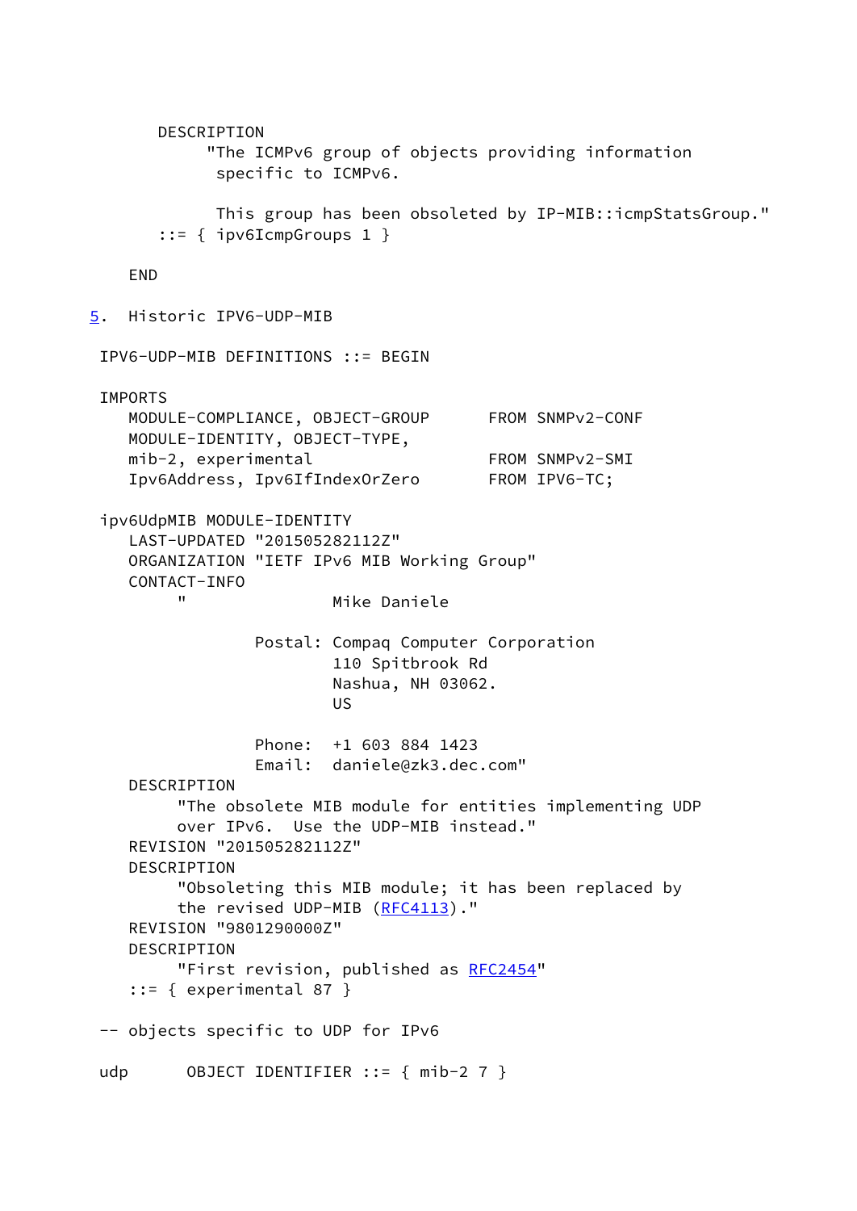```
       DESCRIPTION
            "The ICMPv6 group of objects providing information
             specific to ICMPv6.

             This group has been obsoleted by IP-MIB::icmpStatsGroup."
       ::= { ipv6IcmpGroups 1 }

    END
```

## 5. Historic IPV6-UDP-MIB

```
 IPV6-UDP-MIB DEFINITIONS ::= BEGIN

 IMPORTS
    MODULE-COMPLIANCE, OBJECT-GROUP      FROM SNMPv2-CONF
    MODULE-IDENTITY, OBJECT-TYPE,
    mib-2, experimental                  FROM SNMPv2-SMI
    Ipv6Address, Ipv6IfIndexOrZero       FROM IPV6-TC;

 ipv6UdpMIB MODULE-IDENTITY
    LAST-UPDATED "201505282112Z"
    ORGANIZATION "IETF IPv6 MIB Working Group"
    CONTACT-INFO
         "               Mike Daniele

                 Postal: Compaq Computer Corporation
                         110 Spitbrook Rd
                         Nashua, NH 03062.
                         US

                 Phone:  +1 603 884 1423
                 Email:  daniele@zk3.dec.com"
    DESCRIPTION
         "The obsolete MIB module for entities implementing UDP
         over IPv6.  Use the UDP-MIB instead."
    REVISION "201505282112Z"
    DESCRIPTION
         "Obsoleting this MIB module; it has been replaced by
         the revised UDP-MIB (RFC4113)."
    REVISION "9801290000Z"
    DESCRIPTION
         "First revision, published as RFC2454"
    ::= { experimental 87 }

 -- objects specific to UDP for IPv6

 udp      OBJECT IDENTIFIER ::= { mib-2 7 }
```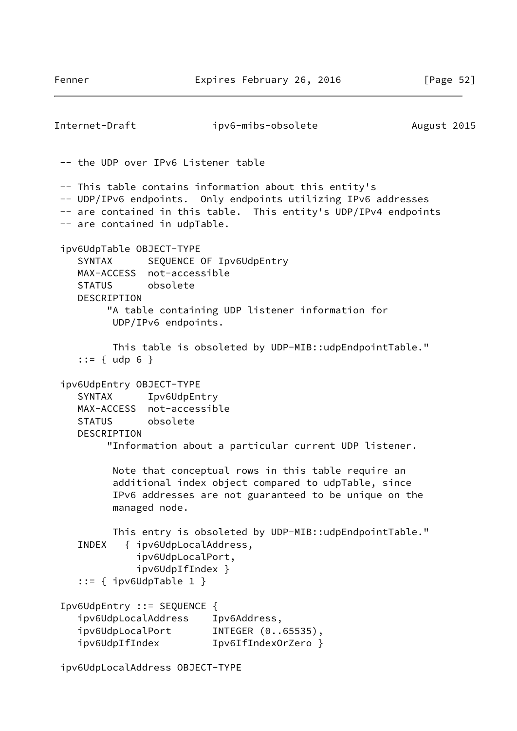```
 -- the UDP over IPv6 Listener table

 -- This table contains information about this entity's
 -- UDP/IPv6 endpoints.  Only endpoints utilizing IPv6 addresses
 -- are contained in this table.  This entity's UDP/IPv4 endpoints
 -- are contained in udpTable.

 ipv6UdpTable OBJECT-TYPE
    SYNTAX      SEQUENCE OF Ipv6UdpEntry
    MAX-ACCESS  not-accessible
    STATUS      obsolete
    DESCRIPTION
         "A table containing UDP listener information for
          UDP/IPv6 endpoints.

          This table is obsoleted by UDP-MIB::udpEndpointTable."
    ::= { udp 6 }

 ipv6UdpEntry OBJECT-TYPE
    SYNTAX      Ipv6UdpEntry
    MAX-ACCESS  not-accessible
    STATUS      obsolete
    DESCRIPTION
         "Information about a particular current UDP listener.

          Note that conceptual rows in this table require an
          additional index object compared to udpTable, since
          IPv6 addresses are not guaranteed to be unique on the
          managed node.

          This entry is obsoleted by UDP-MIB::udpEndpointTable."
    INDEX   { ipv6UdpLocalAddress,
              ipv6UdpLocalPort,
              ipv6UdpIfIndex }
    ::= { ipv6UdpTable 1 }

 Ipv6UdpEntry ::= SEQUENCE {
    ipv6UdpLocalAddress    Ipv6Address,
    ipv6UdpLocalPort       INTEGER (0..65535),
    ipv6UdpIfIndex         Ipv6IfIndexOrZero }

 ipv6UdpLocalAddress OBJECT-TYPE
```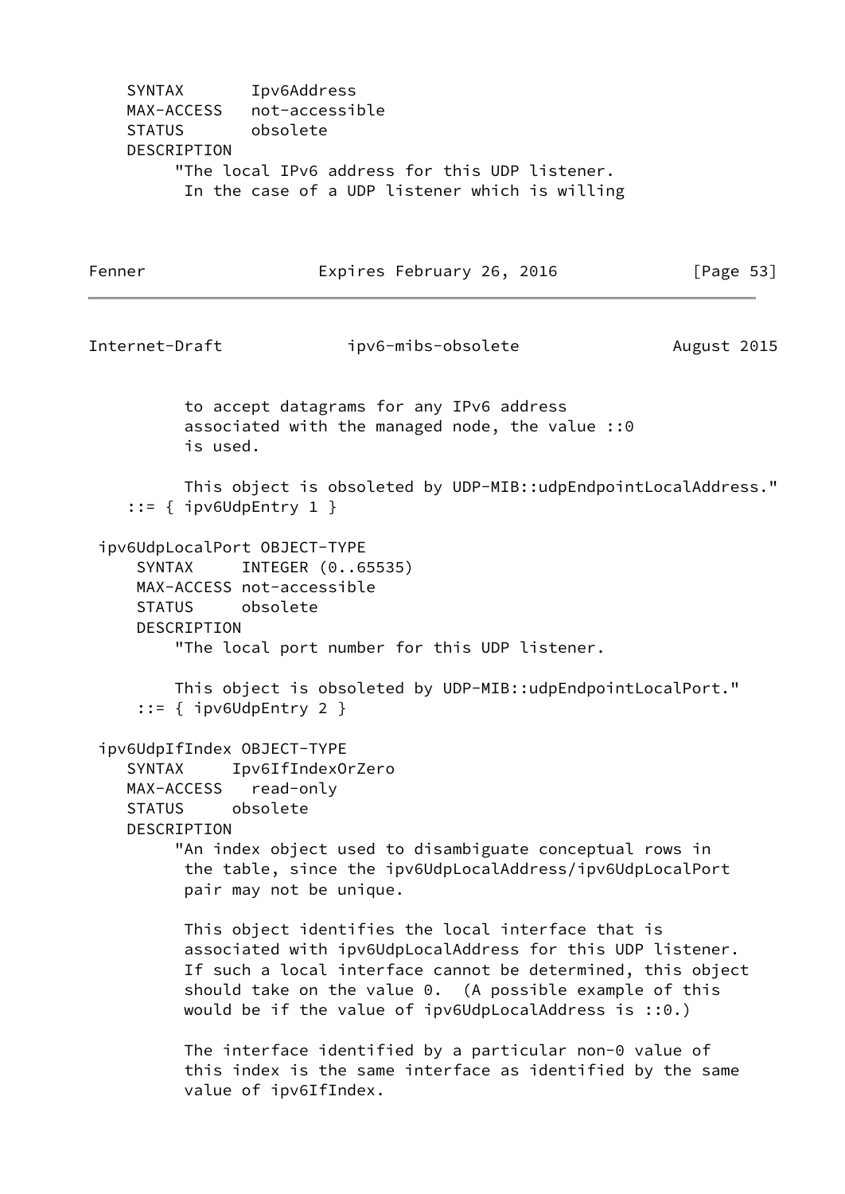```
   SYNTAX       Ipv6Address
   MAX-ACCESS   not-accessible
   STATUS       obsolete
   DESCRIPTION
        "The local IPv6 address for this UDP listener.
         In the case of a UDP listener which is willing
         to accept datagrams for any IPv6 address
         associated with the managed node, the value ::0
         is used.

         This object is obsoleted by UDP-MIB::udpEndpointLocalAddress."
   ::= { ipv6UdpEntry 1 }

 ipv6UdpLocalPort OBJECT-TYPE
     SYNTAX     INTEGER (0..65535)
     MAX-ACCESS not-accessible
     STATUS     obsolete
     DESCRIPTION
        "The local port number for this UDP listener.

        This object is obsoleted by UDP-MIB::udpEndpointLocalPort."
     ::= { ipv6UdpEntry 2 }

 ipv6UdpIfIndex OBJECT-TYPE
   SYNTAX     Ipv6IfIndexOrZero
   MAX-ACCESS   read-only
   STATUS     obsolete
   DESCRIPTION
        "An index object used to disambiguate conceptual rows in
         the table, since the ipv6UdpLocalAddress/ipv6UdpLocalPort
         pair may not be unique.

         This object identifies the local interface that is
         associated with ipv6UdpLocalAddress for this UDP listener.
         If such a local interface cannot be determined, this object
         should take on the value 0.  (A possible example of this
         would be if the value of ipv6UdpLocalAddress is ::0.)

         The interface identified by a particular non-0 value of
         this index is the same interface as identified by the same
         value of ipv6IfIndex.
```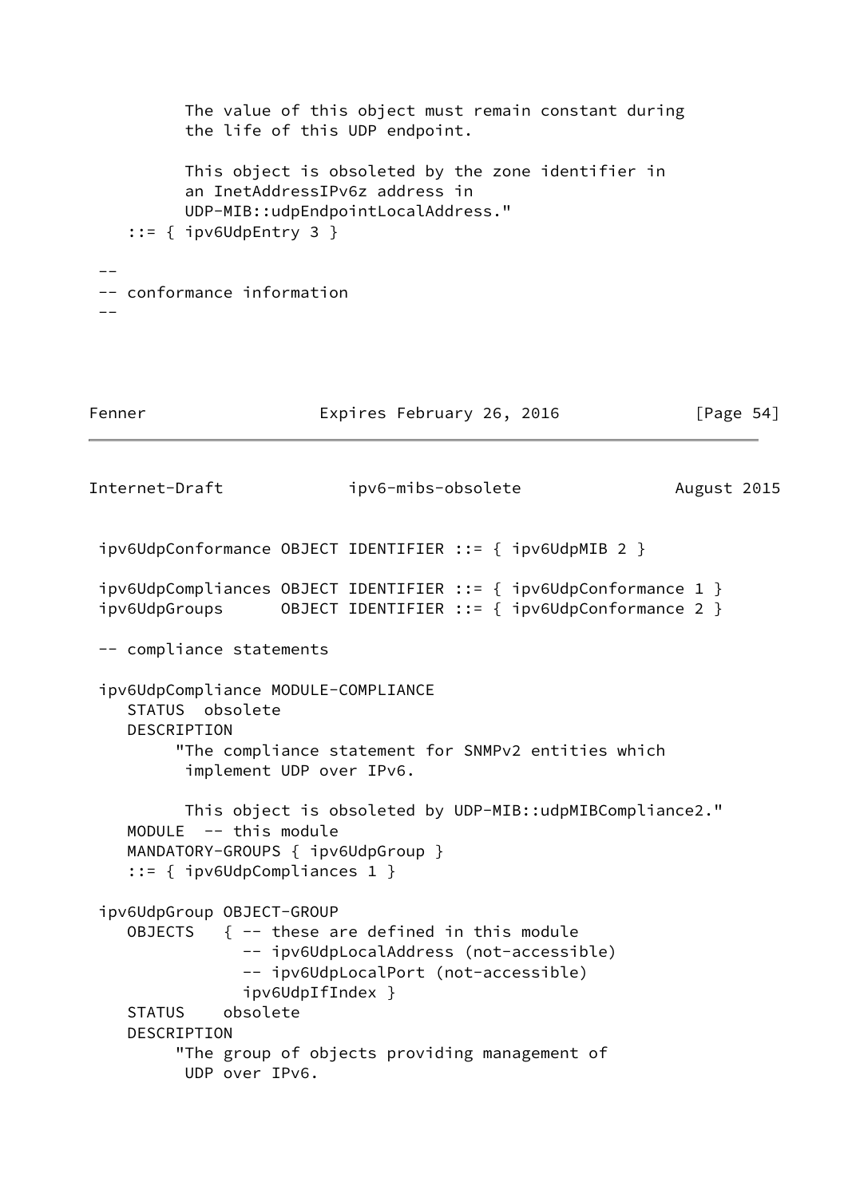```
          The value of this object must remain constant during
          the life of this UDP endpoint.

          This object is obsoleted by the zone identifier in
          an InetAddressIPv6z address in
          UDP-MIB::udpEndpointLocalAddress."
    ::= { ipv6UdpEntry 3 }

 --
 -- conformance information
 --
```

```
 ipv6UdpConformance OBJECT IDENTIFIER ::= { ipv6UdpMIB 2 }

 ipv6UdpCompliances OBJECT IDENTIFIER ::= { ipv6UdpConformance 1 }
 ipv6UdpGroups      OBJECT IDENTIFIER ::= { ipv6UdpConformance 2 }

 -- compliance statements

 ipv6UdpCompliance MODULE-COMPLIANCE
    STATUS  obsolete
    DESCRIPTION
         "The compliance statement for SNMPv2 entities which
          implement UDP over IPv6.

          This object is obsoleted by UDP-MIB::udpMIBCompliance2."
    MODULE  -- this module
    MANDATORY-GROUPS { ipv6UdpGroup }
    ::= { ipv6UdpCompliances 1 }

 ipv6UdpGroup OBJECT-GROUP
    OBJECTS   { -- these are defined in this module
                -- ipv6UdpLocalAddress (not-accessible)
                -- ipv6UdpLocalPort (not-accessible)
                ipv6UdpIfIndex }
    STATUS    obsolete
    DESCRIPTION
         "The group of objects providing management of
          UDP over IPv6.
```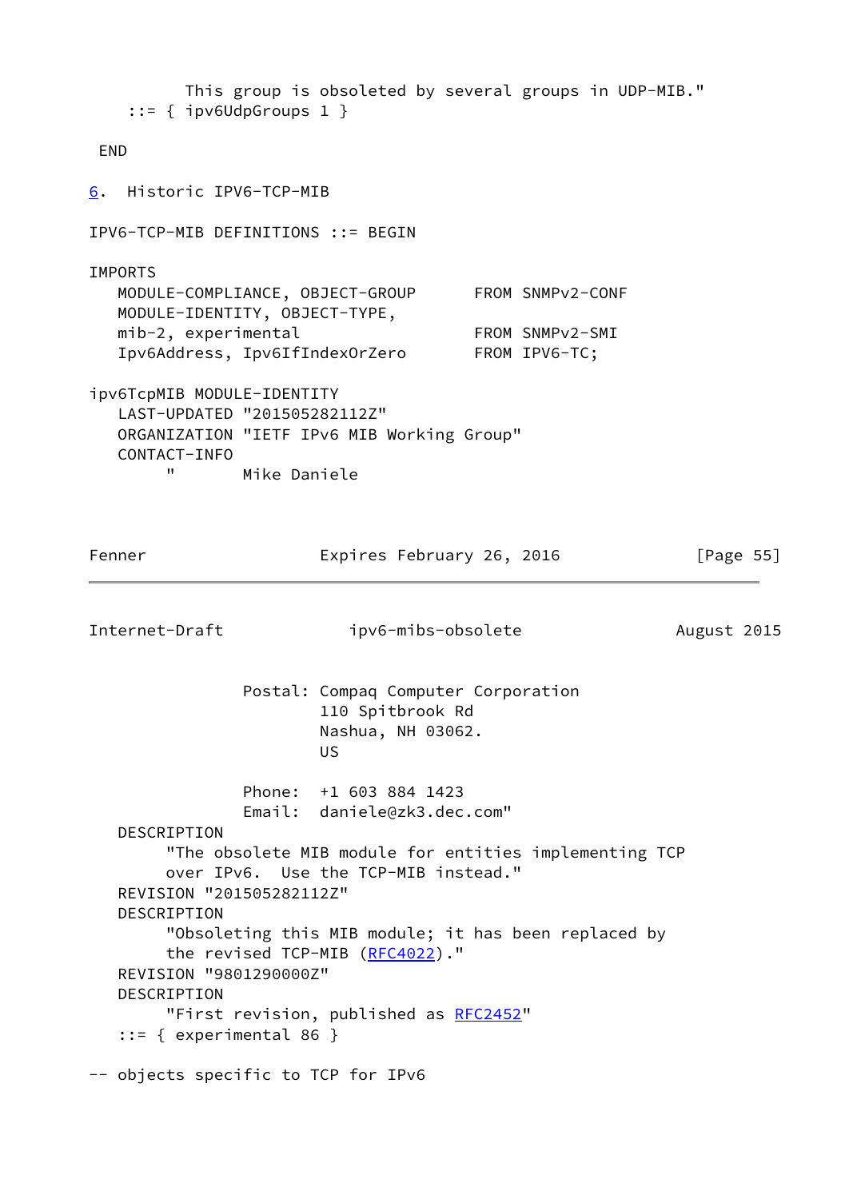```
          This group is obsoleted by several groups in UDP-MIB."
    ::= { ipv6UdpGroups 1 }

 END
```

## 6. Historic IPV6-TCP-MIB

```
IPV6-TCP-MIB DEFINITIONS ::= BEGIN

IMPORTS
   MODULE-COMPLIANCE, OBJECT-GROUP      FROM SNMPv2-CONF
   MODULE-IDENTITY, OBJECT-TYPE,
   mib-2, experimental                  FROM SNMPv2-SMI
   Ipv6Address, Ipv6IfIndexOrZero       FROM IPV6-TC;

ipv6TcpMIB MODULE-IDENTITY
   LAST-UPDATED "201505282112Z"
   ORGANIZATION "IETF IPv6 MIB Working Group"
   CONTACT-INFO
        "       Mike Daniele

                Postal: Compaq Computer Corporation
                        110 Spitbrook Rd
                        Nashua, NH 03062.
                        US

                Phone:  +1 603 884 1423
                Email:  daniele@zk3.dec.com"
   DESCRIPTION
        "The obsolete MIB module for entities implementing TCP
        over IPv6.  Use the TCP-MIB instead."
   REVISION "201505282112Z"
   DESCRIPTION
        "Obsoleting this MIB module; it has been replaced by
        the revised TCP-MIB (RFC4022)."
   REVISION "9801290000Z"
   DESCRIPTION
        "First revision, published as RFC2452"
   ::= { experimental 86 }

-- objects specific to TCP for IPv6
```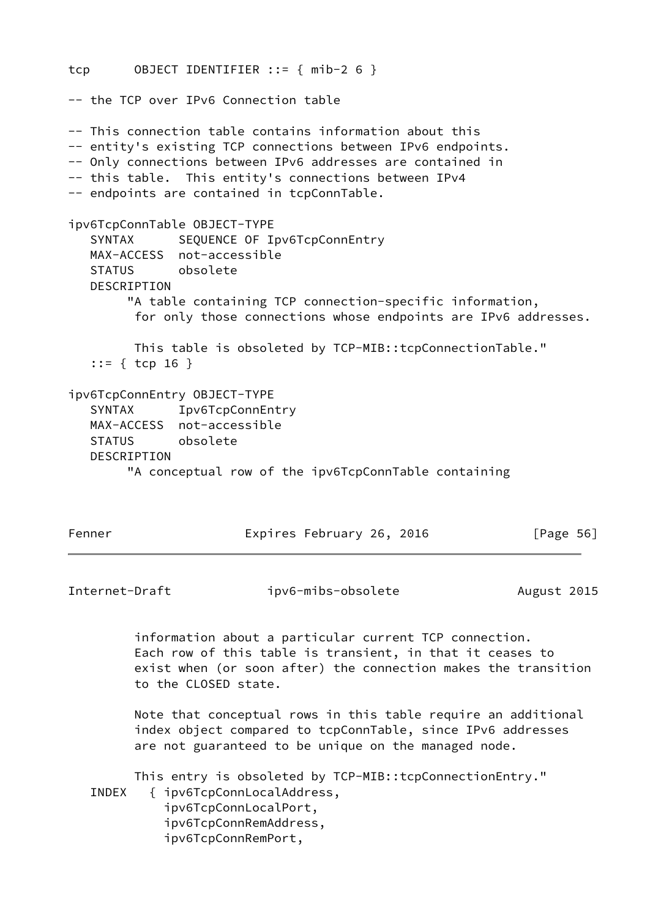```
tcp      OBJECT IDENTIFIER ::= { mib-2 6 }

-- the TCP over IPv6 Connection table

-- This connection table contains information about this
-- entity's existing TCP connections between IPv6 endpoints.
-- Only connections between IPv6 addresses are contained in
-- this table.  This entity's connections between IPv4
-- endpoints are contained in tcpConnTable.

ipv6TcpConnTable OBJECT-TYPE
   SYNTAX      SEQUENCE OF Ipv6TcpConnEntry
   MAX-ACCESS  not-accessible
   STATUS      obsolete
   DESCRIPTION
        "A table containing TCP connection-specific information,
         for only those connections whose endpoints are IPv6 addresses.

         This table is obsoleted by TCP-MIB::tcpConnectionTable."
   ::= { tcp 16 }

ipv6TcpConnEntry OBJECT-TYPE
   SYNTAX      Ipv6TcpConnEntry
   MAX-ACCESS  not-accessible
   STATUS      obsolete
   DESCRIPTION
        "A conceptual row of the ipv6TcpConnTable containing
         information about a particular current TCP connection.
         Each row of this table is transient, in that it ceases to
         exist when (or soon after) the connection makes the transition
         to the CLOSED state.

         Note that conceptual rows in this table require an additional
         index object compared to tcpConnTable, since IPv6 addresses
         are not guaranteed to be unique on the managed node.

         This entry is obsoleted by TCP-MIB::tcpConnectionEntry."
   INDEX   { ipv6TcpConnLocalAddress,
             ipv6TcpConnLocalPort,
             ipv6TcpConnRemAddress,
             ipv6TcpConnRemPort,
```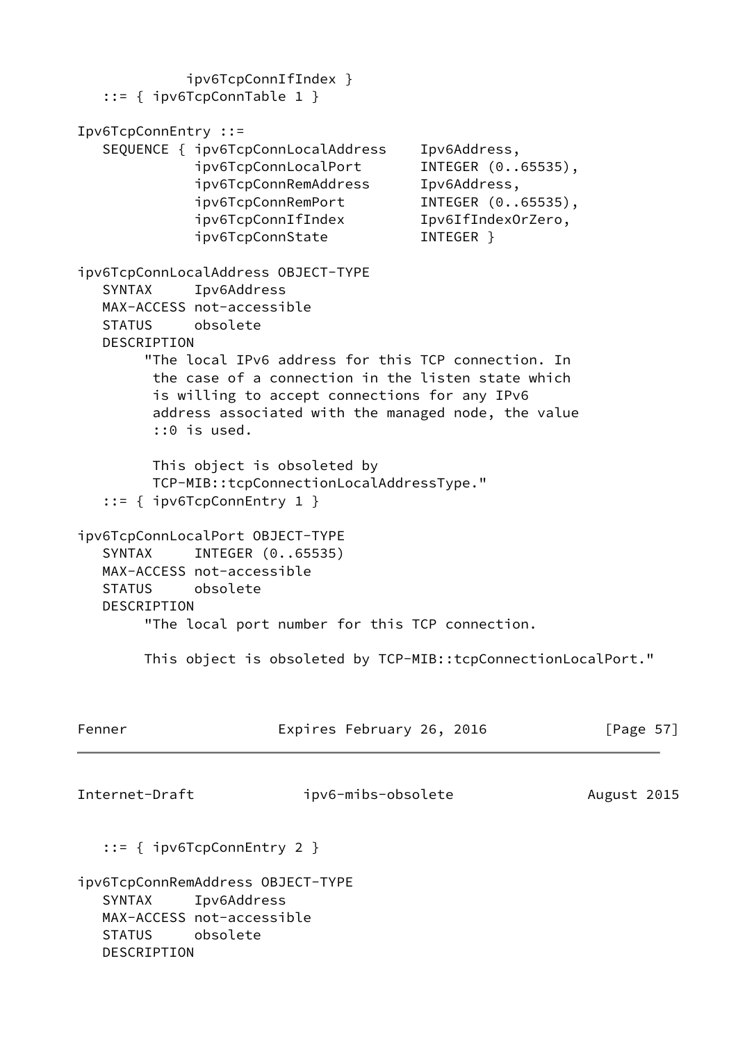```
              ipv6TcpConnIfIndex }
   ::= { ipv6TcpConnTable 1 }

Ipv6TcpConnEntry ::=
   SEQUENCE { ipv6TcpConnLocalAddress    Ipv6Address,
              ipv6TcpConnLocalPort       INTEGER (0..65535),
              ipv6TcpConnRemAddress      Ipv6Address,
              ipv6TcpConnRemPort         INTEGER (0..65535),
              ipv6TcpConnIfIndex         Ipv6IfIndexOrZero,
              ipv6TcpConnState           INTEGER }

ipv6TcpConnLocalAddress OBJECT-TYPE
   SYNTAX     Ipv6Address
   MAX-ACCESS not-accessible
   STATUS     obsolete
   DESCRIPTION
        "The local IPv6 address for this TCP connection. In
         the case of a connection in the listen state which
         is willing to accept connections for any IPv6
         address associated with the managed node, the value
         ::0 is used.

         This object is obsoleted by
         TCP-MIB::tcpConnectionLocalAddressType."
   ::= { ipv6TcpConnEntry 1 }

ipv6TcpConnLocalPort OBJECT-TYPE
   SYNTAX     INTEGER (0..65535)
   MAX-ACCESS not-accessible
   STATUS     obsolete
   DESCRIPTION
        "The local port number for this TCP connection.

        This object is obsoleted by TCP-MIB::tcpConnectionLocalPort."
```

```
   ::= { ipv6TcpConnEntry 2 }

ipv6TcpConnRemAddress OBJECT-TYPE
   SYNTAX     Ipv6Address
   MAX-ACCESS not-accessible
   STATUS     obsolete
   DESCRIPTION
```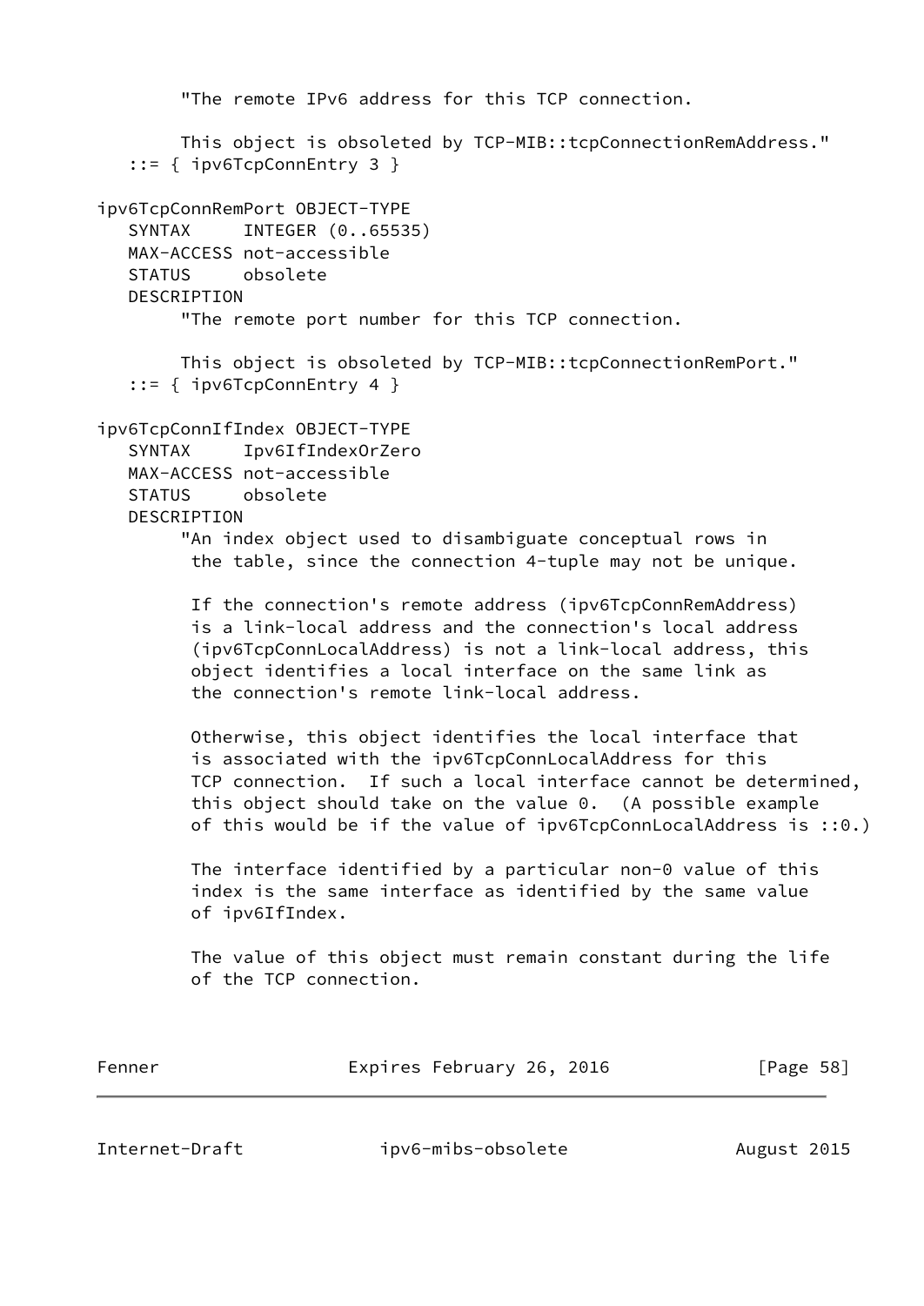```
        "The remote IPv6 address for this TCP connection.

        This object is obsoleted by TCP-MIB::tcpConnectionRemAddress."
   ::= { ipv6TcpConnEntry 3 }

ipv6TcpConnRemPort OBJECT-TYPE
   SYNTAX     INTEGER (0..65535)
   MAX-ACCESS not-accessible
   STATUS     obsolete
   DESCRIPTION
        "The remote port number for this TCP connection.

        This object is obsoleted by TCP-MIB::tcpConnectionRemPort."
   ::= { ipv6TcpConnEntry 4 }

ipv6TcpConnIfIndex OBJECT-TYPE
   SYNTAX     Ipv6IfIndexOrZero
   MAX-ACCESS not-accessible
   STATUS     obsolete
   DESCRIPTION
        "An index object used to disambiguate conceptual rows in
         the table, since the connection 4-tuple may not be unique.

         If the connection's remote address (ipv6TcpConnRemAddress)
         is a link-local address and the connection's local address
         (ipv6TcpConnLocalAddress) is not a link-local address, this
         object identifies a local interface on the same link as
         the connection's remote link-local address.

         Otherwise, this object identifies the local interface that
         is associated with the ipv6TcpConnLocalAddress for this
         TCP connection.  If such a local interface cannot be determined,
         this object should take on the value 0.  (A possible example
         of this would be if the value of ipv6TcpConnLocalAddress is ::0.)

         The interface identified by a particular non-0 value of this
         index is the same interface as identified by the same value
         of ipv6IfIndex.

         The value of this object must remain constant during the life
         of the TCP connection.
```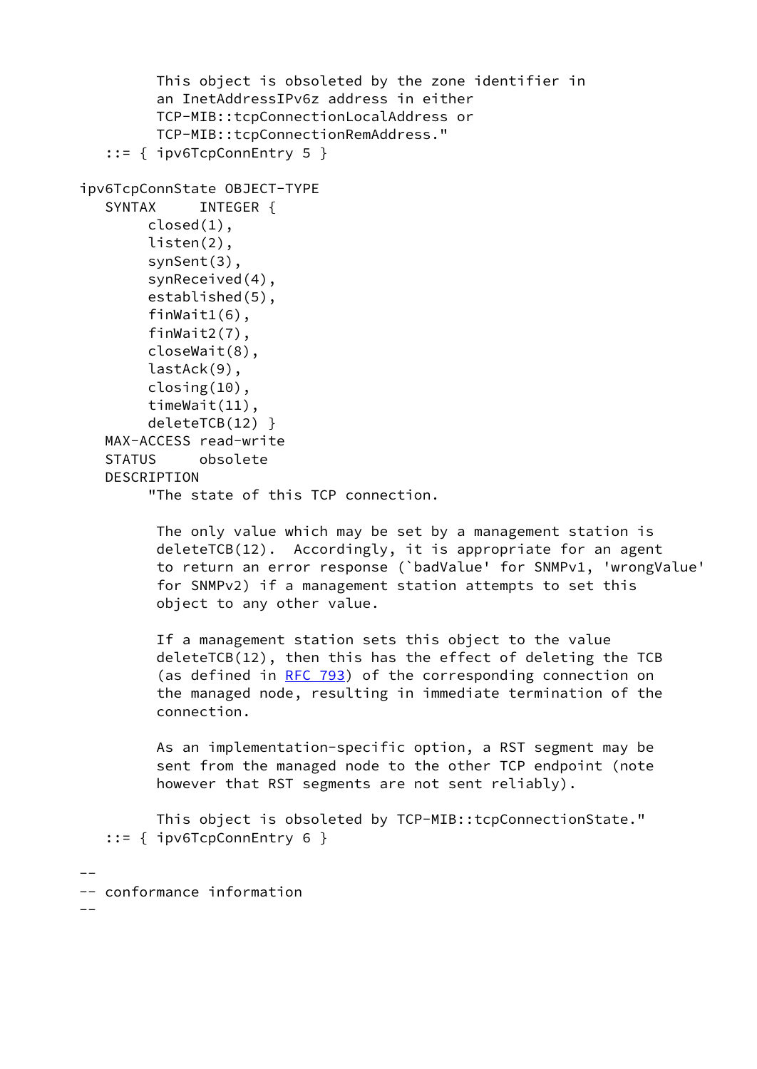```
          This object is obsoleted by the zone identifier in
          an InetAddressIPv6z address in either
          TCP-MIB::tcpConnectionLocalAddress or
          TCP-MIB::tcpConnectionRemAddress."
    ::= { ipv6TcpConnEntry 5 }

ipv6TcpConnState OBJECT-TYPE
    SYNTAX     INTEGER {
         closed(1),
         listen(2),
         synSent(3),
         synReceived(4),
         established(5),
         finWait1(6),
         finWait2(7),
         closeWait(8),
         lastAck(9),
         closing(10),
         timeWait(11),
         deleteTCB(12) }
    MAX-ACCESS read-write
    STATUS     obsolete
    DESCRIPTION
         "The state of this TCP connection.

          The only value which may be set by a management station is
          deleteTCB(12).  Accordingly, it is appropriate for an agent
          to return an error response (`badValue' for SNMPv1, 'wrongValue'
          for SNMPv2) if a management station attempts to set this
          object to any other value.

          If a management station sets this object to the value
          deleteTCB(12), then this has the effect of deleting the TCB
          (as defined in RFC 793) of the corresponding connection on
          the managed node, resulting in immediate termination of the
          connection.

          As an implementation-specific option, a RST segment may be
          sent from the managed node to the other TCP endpoint (note
          however that RST segments are not sent reliably).

          This object is obsoleted by TCP-MIB::tcpConnectionState."
    ::= { ipv6TcpConnEntry 6 }

--
-- conformance information
--
```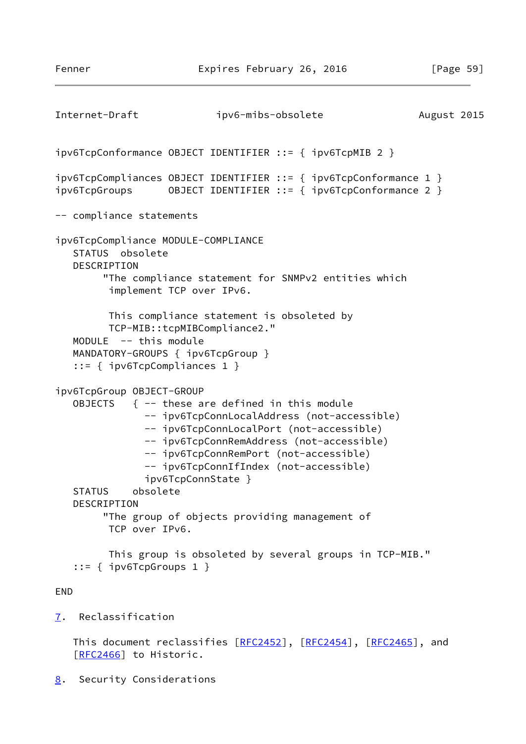```
ipv6TcpConformance OBJECT IDENTIFIER ::= { ipv6TcpMIB 2 }

ipv6TcpCompliances OBJECT IDENTIFIER ::= { ipv6TcpConformance 1 }
ipv6TcpGroups      OBJECT IDENTIFIER ::= { ipv6TcpConformance 2 }

-- compliance statements

ipv6TcpCompliance MODULE-COMPLIANCE
   STATUS  obsolete
   DESCRIPTION
        "The compliance statement for SNMPv2 entities which
         implement TCP over IPv6.

         This compliance statement is obsoleted by
         TCP-MIB::tcpMIBCompliance2."
   MODULE  -- this module
   MANDATORY-GROUPS { ipv6TcpGroup }
   ::= { ipv6TcpCompliances 1 }

ipv6TcpGroup OBJECT-GROUP
   OBJECTS   { -- these are defined in this module
               -- ipv6TcpConnLocalAddress (not-accessible)
               -- ipv6TcpConnLocalPort (not-accessible)
               -- ipv6TcpConnRemAddress (not-accessible)
               -- ipv6TcpConnRemPort (not-accessible)
               -- ipv6TcpConnIfIndex (not-accessible)
               ipv6TcpConnState }
   STATUS    obsolete
   DESCRIPTION
        "The group of objects providing management of
         TCP over IPv6.

         This group is obsoleted by several groups in TCP-MIB."
   ::= { ipv6TcpGroups 1 }

END
```

## 7. Reclassification

This document reclassifies [RFC2452], [RFC2454], [RFC2465], and [RFC2466] to Historic.

## 8. Security Considerations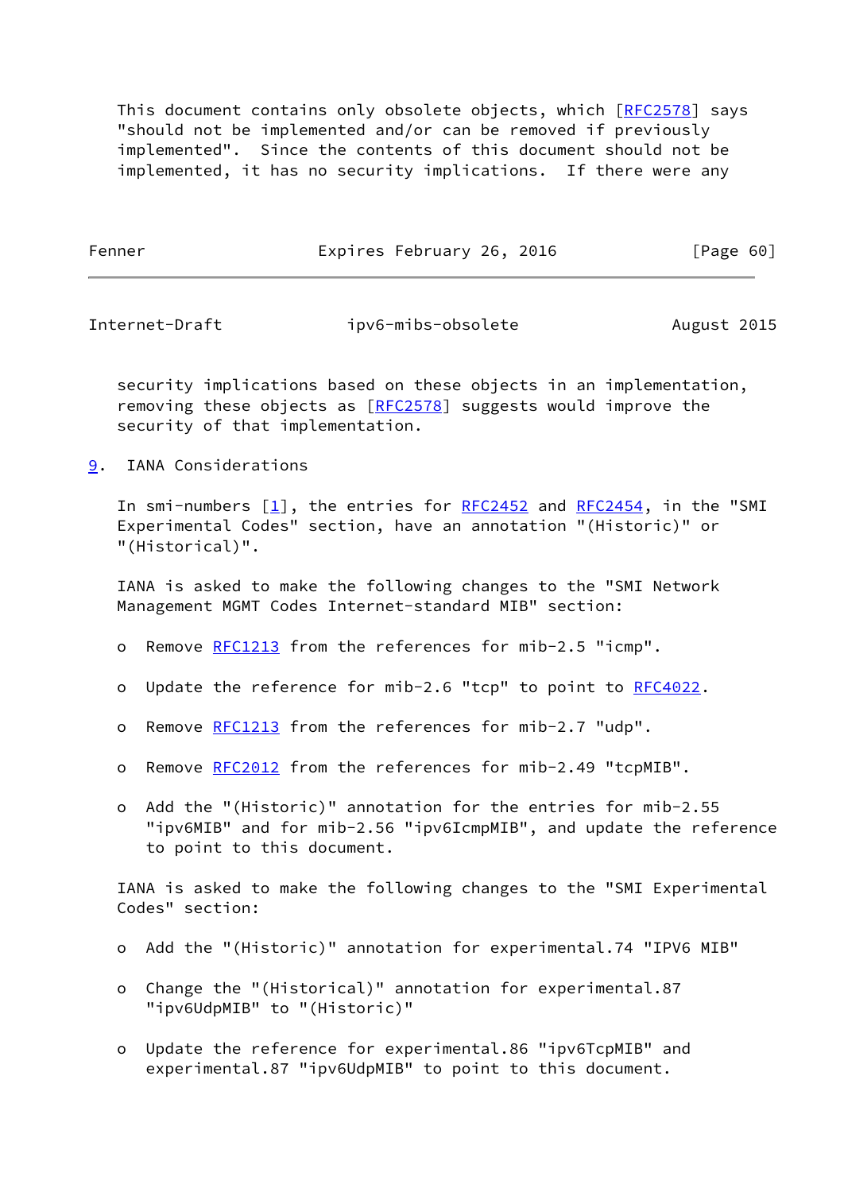This document contains only obsolete objects, which [RFC2578] says "should not be implemented and/or can be removed if previously implemented". Since the contents of this document should not be implemented, it has no security implications. If there were any security implications based on these objects in an implementation, removing these objects as [RFC2578] suggests would improve the security of that implementation.

## 9. IANA Considerations

In smi-numbers [1], the entries for RFC2452 and RFC2454, in the "SMI Experimental Codes" section, have an annotation "(Historic)" or "(Historical)".

IANA is asked to make the following changes to the "SMI Network Management MGMT Codes Internet-standard MIB" section:

- Remove RFC1213 from the references for mib-2.5 "icmp".
- Update the reference for mib-2.6 "tcp" to point to RFC4022.
- Remove RFC1213 from the references for mib-2.7 "udp".
- Remove RFC2012 from the references for mib-2.49 "tcpMIB".
- Add the "(Historic)" annotation for the entries for mib-2.55 "ipv6MIB" and for mib-2.56 "ipv6IcmpMIB", and update the reference to point to this document.

IANA is asked to make the following changes to the "SMI Experimental Codes" section:

- Add the "(Historic)" annotation for experimental.74 "IPV6 MIB"
- Change the "(Historical)" annotation for experimental.87 "ipv6UdpMIB" to "(Historic)"
- Update the reference for experimental.86 "ipv6TcpMIB" and experimental.87 "ipv6UdpMIB" to point to this document.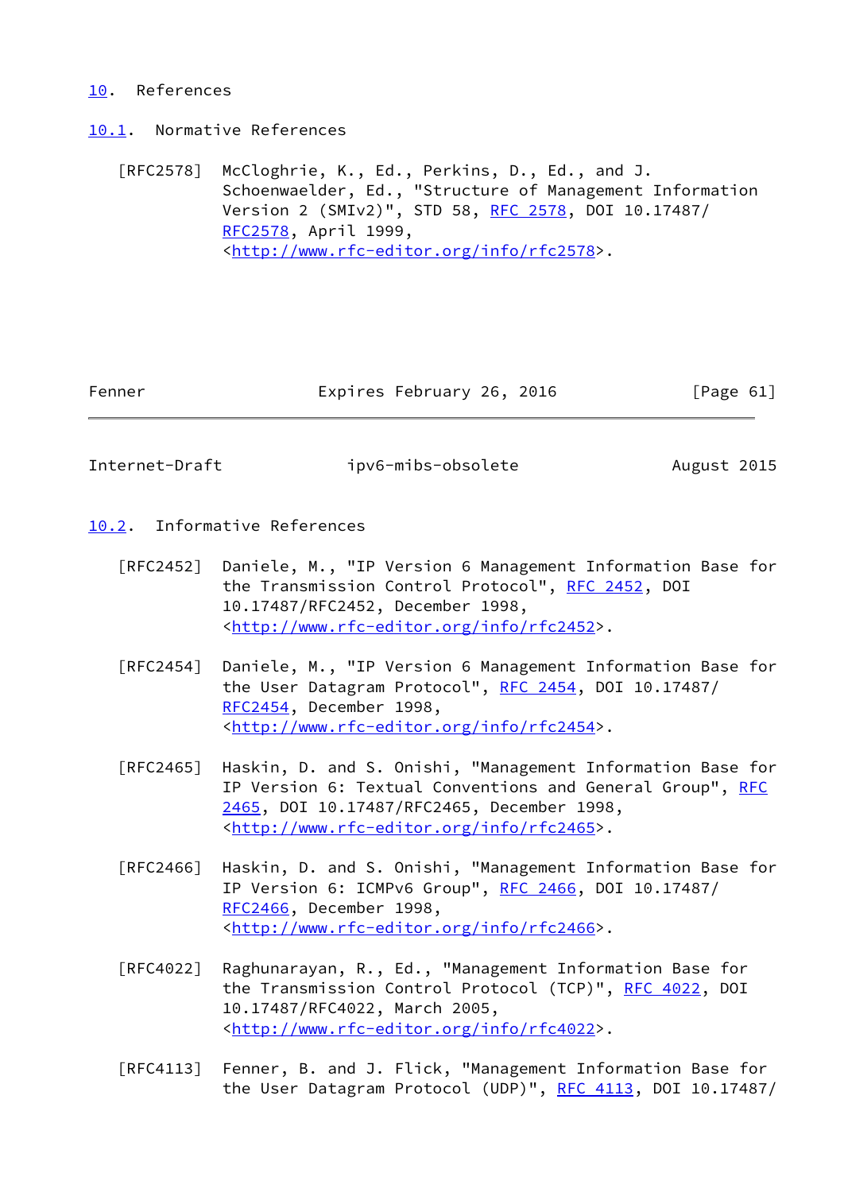# 10. References

## 10.1. Normative References

[RFC2578] McCloghrie, K., Ed., Perkins, D., Ed., and J. Schoenwaelder, Ed., "Structure of Management Information Version 2 (SMIv2)", STD 58, RFC 2578, DOI 10.17487/RFC2578, April 1999, <http://www.rfc-editor.org/info/rfc2578>.

## 10.2. Informative References

[RFC2452] Daniele, M., "IP Version 6 Management Information Base for the Transmission Control Protocol", RFC 2452, DOI 10.17487/RFC2452, December 1998, <http://www.rfc-editor.org/info/rfc2452>.

[RFC2454] Daniele, M., "IP Version 6 Management Information Base for the User Datagram Protocol", RFC 2454, DOI 10.17487/RFC2454, December 1998, <http://www.rfc-editor.org/info/rfc2454>.

[RFC2465] Haskin, D. and S. Onishi, "Management Information Base for IP Version 6: Textual Conventions and General Group", RFC 2465, DOI 10.17487/RFC2465, December 1998, <http://www.rfc-editor.org/info/rfc2465>.

[RFC2466] Haskin, D. and S. Onishi, "Management Information Base for IP Version 6: ICMPv6 Group", RFC 2466, DOI 10.17487/RFC2466, December 1998, <http://www.rfc-editor.org/info/rfc2466>.

[RFC4022] Raghunarayan, R., Ed., "Management Information Base for the Transmission Control Protocol (TCP)", RFC 4022, DOI 10.17487/RFC4022, March 2005, <http://www.rfc-editor.org/info/rfc4022>.

[RFC4113] Fenner, B. and J. Flick, "Management Information Base for the User Datagram Protocol (UDP)", RFC 4113, DOI 10.17487/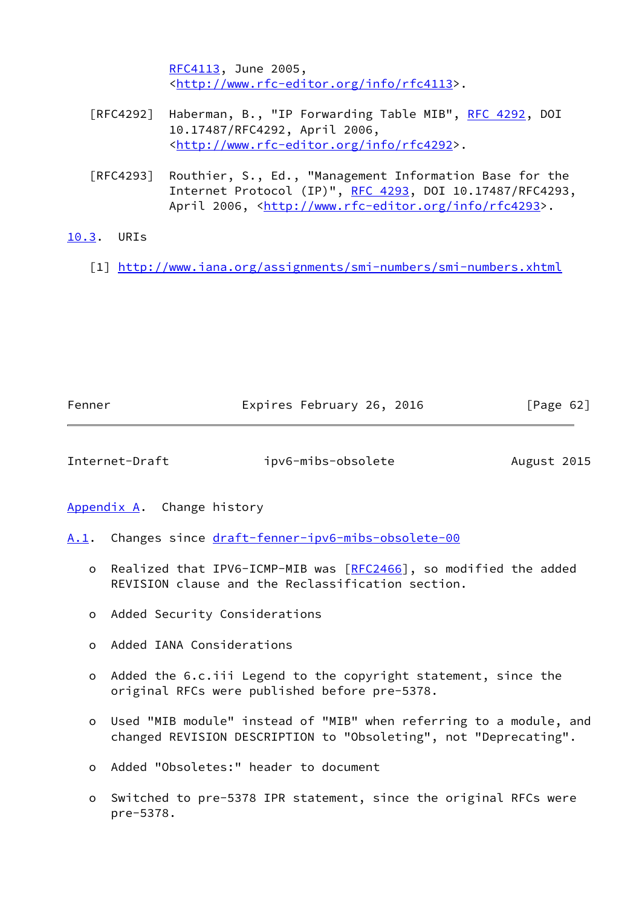RFC4113, June 2005,
<http://www.rfc-editor.org/info/rfc4113>.

[RFC4292] Haberman, B., "IP Forwarding Table MIB", RFC 4292, DOI 10.17487/RFC4292, April 2006, <http://www.rfc-editor.org/info/rfc4292>.

[RFC4293] Routhier, S., Ed., "Management Information Base for the Internet Protocol (IP)", RFC 4293, DOI 10.17487/RFC4293, April 2006, <http://www.rfc-editor.org/info/rfc4293>.

### 10.3. URIs

[1] http://www.iana.org/assignments/smi-numbers/smi-numbers.xhtml

## Appendix A. Change history

### A.1. Changes since draft-fenner-ipv6-mibs-obsolete-00

- Realized that IPV6-ICMP-MIB was [RFC2466], so modified the added REVISION clause and the Reclassification section.
- Added Security Considerations
- Added IANA Considerations
- Added the 6.c.iii Legend to the copyright statement, since the original RFCs were published before pre-5378.
- Used "MIB module" instead of "MIB" when referring to a module, and changed REVISION DESCRIPTION to "Obsoleting", not "Deprecating".
- Added "Obsoletes:" header to document
- Switched to pre-5378 IPR statement, since the original RFCs were pre-5378.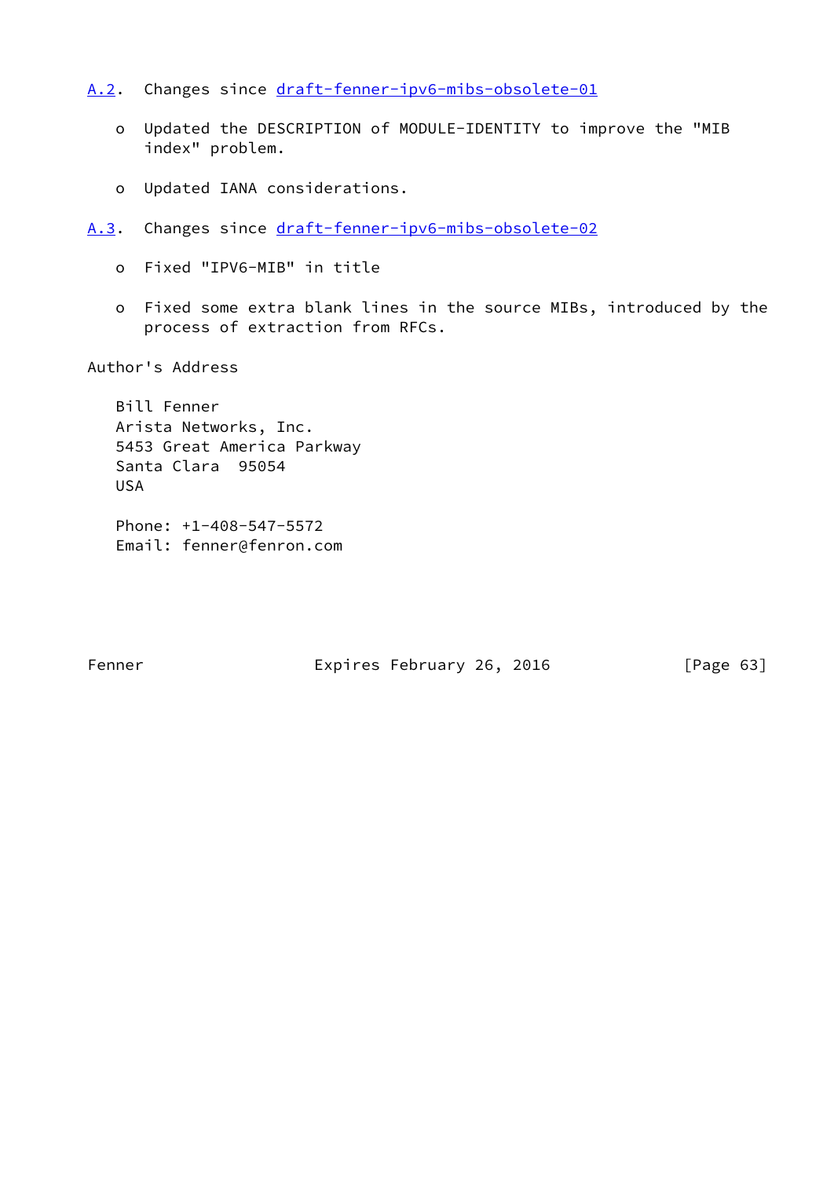### A.2. Changes since draft-fenner-ipv6-mibs-obsolete-01

- Updated the DESCRIPTION of MODULE-IDENTITY to improve the "MIB index" problem.

- Updated IANA considerations.

### A.3. Changes since draft-fenner-ipv6-mibs-obsolete-02

- Fixed "IPV6-MIB" in title

- Fixed some extra blank lines in the source MIBs, introduced by the process of extraction from RFCs.

## Author's Address

Bill Fenner
Arista Networks, Inc.
5453 Great America Parkway
Santa Clara  95054
USA

Phone: +1-408-547-5572
Email: fenner@fenron.com